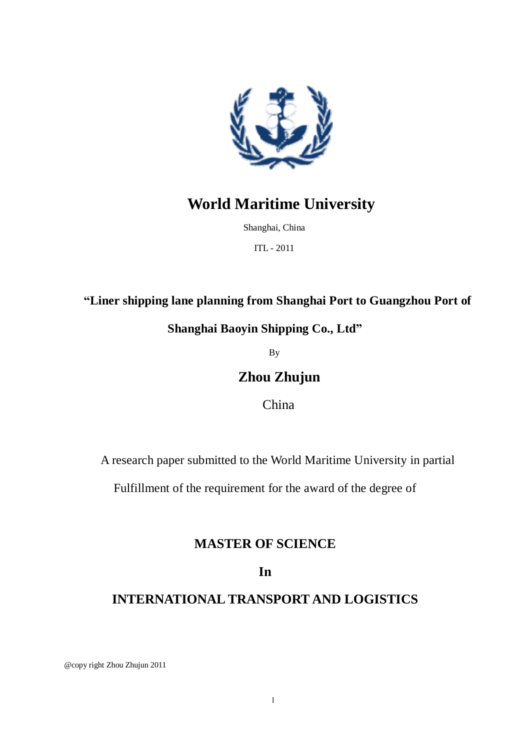# World Maritime University

Shanghai, China

ITL - 2011

**"Liner shipping lane planning from Shanghai Port to Guangzhou Port of Shanghai Baoyin Shipping Co., Ltd"**

By

## Zhou Zhujun

China

A research paper submitted to the World Maritime University in partial Fulfillment of the requirement for the award of the degree of

**MASTER OF SCIENCE**

**In**

**INTERNATIONAL TRANSPORT AND LOGISTICS**

@copy right Zhou Zhujun 2011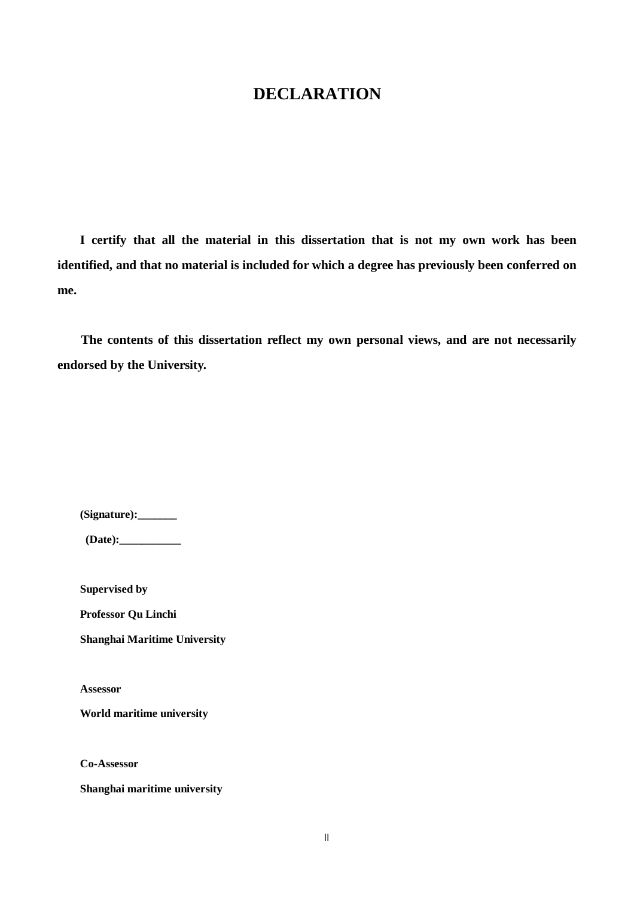# DECLARATION

**I certify that all the material in this dissertation that is not my own work has been identified, and that no material is included for which a degree has previously been conferred on me.**

**The contents of this dissertation reflect my own personal views, and are not necessarily endorsed by the University.**

**(Signature):_______**

**(Date):___________**

**Supervised by**

**Professor Qu Linchi**

**Shanghai Maritime University**

**Assessor**

**World maritime university**

**Co-Assessor**

**Shanghai maritime university**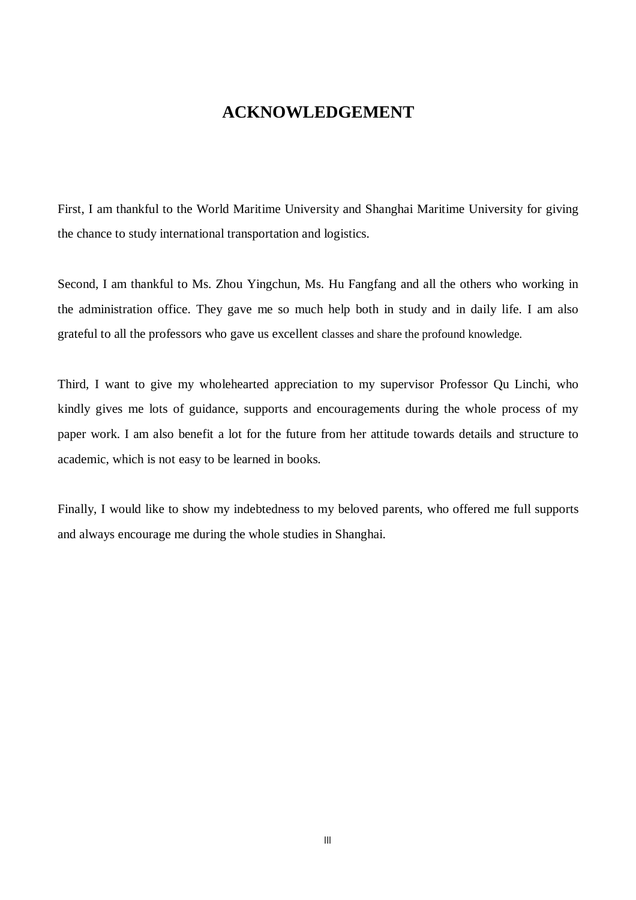# ACKNOWLEDGEMENT

First, I am thankful to the World Maritime University and Shanghai Maritime University for giving the chance to study international transportation and logistics.

Second, I am thankful to Ms. Zhou Yingchun, Ms. Hu Fangfang and all the others who working in the administration office. They gave me so much help both in study and in daily life. I am also grateful to all the professors who gave us excellent classes and share the profound knowledge.

Third, I want to give my wholehearted appreciation to my supervisor Professor Qu Linchi, who kindly gives me lots of guidance, supports and encouragements during the whole process of my paper work. I am also benefit a lot for the future from her attitude towards details and structure to academic, which is not easy to be learned in books.

Finally, I would like to show my indebtedness to my beloved parents, who offered me full supports and always encourage me during the whole studies in Shanghai.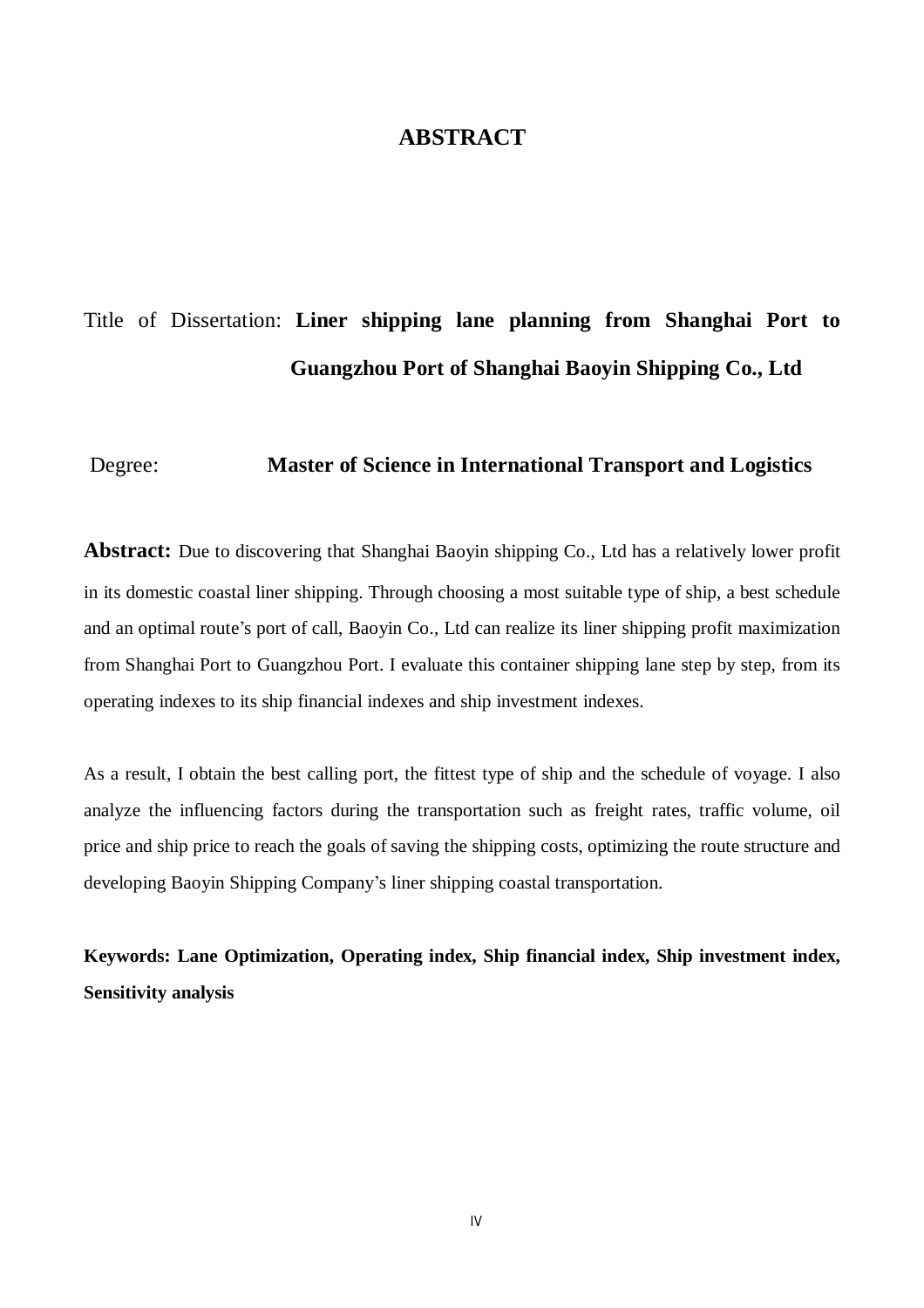# ABSTRACT

Title of Dissertation: **Liner shipping lane planning from Shanghai Port to Guangzhou Port of Shanghai Baoyin Shipping Co., Ltd**

Degree: **Master of Science in International Transport and Logistics**

**Abstract:** Due to discovering that Shanghai Baoyin shipping Co., Ltd has a relatively lower profit in its domestic coastal liner shipping. Through choosing a most suitable type of ship, a best schedule and an optimal route's port of call, Baoyin Co., Ltd can realize its liner shipping profit maximization from Shanghai Port to Guangzhou Port. I evaluate this container shipping lane step by step, from its operating indexes to its ship financial indexes and ship investment indexes.

As a result, I obtain the best calling port, the fittest type of ship and the schedule of voyage. I also analyze the influencing factors during the transportation such as freight rates, traffic volume, oil price and ship price to reach the goals of saving the shipping costs, optimizing the route structure and developing Baoyin Shipping Company's liner shipping coastal transportation.

**Keywords: Lane Optimization, Operating index, Ship financial index, Ship investment index, Sensitivity analysis**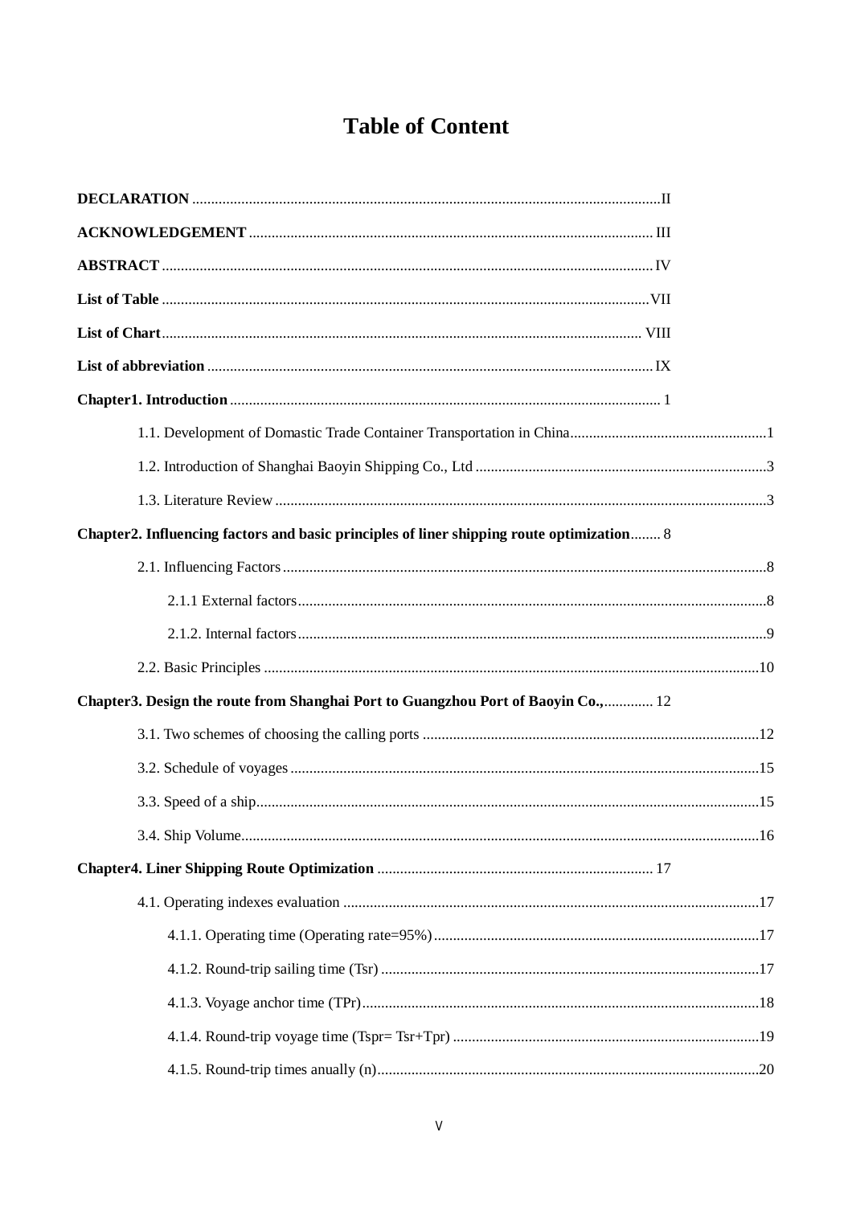# Table of Content

**DECLARATION** .......... II

**ACKNOWLEDGEMENT** .......... III

**ABSTRACT** .......... IV

**List of Table** .......... VII

**List of Chart** .......... VIII

**List of abbreviation** .......... IX

**Chapter1. Introduction** .......... 1

1.1. Development of Domastic Trade Container Transportation in China .......... 1

1.2. Introduction of Shanghai Baoyin Shipping Co., Ltd .......... 3

1.3. Literature Review .......... 3

**Chapter2. Influencing factors and basic principles of liner shipping route optimization** .......... 8

2.1. Influencing Factors .......... 8

2.1.1 External factors .......... 8

2.1.2. Internal factors .......... 9

2.2. Basic Principles .......... 10

**Chapter3. Design the route from Shanghai Port to Guangzhou Port of Baoyin Co.,** .......... 12

3.1. Two schemes of choosing the calling ports .......... 12

3.2. Schedule of voyages .......... 15

3.3. Speed of a ship .......... 15

3.4. Ship Volume .......... 16

**Chapter4. Liner Shipping Route Optimization** .......... 17

4.1. Operating indexes evaluation .......... 17

4.1.1. Operating time (Operating rate=95%) .......... 17

4.1.2. Round-trip sailing time (Tsr) .......... 17

4.1.3. Voyage anchor time (TPr) .......... 18

4.1.4. Round-trip voyage time (Tspr= Tsr+Tpr) .......... 19

4.1.5. Round-trip times anually (n) .......... 20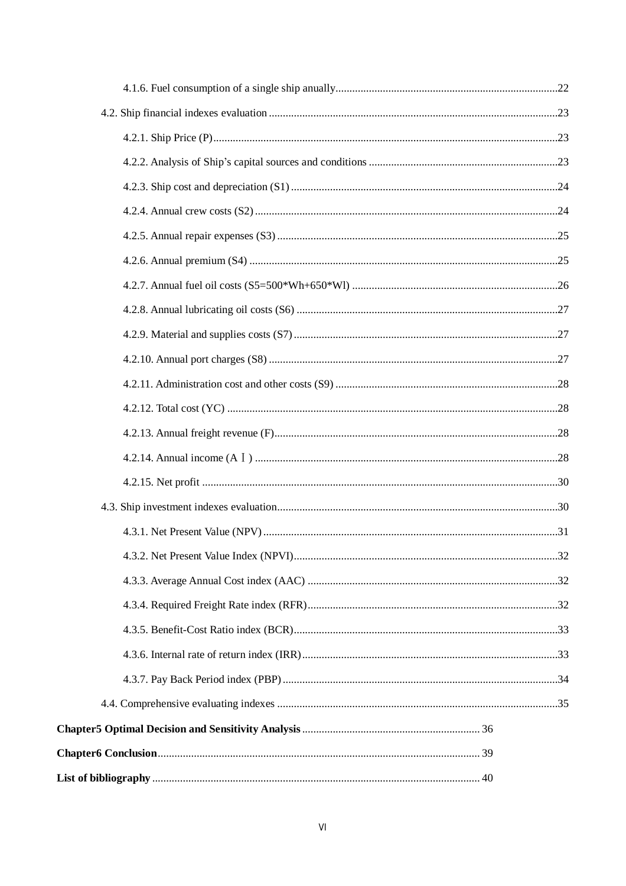4.1.6. Fuel consumption of a single ship anually ........................................................................22

4.2. Ship financial indexes evaluation ........................................................................23

4.2.1. Ship Price (P) ........................................................................23

4.2.2. Analysis of Ship's capital sources and conditions ........................................................................23

4.2.3. Ship cost and depreciation (S1) ........................................................................24

4.2.4. Annual crew costs (S2) ........................................................................24

4.2.5. Annual repair expenses (S3) ........................................................................25

4.2.6. Annual premium (S4) ........................................................................25

4.2.7. Annual fuel oil costs (S5=500*Wh+650*Wl) ........................................................................26

4.2.8. Annual lubricating oil costs (S6) ........................................................................27

4.2.9. Material and supplies costs (S7) ........................................................................27

4.2.10. Annual port charges (S8) ........................................................................27

4.2.11. Administration cost and other costs (S9) ........................................................................28

4.2.12. Total cost (YC) ........................................................................28

4.2.13. Annual freight revenue (F) ........................................................................28

4.2.14. Annual income (AⅠ) ........................................................................28

4.2.15. Net profit ........................................................................30

4.3. Ship investment indexes evaluation ........................................................................30

4.3.1. Net Present Value (NPV) ........................................................................31

4.3.2. Net Present Value Index (NPVI) ........................................................................32

4.3.3. Average Annual Cost index (AAC) ........................................................................32

4.3.4. Required Freight Rate index (RFR) ........................................................................32

4.3.5. Benefit-Cost Ratio index (BCR) ........................................................................33

4.3.6. Internal rate of return index (IRR) ........................................................................33

4.3.7. Pay Back Period index (PBP) ........................................................................34

4.4. Comprehensive evaluating indexes ........................................................................35

**Chapter5 Optimal Decision and Sensitivity Analysis** ........................................................................ 36

**Chapter6 Conclusion** ........................................................................ 39

**List of bibliography** ........................................................................ 40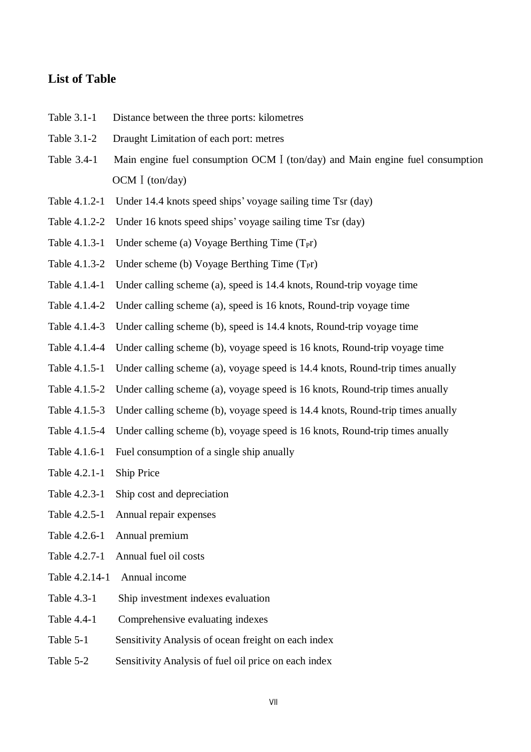## List of Table

Table 3.1-1 Distance between the three ports: kilometres

Table 3.1-2 Draught Limitation of each port: metres

Table 3.4-1 Main engine fuel consumption OCMⅠ(ton/day) and Main engine fuel consumption OCMⅠ(ton/day)

Table 4.1.2-1 Under 14.4 knots speed ships' voyage sailing time Tsr (day)

Table 4.1.2-2 Under 16 knots speed ships' voyage sailing time Tsr (day)

Table 4.1.3-1 Under scheme (a) Voyage Berthing Time ($T_{P}r$)

Table 4.1.3-2 Under scheme (b) Voyage Berthing Time ($T_{P}r$)

Table 4.1.4-1 Under calling scheme (a), speed is 14.4 knots, Round-trip voyage time

Table 4.1.4-2 Under calling scheme (a), speed is 16 knots, Round-trip voyage time

Table 4.1.4-3 Under calling scheme (b), speed is 14.4 knots, Round-trip voyage time

Table 4.1.4-4 Under calling scheme (b), voyage speed is 16 knots, Round-trip voyage time

Table 4.1.5-1 Under calling scheme (a), voyage speed is 14.4 knots, Round-trip times anually

Table 4.1.5-2 Under calling scheme (a), voyage speed is 16 knots, Round-trip times anually

Table 4.1.5-3 Under calling scheme (b), voyage speed is 14.4 knots, Round-trip times anually

Table 4.1.5-4 Under calling scheme (b), voyage speed is 16 knots, Round-trip times anually

Table 4.1.6-1 Fuel consumption of a single ship anually

Table 4.2.1-1 Ship Price

Table 4.2.3-1 Ship cost and depreciation

Table 4.2.5-1 Annual repair expenses

Table 4.2.6-1 Annual premium

Table 4.2.7-1 Annual fuel oil costs

Table 4.2.14-1 Annual income

Table 4.3-1 Ship investment indexes evaluation

Table 4.4-1 Comprehensive evaluating indexes

Table 5-1 Sensitivity Analysis of ocean freight on each index

Table 5-2 Sensitivity Analysis of fuel oil price on each index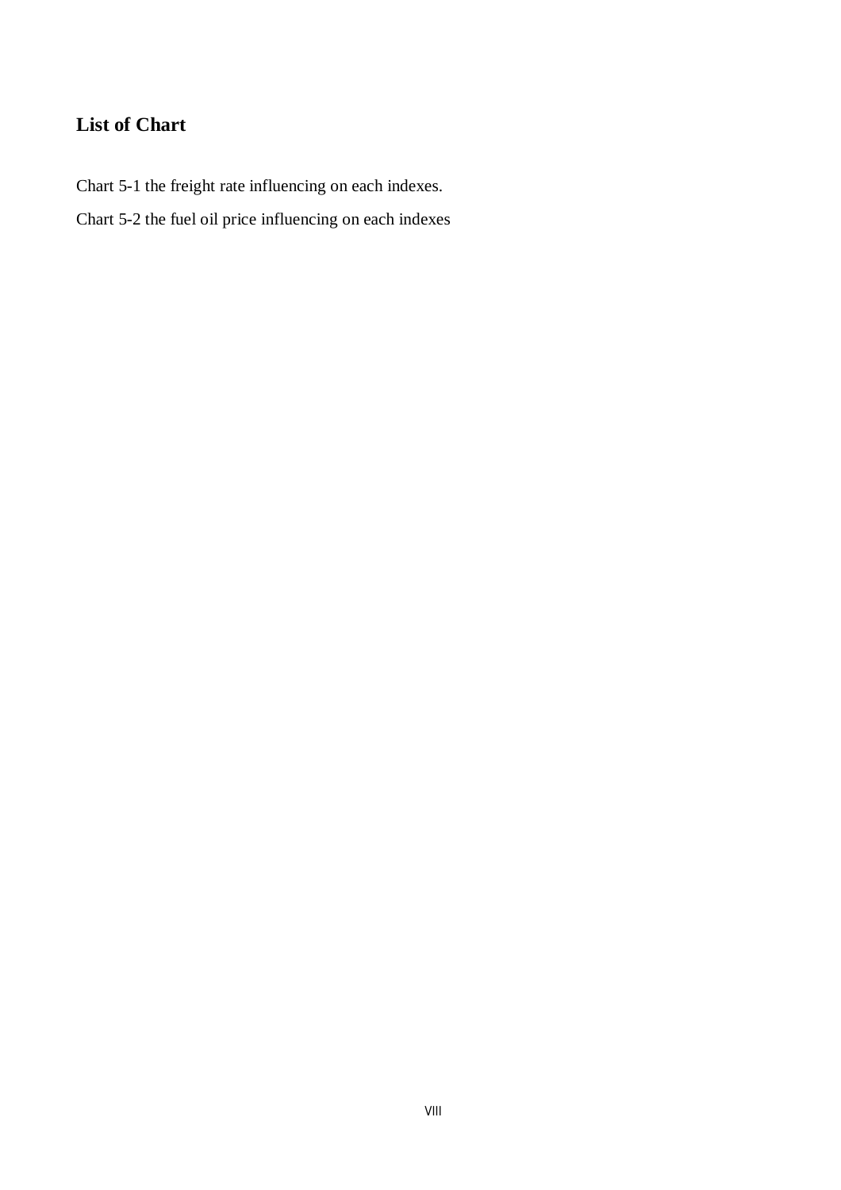## List of Chart

Chart 5-1 the freight rate influencing on each indexes.

Chart 5-2 the fuel oil price influencing on each indexes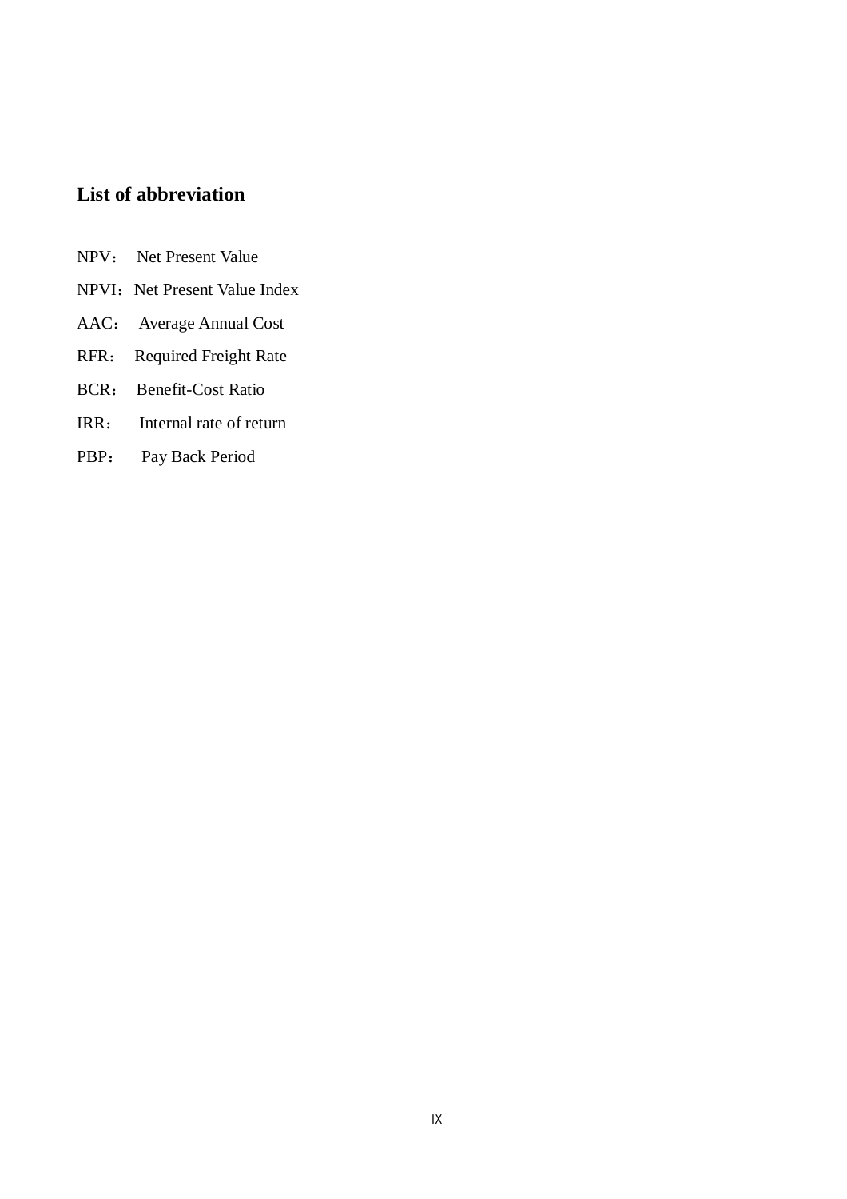## List of abbreviation

NPV：Net Present Value

NPVI：Net Present Value Index

AAC：Average Annual Cost

RFR：Required Freight Rate

BCR：Benefit-Cost Ratio

IRR：Internal rate of return

PBP：Pay Back Period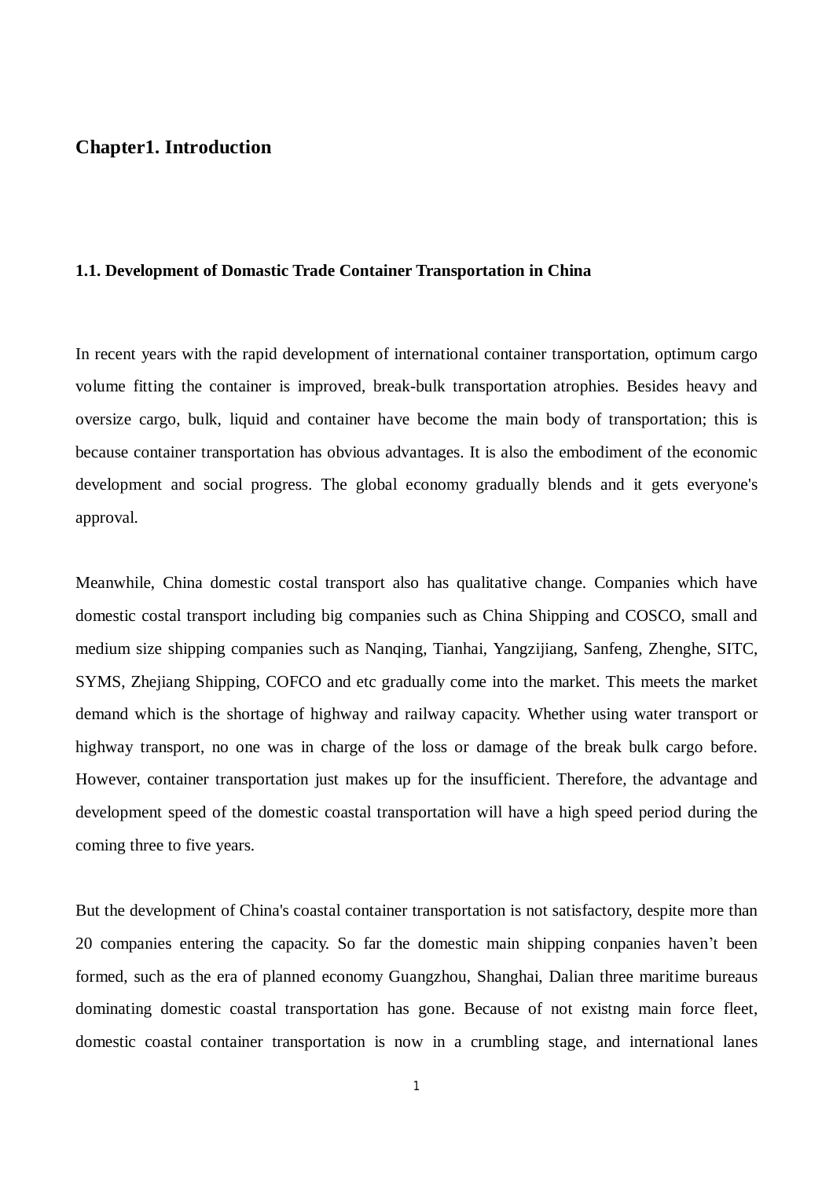# Chapter1. Introduction

## 1.1. Development of Domastic Trade Container Transportation in China

In recent years with the rapid development of international container transportation, optimum cargo volume fitting the container is improved, break-bulk transportation atrophies. Besides heavy and oversize cargo, bulk, liquid and container have become the main body of transportation; this is because container transportation has obvious advantages. It is also the embodiment of the economic development and social progress. The global economy gradually blends and it gets everyone's approval.

Meanwhile, China domestic costal transport also has qualitative change. Companies which have domestic costal transport including big companies such as China Shipping and COSCO, small and medium size shipping companies such as Nanqing, Tianhai, Yangzijiang, Sanfeng, Zhenghe, SITC, SYMS, Zhejiang Shipping, COFCO and etc gradually come into the market. This meets the market demand which is the shortage of highway and railway capacity. Whether using water transport or highway transport, no one was in charge of the loss or damage of the break bulk cargo before. However, container transportation just makes up for the insufficient. Therefore, the advantage and development speed of the domestic coastal transportation will have a high speed period during the coming three to five years.

But the development of China's coastal container transportation is not satisfactory, despite more than 20 companies entering the capacity. So far the domestic main shipping conpanies haven’t been formed, such as the era of planned economy Guangzhou, Shanghai, Dalian three maritime bureaus dominating domestic coastal transportation has gone. Because of not existng main force fleet, domestic coastal container transportation is now in a crumbling stage, and international lanes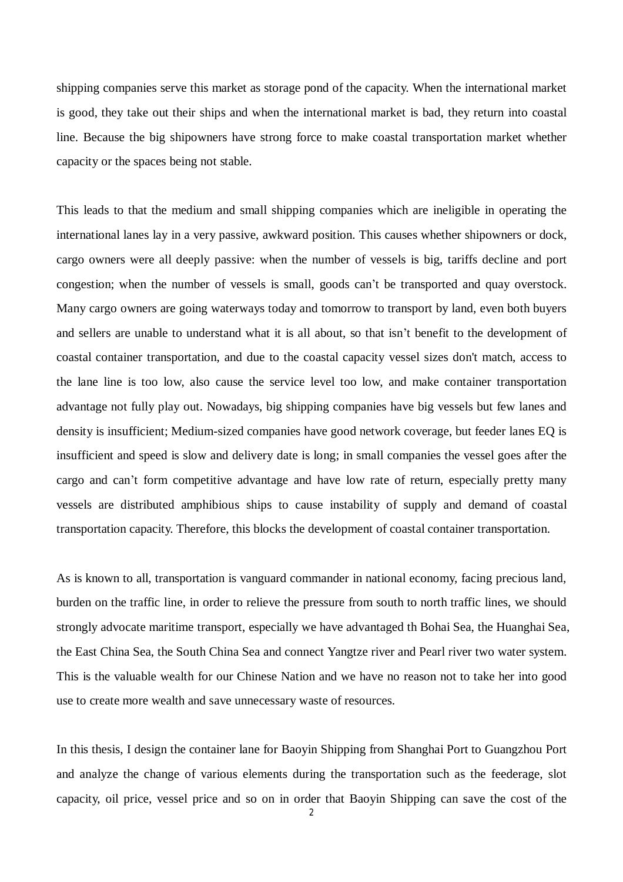shipping companies serve this market as storage pond of the capacity. When the international market is good, they take out their ships and when the international market is bad, they return into coastal line. Because the big shipowners have strong force to make coastal transportation market whether capacity or the spaces being not stable.

This leads to that the medium and small shipping companies which are ineligible in operating the international lanes lay in a very passive, awkward position. This causes whether shipowners or dock, cargo owners were all deeply passive: when the number of vessels is big, tariffs decline and port congestion; when the number of vessels is small, goods can't be transported and quay overstock. Many cargo owners are going waterways today and tomorrow to transport by land, even both buyers and sellers are unable to understand what it is all about, so that isn't benefit to the development of coastal container transportation, and due to the coastal capacity vessel sizes don't match, access to the lane line is too low, also cause the service level too low, and make container transportation advantage not fully play out. Nowadays, big shipping companies have big vessels but few lanes and density is insufficient; Medium-sized companies have good network coverage, but feeder lanes EQ is insufficient and speed is slow and delivery date is long; in small companies the vessel goes after the cargo and can't form competitive advantage and have low rate of return, especially pretty many vessels are distributed amphibious ships to cause instability of supply and demand of coastal transportation capacity. Therefore, this blocks the development of coastal container transportation.

As is known to all, transportation is vanguard commander in national economy, facing precious land, burden on the traffic line, in order to relieve the pressure from south to north traffic lines, we should strongly advocate maritime transport, especially we have advantaged th Bohai Sea, the Huanghai Sea, the East China Sea, the South China Sea and connect Yangtze river and Pearl river two water system. This is the valuable wealth for our Chinese Nation and we have no reason not to take her into good use to create more wealth and save unnecessary waste of resources.

In this thesis, I design the container lane for Baoyin Shipping from Shanghai Port to Guangzhou Port and analyze the change of various elements during the transportation such as the feederage, slot capacity, oil price, vessel price and so on in order that Baoyin Shipping can save the cost of the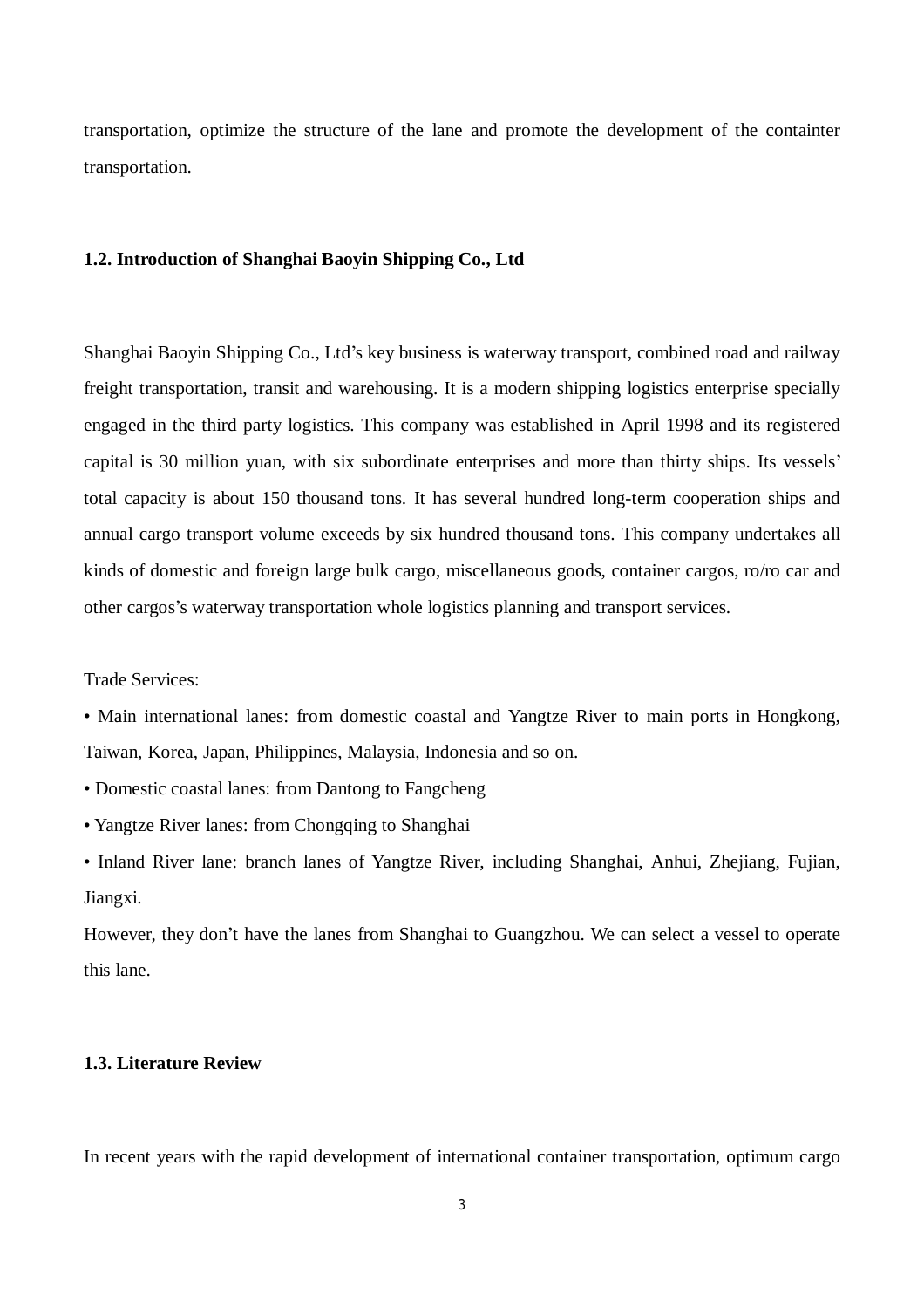transportation, optimize the structure of the lane and promote the development of the containter transportation.

### 1.2. Introduction of Shanghai Baoyin Shipping Co., Ltd

Shanghai Baoyin Shipping Co., Ltd's key business is waterway transport, combined road and railway freight transportation, transit and warehousing. It is a modern shipping logistics enterprise specially engaged in the third party logistics. This company was established in April 1998 and its registered capital is 30 million yuan, with six subordinate enterprises and more than thirty ships. Its vessels' total capacity is about 150 thousand tons. It has several hundred long-term cooperation ships and annual cargo transport volume exceeds by six hundred thousand tons. This company undertakes all kinds of domestic and foreign large bulk cargo, miscellaneous goods, container cargos, ro/ro car and other cargos's waterway transportation whole logistics planning and transport services.

Trade Services:

- Main international lanes: from domestic coastal and Yangtze River to main ports in Hongkong, Taiwan, Korea, Japan, Philippines, Malaysia, Indonesia and so on.
- Domestic coastal lanes: from Dantong to Fangcheng
- Yangtze River lanes: from Chongqing to Shanghai
- Inland River lane: branch lanes of Yangtze River, including Shanghai, Anhui, Zhejiang, Fujian, Jiangxi.

However, they don't have the lanes from Shanghai to Guangzhou. We can select a vessel to operate this lane.

### 1.3. Literature Review

In recent years with the rapid development of international container transportation, optimum cargo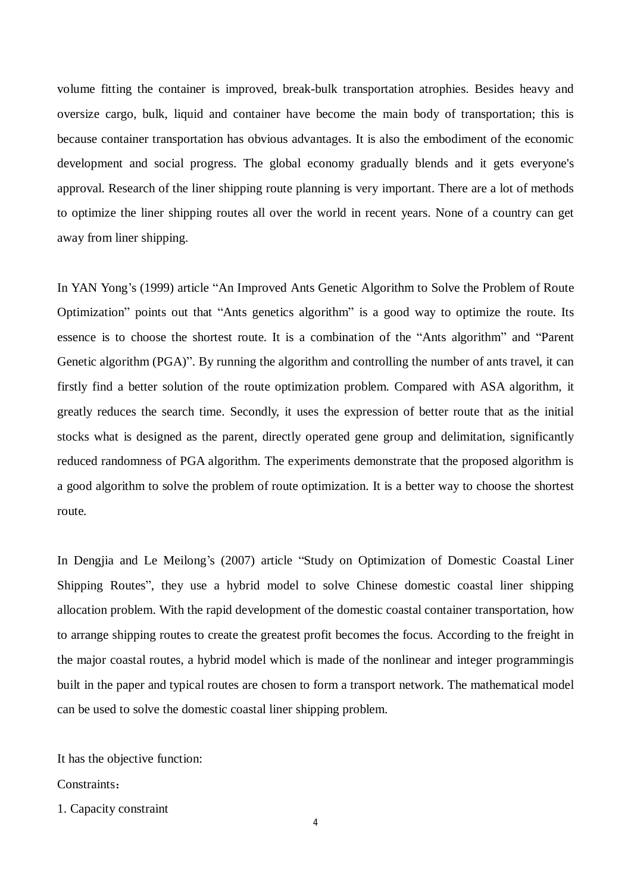volume fitting the container is improved, break-bulk transportation atrophies. Besides heavy and oversize cargo, bulk, liquid and container have become the main body of transportation; this is because container transportation has obvious advantages. It is also the embodiment of the economic development and social progress. The global economy gradually blends and it gets everyone's approval. Research of the liner shipping route planning is very important. There are a lot of methods to optimize the liner shipping routes all over the world in recent years. None of a country can get away from liner shipping.

In YAN Yong's (1999) article "An Improved Ants Genetic Algorithm to Solve the Problem of Route Optimization" points out that "Ants genetics algorithm" is a good way to optimize the route. Its essence is to choose the shortest route. It is a combination of the "Ants algorithm" and "Parent Genetic algorithm (PGA)". By running the algorithm and controlling the number of ants travel, it can firstly find a better solution of the route optimization problem. Compared with ASA algorithm, it greatly reduces the search time. Secondly, it uses the expression of better route that as the initial stocks what is designed as the parent, directly operated gene group and delimitation, significantly reduced randomness of PGA algorithm. The experiments demonstrate that the proposed algorithm is a good algorithm to solve the problem of route optimization. It is a better way to choose the shortest route.

In Dengjia and Le Meilong's (2007) article "Study on Optimization of Domestic Coastal Liner Shipping Routes", they use a hybrid model to solve Chinese domestic coastal liner shipping allocation problem. With the rapid development of the domestic coastal container transportation, how to arrange shipping routes to create the greatest profit becomes the focus. According to the freight in the major coastal routes, a hybrid model which is made of the nonlinear and integer programmingis built in the paper and typical routes are chosen to form a transport network. The mathematical model can be used to solve the domestic coastal liner shipping problem.

It has the objective function:

Constraints：

1. Capacity constraint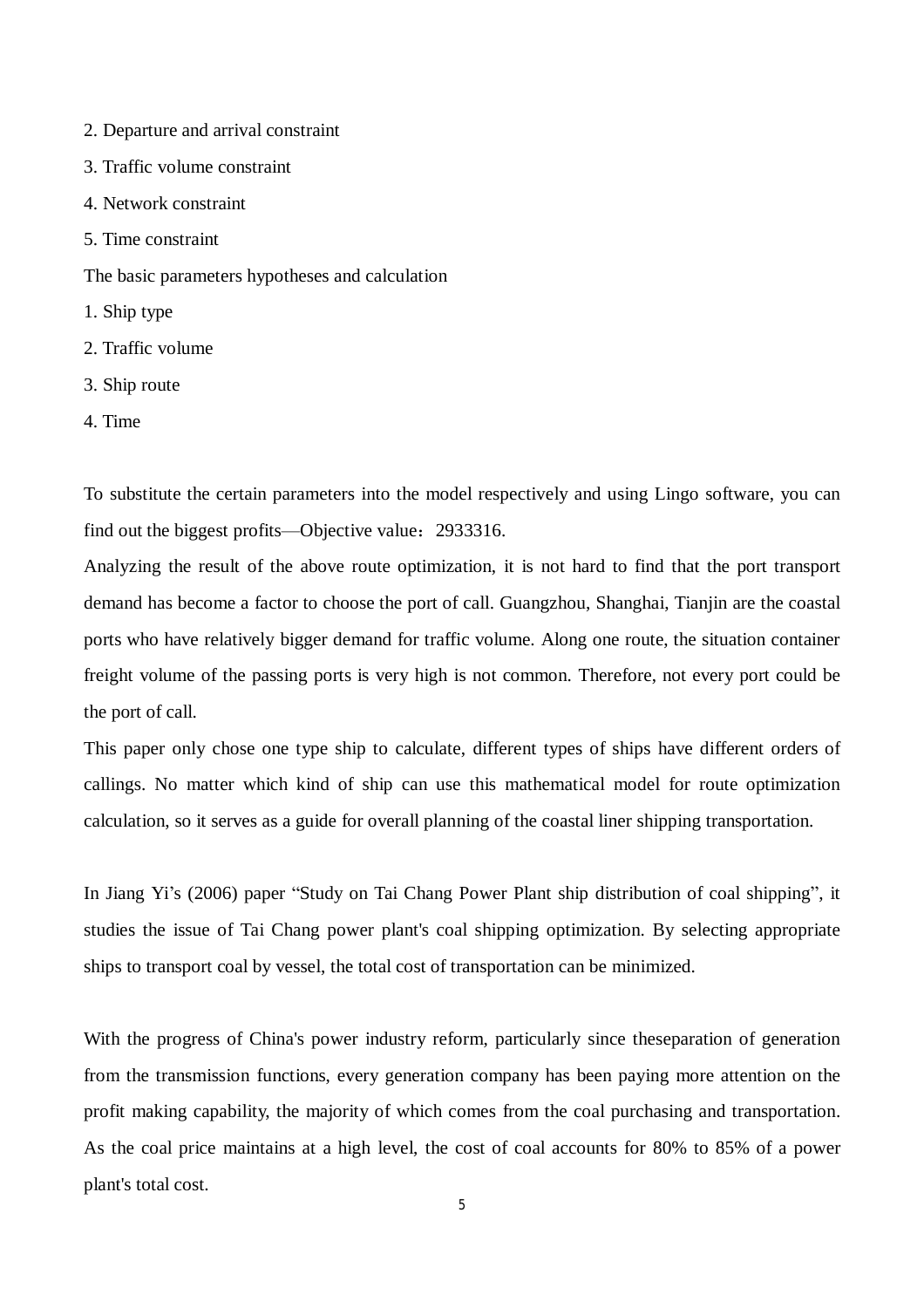2. Departure and arrival constraint

3. Traffic volume constraint

4. Network constraint

5. Time constraint

The basic parameters hypotheses and calculation

1. Ship type

2. Traffic volume

3. Ship route

4. Time

To substitute the certain parameters into the model respectively and using Lingo software, you can find out the biggest profits—Objective value：2933316.

Analyzing the result of the above route optimization, it is not hard to find that the port transport demand has become a factor to choose the port of call. Guangzhou, Shanghai, Tianjin are the coastal ports who have relatively bigger demand for traffic volume. Along one route, the situation container freight volume of the passing ports is very high is not common. Therefore, not every port could be the port of call.

This paper only chose one type ship to calculate, different types of ships have different orders of callings. No matter which kind of ship can use this mathematical model for route optimization calculation, so it serves as a guide for overall planning of the coastal liner shipping transportation.

In Jiang Yi's (2006) paper "Study on Tai Chang Power Plant ship distribution of coal shipping", it studies the issue of Tai Chang power plant's coal shipping optimization. By selecting appropriate ships to transport coal by vessel, the total cost of transportation can be minimized.

With the progress of China's power industry reform, particularly since theseparation of generation from the transmission functions, every generation company has been paying more attention on the profit making capability, the majority of which comes from the coal purchasing and transportation. As the coal price maintains at a high level, the cost of coal accounts for 80% to 85% of a power plant's total cost.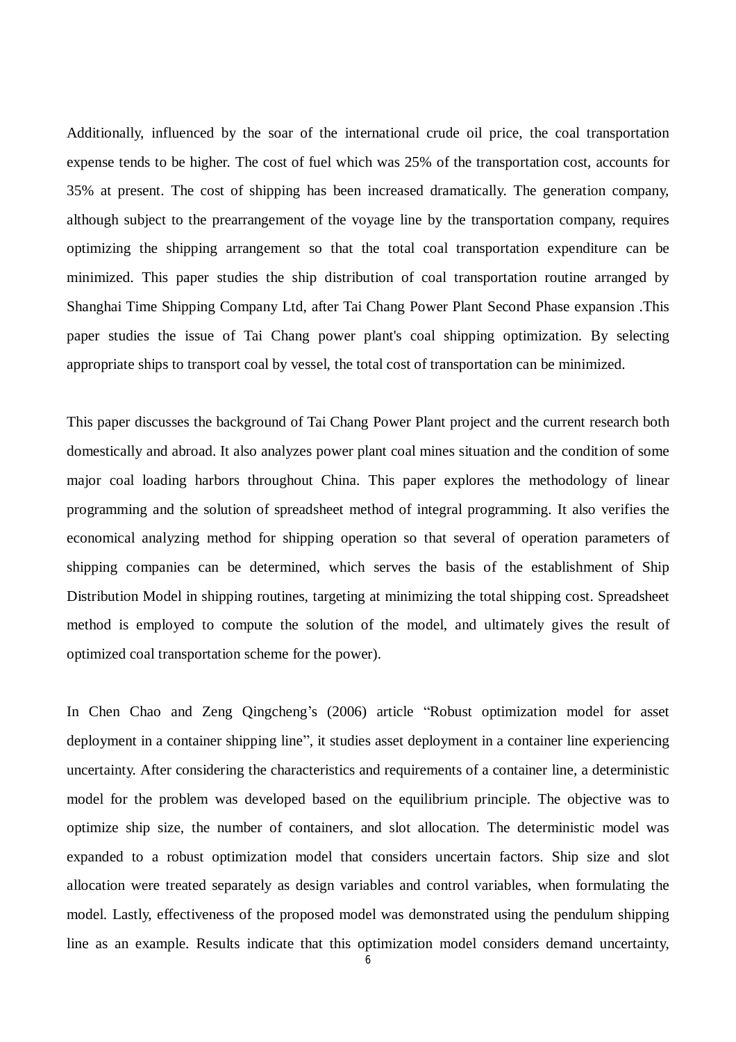Additionally, influenced by the soar of the international crude oil price, the coal transportation expense tends to be higher. The cost of fuel which was 25% of the transportation cost, accounts for 35% at present. The cost of shipping has been increased dramatically. The generation company, although subject to the prearrangement of the voyage line by the transportation company, requires optimizing the shipping arrangement so that the total coal transportation expenditure can be minimized. This paper studies the ship distribution of coal transportation routine arranged by Shanghai Time Shipping Company Ltd, after Tai Chang Power Plant Second Phase expansion .This paper studies the issue of Tai Chang power plant's coal shipping optimization. By selecting appropriate ships to transport coal by vessel, the total cost of transportation can be minimized.

This paper discusses the background of Tai Chang Power Plant project and the current research both domestically and abroad. It also analyzes power plant coal mines situation and the condition of some major coal loading harbors throughout China. This paper explores the methodology of linear programming and the solution of spreadsheet method of integral programming. It also verifies the economical analyzing method for shipping operation so that several of operation parameters of shipping companies can be determined, which serves the basis of the establishment of Ship Distribution Model in shipping routines, targeting at minimizing the total shipping cost. Spreadsheet method is employed to compute the solution of the model, and ultimately gives the result of optimized coal transportation scheme for the power).

In Chen Chao and Zeng Qingcheng's (2006) article "Robust optimization model for asset deployment in a container shipping line", it studies asset deployment in a container line experiencing uncertainty. After considering the characteristics and requirements of a container line, a deterministic model for the problem was developed based on the equilibrium principle. The objective was to optimize ship size, the number of containers, and slot allocation. The deterministic model was expanded to a robust optimization model that considers uncertain factors. Ship size and slot allocation were treated separately as design variables and control variables, when formulating the model. Lastly, effectiveness of the proposed model was demonstrated using the pendulum shipping line as an example. Results indicate that this optimization model considers demand uncertainty,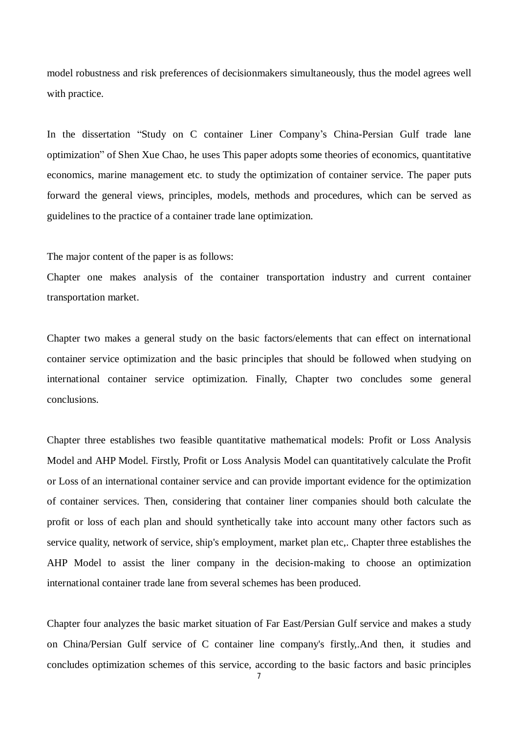model robustness and risk preferences of decisionmakers simultaneously, thus the model agrees well with practice.

In the dissertation "Study on C container Liner Company's China-Persian Gulf trade lane optimization" of Shen Xue Chao, he uses This paper adopts some theories of economics, quantitative economics, marine management etc. to study the optimization of container service. The paper puts forward the general views, principles, models, methods and procedures, which can be served as guidelines to the practice of a container trade lane optimization.

The major content of the paper is as follows:
Chapter one makes analysis of the container transportation industry and current container transportation market.

Chapter two makes a general study on the basic factors/elements that can effect on international container service optimization and the basic principles that should be followed when studying on international container service optimization. Finally, Chapter two concludes some general conclusions.

Chapter three establishes two feasible quantitative mathematical models: Profit or Loss Analysis Model and AHP Model. Firstly, Profit or Loss Analysis Model can quantitatively calculate the Profit or Loss of an international container service and can provide important evidence for the optimization of container services. Then, considering that container liner companies should both calculate the profit or loss of each plan and should synthetically take into account many other factors such as service quality, network of service, ship's employment, market plan etc,. Chapter three establishes the AHP Model to assist the liner company in the decision-making to choose an optimization international container trade lane from several schemes has been produced.

Chapter four analyzes the basic market situation of Far East/Persian Gulf service and makes a study on China/Persian Gulf service of C container line company's firstly,.And then, it studies and concludes optimization schemes of this service, according to the basic factors and basic principles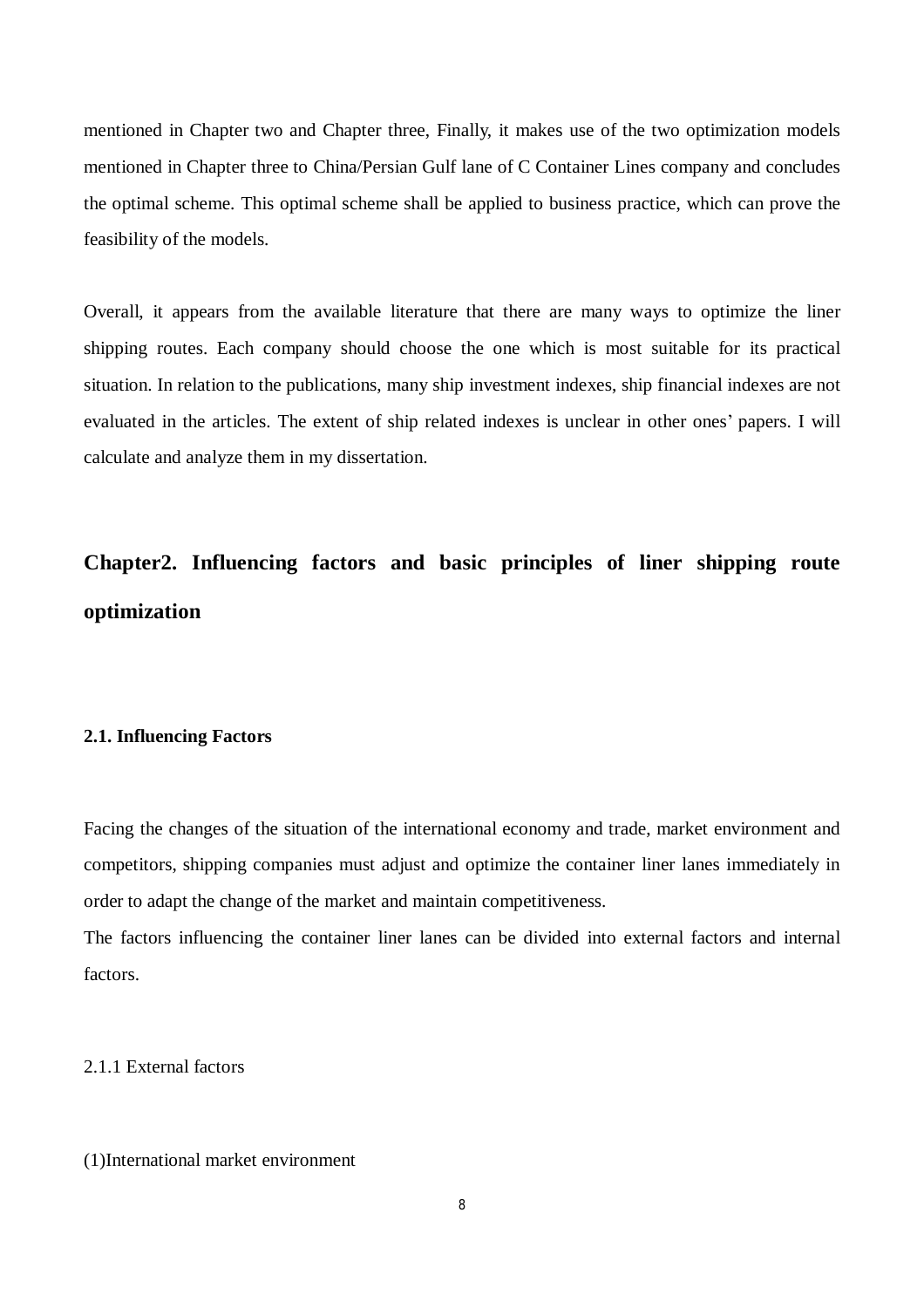mentioned in Chapter two and Chapter three, Finally, it makes use of the two optimization models mentioned in Chapter three to China/Persian Gulf lane of C Container Lines company and concludes the optimal scheme. This optimal scheme shall be applied to business practice, which can prove the feasibility of the models.

Overall, it appears from the available literature that there are many ways to optimize the liner shipping routes. Each company should choose the one which is most suitable for its practical situation. In relation to the publications, many ship investment indexes, ship financial indexes are not evaluated in the articles. The extent of ship related indexes is unclear in other ones' papers. I will calculate and analyze them in my dissertation.

# Chapter2. Influencing factors and basic principles of liner shipping route optimization

## 2.1. Influencing Factors

Facing the changes of the situation of the international economy and trade, market environment and competitors, shipping companies must adjust and optimize the container liner lanes immediately in order to adapt the change of the market and maintain competitiveness.

The factors influencing the container liner lanes can be divided into external factors and internal factors.

### 2.1.1 External factors

(1)International market environment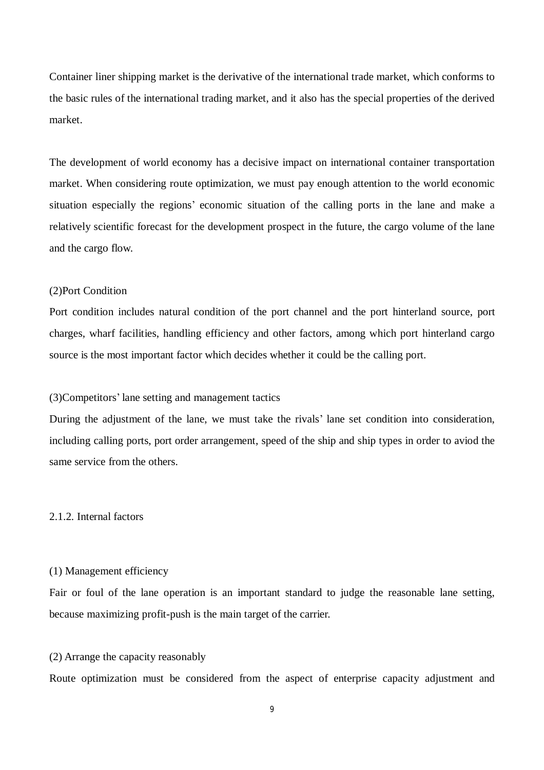Container liner shipping market is the derivative of the international trade market, which conforms to the basic rules of the international trading market, and it also has the special properties of the derived market.

The development of world economy has a decisive impact on international container transportation market. When considering route optimization, we must pay enough attention to the world economic situation especially the regions' economic situation of the calling ports in the lane and make a relatively scientific forecast for the development prospect in the future, the cargo volume of the lane and the cargo flow.

(2)Port Condition

Port condition includes natural condition of the port channel and the port hinterland source, port charges, wharf facilities, handling efficiency and other factors, among which port hinterland cargo source is the most important factor which decides whether it could be the calling port.

(3)Competitors' lane setting and management tactics

During the adjustment of the lane, we must take the rivals' lane set condition into consideration, including calling ports, port order arrangement, speed of the ship and ship types in order to aviod the same service from the others.

2.1.2. Internal factors

(1) Management efficiency

Fair or foul of the lane operation is an important standard to judge the reasonable lane setting, because maximizing profit-push is the main target of the carrier.

(2) Arrange the capacity reasonably

Route optimization must be considered from the aspect of enterprise capacity adjustment and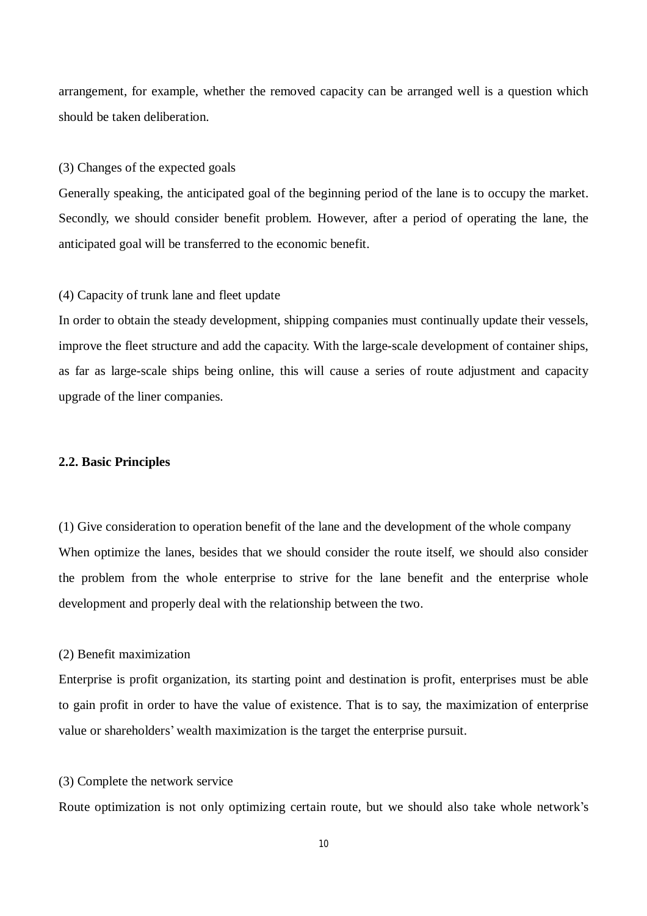arrangement, for example, whether the removed capacity can be arranged well is a question which should be taken deliberation.

(3) Changes of the expected goals

Generally speaking, the anticipated goal of the beginning period of the lane is to occupy the market. Secondly, we should consider benefit problem. However, after a period of operating the lane, the anticipated goal will be transferred to the economic benefit.

(4) Capacity of trunk lane and fleet update

In order to obtain the steady development, shipping companies must continually update their vessels, improve the fleet structure and add the capacity. With the large-scale development of container ships, as far as large-scale ships being online, this will cause a series of route adjustment and capacity upgrade of the liner companies.

### 2.2. Basic Principles

(1) Give consideration to operation benefit of the lane and the development of the whole company

When optimize the lanes, besides that we should consider the route itself, we should also consider the problem from the whole enterprise to strive for the lane benefit and the enterprise whole development and properly deal with the relationship between the two.

(2) Benefit maximization

Enterprise is profit organization, its starting point and destination is profit, enterprises must be able to gain profit in order to have the value of existence. That is to say, the maximization of enterprise value or shareholders' wealth maximization is the target the enterprise pursuit.

(3) Complete the network service

Route optimization is not only optimizing certain route, but we should also take whole network's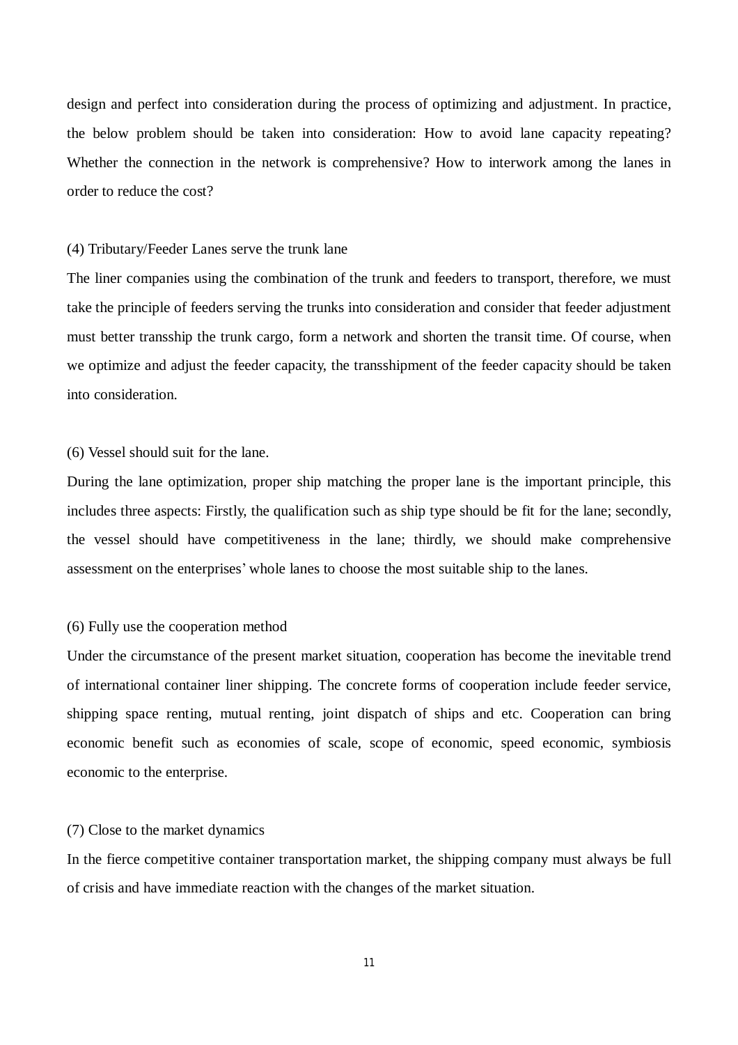design and perfect into consideration during the process of optimizing and adjustment. In practice, the below problem should be taken into consideration: How to avoid lane capacity repeating? Whether the connection in the network is comprehensive? How to interwork among the lanes in order to reduce the cost?

(4) Tributary/Feeder Lanes serve the trunk lane

The liner companies using the combination of the trunk and feeders to transport, therefore, we must take the principle of feeders serving the trunks into consideration and consider that feeder adjustment must better transship the trunk cargo, form a network and shorten the transit time. Of course, when we optimize and adjust the feeder capacity, the transshipment of the feeder capacity should be taken into consideration.

(6) Vessel should suit for the lane.

During the lane optimization, proper ship matching the proper lane is the important principle, this includes three aspects: Firstly, the qualification such as ship type should be fit for the lane; secondly, the vessel should have competitiveness in the lane; thirdly, we should make comprehensive assessment on the enterprises' whole lanes to choose the most suitable ship to the lanes.

(6) Fully use the cooperation method

Under the circumstance of the present market situation, cooperation has become the inevitable trend of international container liner shipping. The concrete forms of cooperation include feeder service, shipping space renting, mutual renting, joint dispatch of ships and etc. Cooperation can bring economic benefit such as economies of scale, scope of economic, speed economic, symbiosis economic to the enterprise.

(7) Close to the market dynamics

In the fierce competitive container transportation market, the shipping company must always be full of crisis and have immediate reaction with the changes of the market situation.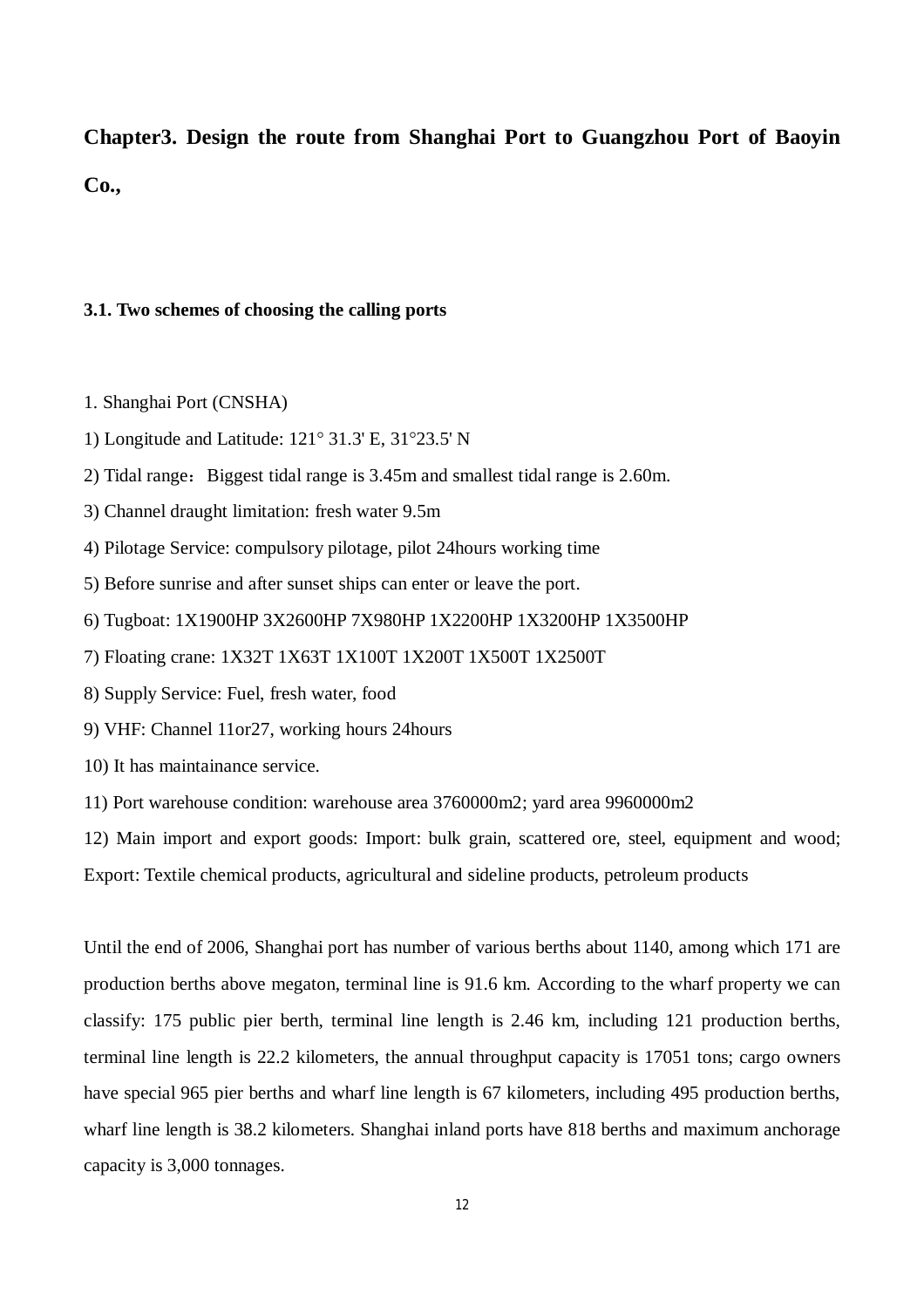# Chapter3. Design the route from Shanghai Port to Guangzhou Port of Baoyin Co.,

## 3.1. Two schemes of choosing the calling ports

1. Shanghai Port (CNSHA)

1) Longitude and Latitude: 121° 31.3' E, 31°23.5' N

2) Tidal range：Biggest tidal range is 3.45m and smallest tidal range is 2.60m.

3) Channel draught limitation: fresh water 9.5m

4) Pilotage Service: compulsory pilotage, pilot 24hours working time

5) Before sunrise and after sunset ships can enter or leave the port.

6) Tugboat: 1X1900HP 3X2600HP 7X980HP 1X2200HP 1X3200HP 1X3500HP

7) Floating crane: 1X32T 1X63T 1X100T 1X200T 1X500T 1X2500T

8) Supply Service: Fuel, fresh water, food

9) VHF: Channel 11or27, working hours 24hours

10) It has maintainance service.

11) Port warehouse condition: warehouse area 3760000m2; yard area 9960000m2

12) Main import and export goods: Import: bulk grain, scattered ore, steel, equipment and wood; Export: Textile chemical products, agricultural and sideline products, petroleum products

Until the end of 2006, Shanghai port has number of various berths about 1140, among which 171 are production berths above megaton, terminal line is 91.6 km. According to the wharf property we can classify: 175 public pier berth, terminal line length is 2.46 km, including 121 production berths, terminal line length is 22.2 kilometers, the annual throughput capacity is 17051 tons; cargo owners have special 965 pier berths and wharf line length is 67 kilometers, including 495 production berths, wharf line length is 38.2 kilometers. Shanghai inland ports have 818 berths and maximum anchorage capacity is 3,000 tonnages.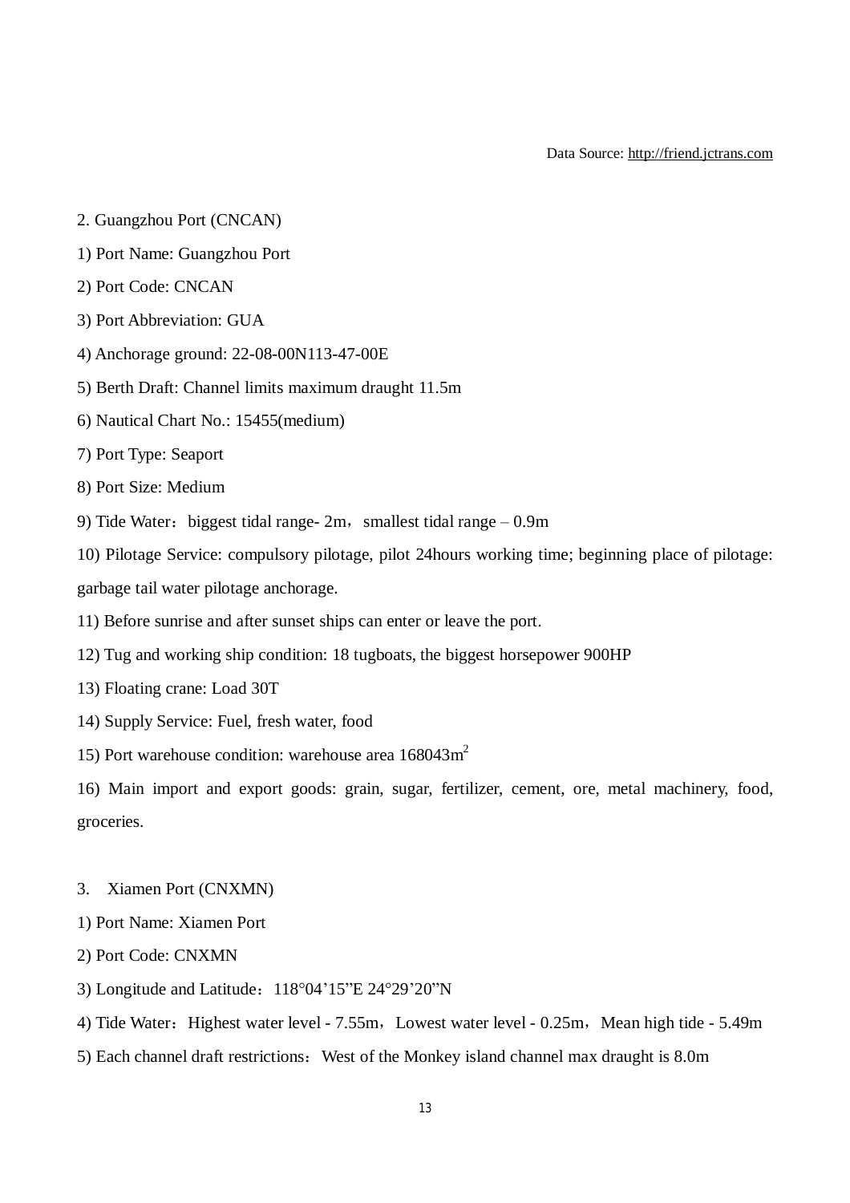Data Source: http://friend.jctrans.com

2. Guangzhou Port (CNCAN)

1) Port Name: Guangzhou Port

2) Port Code: CNCAN

3) Port Abbreviation: GUA

4) Anchorage ground: 22-08-00N113-47-00E

5) Berth Draft: Channel limits maximum draught 11.5m

6) Nautical Chart No.: 15455(medium)

7) Port Type: Seaport

8) Port Size: Medium

9) Tide Water：biggest tidal range- 2m，smallest tidal range – 0.9m

10) Pilotage Service: compulsory pilotage, pilot 24hours working time; beginning place of pilotage: garbage tail water pilotage anchorage.

11) Before sunrise and after sunset ships can enter or leave the port.

12) Tug and working ship condition: 18 tugboats, the biggest horsepower 900HP

13) Floating crane: Load 30T

14) Supply Service: Fuel, fresh water, food

15) Port warehouse condition: warehouse area 168043m$^2$

16) Main import and export goods: grain, sugar, fertilizer, cement, ore, metal machinery, food, groceries.

3. Xiamen Port (CNXMN)

1) Port Name: Xiamen Port

2) Port Code: CNXMN

3) Longitude and Latitude：118°04’15”E 24°29’20”N

4) Tide Water：Highest water level - 7.55m，Lowest water level - 0.25m，Mean high tide - 5.49m

5) Each channel draft restrictions：West of the Monkey island channel max draught is 8.0m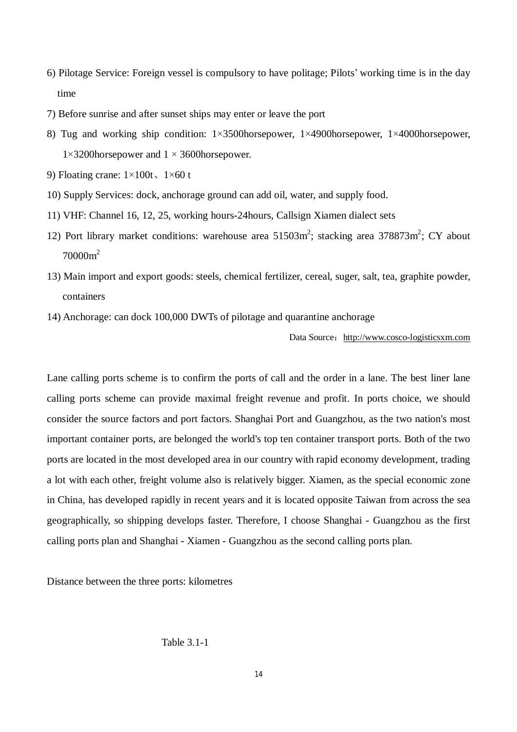6) Pilotage Service: Foreign vessel is compulsory to have politage; Pilots' working time is in the day time

7) Before sunrise and after sunset ships may enter or leave the port

8) Tug and working ship condition: 1×3500horsepower, 1×4900horsepower, 1×4000horsepower, 1×3200horsepower and 1 × 3600horsepower.

9) Floating crane: 1×100t、1×60 t

10) Supply Services: dock, anchorage ground can add oil, water, and supply food.

11) VHF: Channel 16, 12, 25, working hours-24hours, Callsign Xiamen dialect sets

12) Port library market conditions: warehouse area 51503m$^2$; stacking area 378873m$^2$; CY about 70000m$^2$

13) Main import and export goods: steels, chemical fertilizer, cereal, suger, salt, tea, graphite powder, containers

14) Anchorage: can dock 100,000 DWTs of pilotage and quarantine anchorage

Data Source：http://www.cosco-logisticsxm.com

Lane calling ports scheme is to confirm the ports of call and the order in a lane. The best liner lane calling ports scheme can provide maximal freight revenue and profit. In ports choice, we should consider the source factors and port factors. Shanghai Port and Guangzhou, as the two nation's most important container ports, are belonged the world's top ten container transport ports. Both of the two ports are located in the most developed area in our country with rapid economy development, trading a lot with each other, freight volume also is relatively bigger. Xiamen, as the special economic zone in China, has developed rapidly in recent years and it is located opposite Taiwan from across the sea geographically, so shipping develops faster. Therefore, I choose Shanghai - Guangzhou as the first calling ports plan and Shanghai - Xiamen - Guangzhou as the second calling ports plan.

Distance between the three ports: kilometres

Table 3.1-1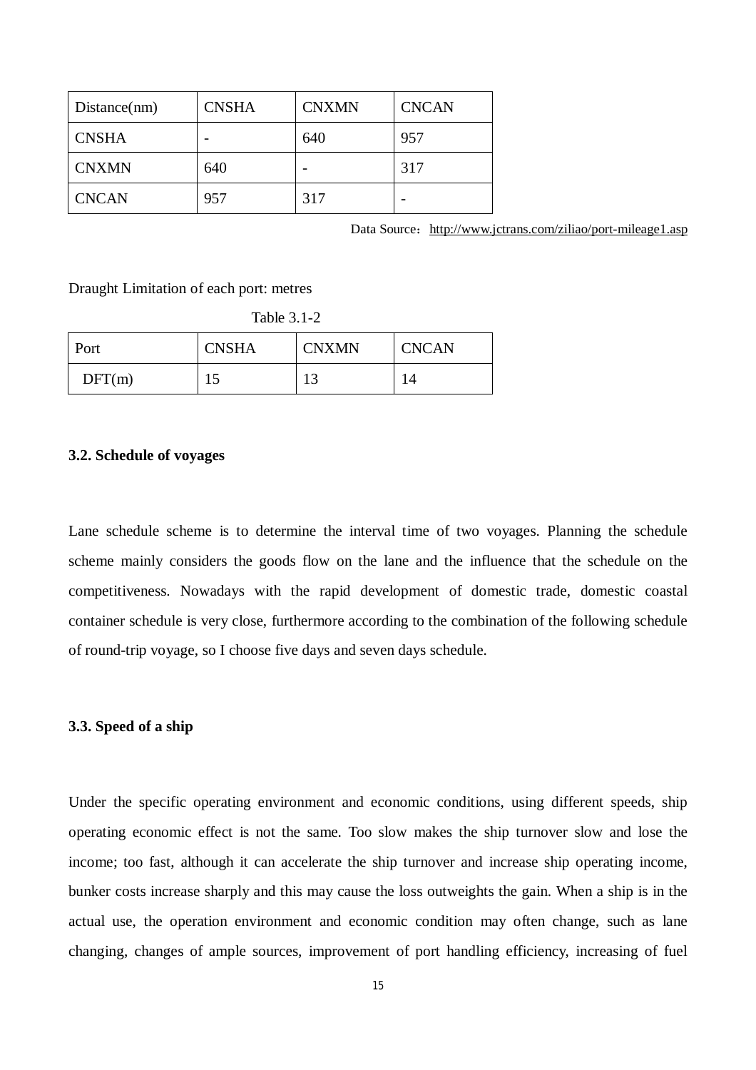| Distance(nm) | CNSHA | CNXMN | CNCAN |
|---|---|---|---|
| CNSHA | - | 640 | 957 |
| CNXMN | 640 | - | 317 |
| CNCAN | 957 | 317 | - |

Data Source：http://www.jctrans.com/ziliao/port-mileage1.asp

Draught Limitation of each port: metres

Table 3.1-2

| Port | CNSHA | CNXMN | CNCAN |
|---|---|---|---|
| DFT(m) | 15 | 13 | 14 |

**3.2. Schedule of voyages**

Lane schedule scheme is to determine the interval time of two voyages. Planning the schedule scheme mainly considers the goods flow on the lane and the influence that the schedule on the competitiveness. Nowadays with the rapid development of domestic trade, domestic coastal container schedule is very close, furthermore according to the combination of the following schedule of round-trip voyage, so I choose five days and seven days schedule.

**3.3. Speed of a ship**

Under the specific operating environment and economic conditions, using different speeds, ship operating economic effect is not the same. Too slow makes the ship turnover slow and lose the income; too fast, although it can accelerate the ship turnover and increase ship operating income, bunker costs increase sharply and this may cause the loss outweights the gain. When a ship is in the actual use, the operation environment and economic condition may often change, such as lane changing, changes of ample sources, improvement of port handling efficiency, increasing of fuel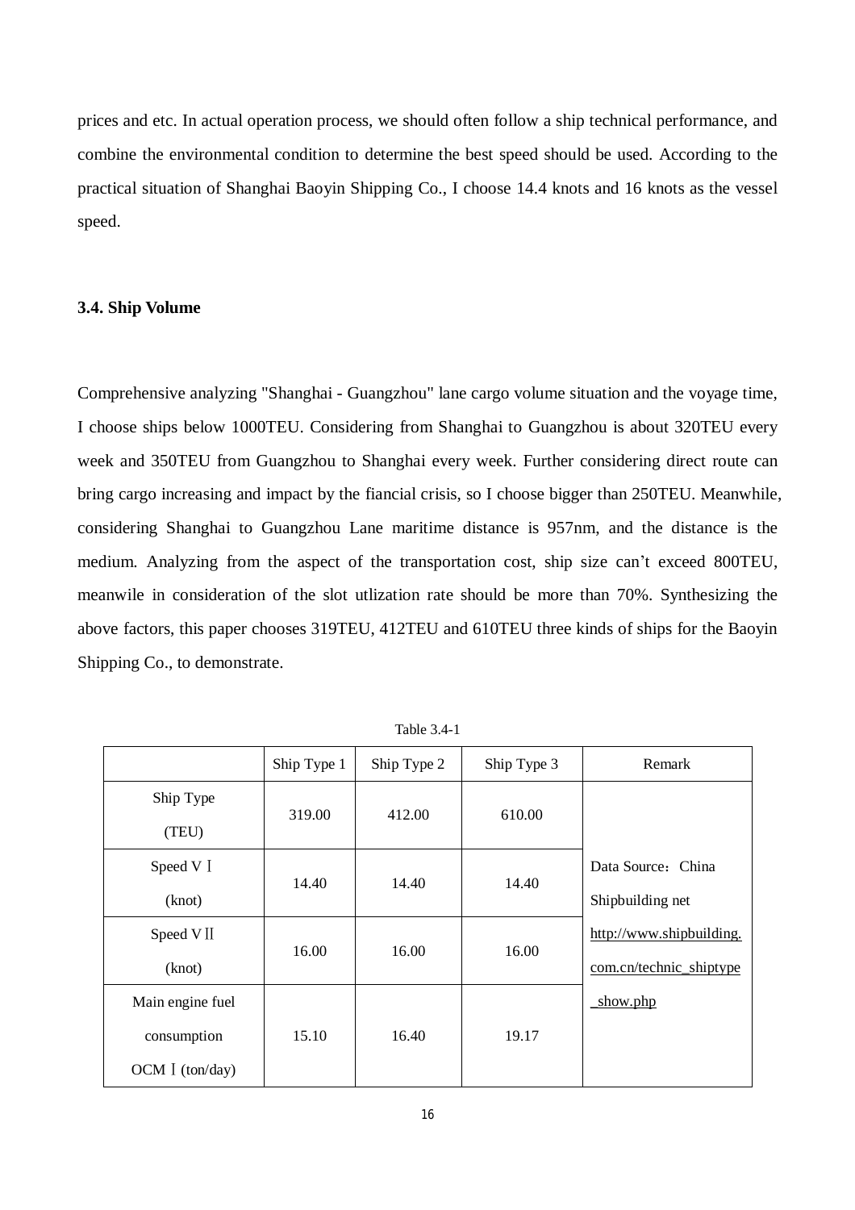prices and etc. In actual operation process, we should often follow a ship technical performance, and combine the environmental condition to determine the best speed should be used. According to the practical situation of Shanghai Baoyin Shipping Co., I choose 14.4 knots and 16 knots as the vessel speed.

### 3.4. Ship Volume

Comprehensive analyzing "Shanghai - Guangzhou" lane cargo volume situation and the voyage time, I choose ships below 1000TEU. Considering from Shanghai to Guangzhou is about 320TEU every week and 350TEU from Guangzhou to Shanghai every week. Further considering direct route can bring cargo increasing and impact by the fiancial crisis, so I choose bigger than 250TEU. Meanwhile, considering Shanghai to Guangzhou Lane maritime distance is 957nm, and the distance is the medium. Analyzing from the aspect of the transportation cost, ship size can't exceed 800TEU, meanwile in consideration of the slot utlization rate should be more than 70%. Synthesizing the above factors, this paper chooses 319TEU, 412TEU and 610TEU three kinds of ships for the Baoyin Shipping Co., to demonstrate.

Table 3.4-1

| | Ship Type 1 | Ship Type 2 | Ship Type 3 | Remark |
|---|---|---|---|---|
| Ship Type (TEU) | 319.00 | 412.00 | 610.00 | Data Source：China Shipbuilding net http://www.shipbuilding.com.cn/technic_shiptype_show.php |
| Speed VⅠ (knot) | 14.40 | 14.40 | 14.40 | |
| Speed VⅡ (knot) | 16.00 | 16.00 | 16.00 | |
| Main engine fuel consumption OCMⅠ(ton/day) | 15.10 | 16.40 | 19.17 | |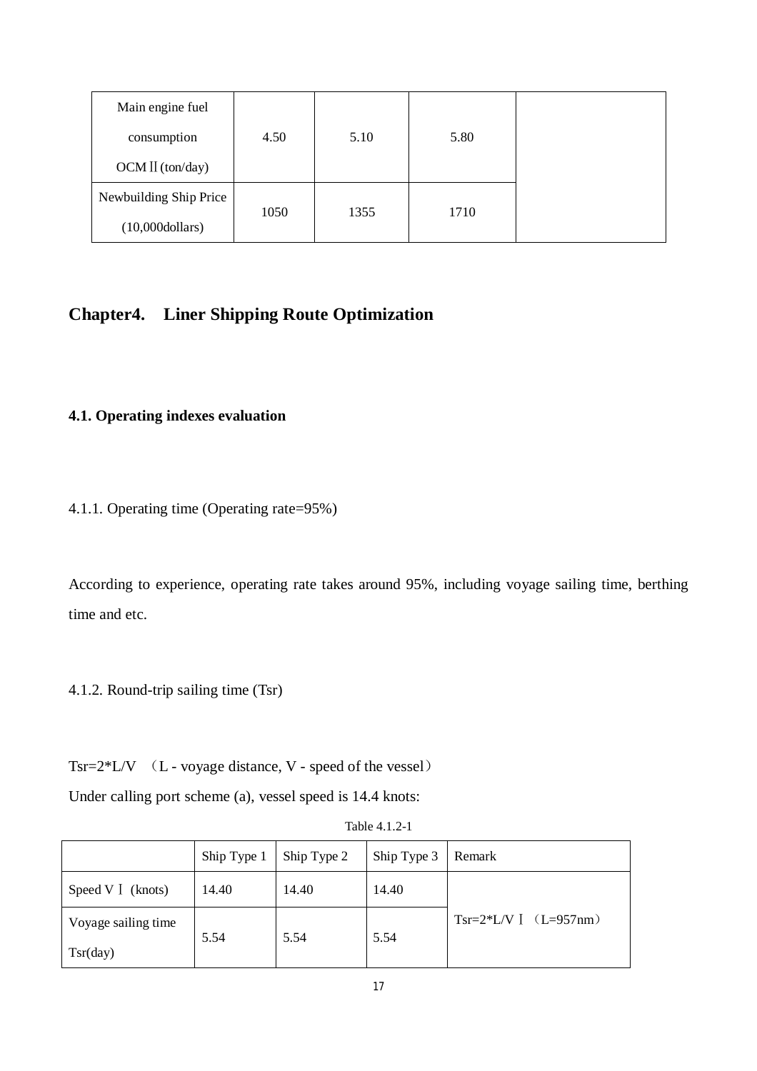| Main engine fuel consumption OCMⅡ(ton/day) | 4.50 | 5.10 | 5.80 | |
|---|---|---|---|---|
| Newbuilding Ship Price (10,000dollars) | 1050 | 1355 | 1710 | |

## Chapter4. Liner Shipping Route Optimization

### 4.1. Operating indexes evaluation

4.1.1. Operating time (Operating rate=95%)

According to experience, operating rate takes around 95%, including voyage sailing time, berthing time and etc.

4.1.2. Round-trip sailing time (Tsr)

Tsr=2*L/V （L - voyage distance, V - speed of the vessel）

Under calling port scheme (a), vessel speed is 14.4 knots:

Table 4.1.2-1

| | Ship Type 1 | Ship Type 2 | Ship Type 3 | Remark |
|---|---|---|---|---|
| Speed VⅠ (knots) | 14.40 | 14.40 | 14.40 | Tsr=2*L/VⅠ（L=957nm） |
| Voyage sailing time Tsr(day) | 5.54 | 5.54 | 5.54 | |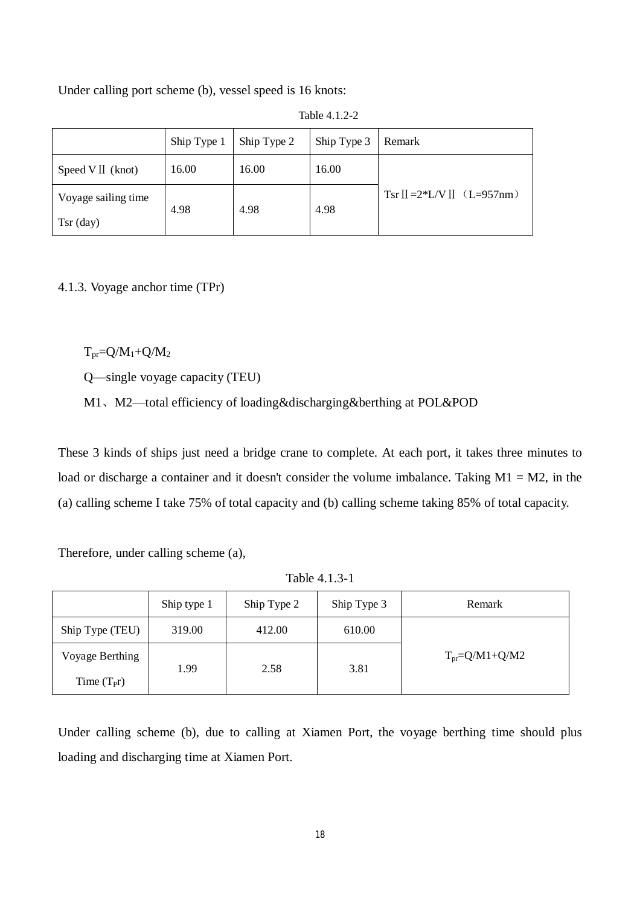Under calling port scheme (b), vessel speed is 16 knots:

Table 4.1.2-2

| | Ship Type 1 | Ship Type 2 | Ship Type 3 | Remark |
|---|---|---|---|---|
| Speed VⅡ (knot) | 16.00 | 16.00 | 16.00 | TsrⅡ=2*L/VⅡ（L=957nm） |
| Voyage sailing time Tsr (day) | 4.98 | 4.98 | 4.98 | |

4.1.3. Voyage anchor time (TPr)

$T_{pr}=Q/M_1+Q/M_2$

Q—single voyage capacity (TEU)

M1、M2—total efficiency of loading&discharging&berthing at POL&POD

These 3 kinds of ships just need a bridge crane to complete. At each port, it takes three minutes to load or discharge a container and it doesn't consider the volume imbalance. Taking M1 = M2, in the (a) calling scheme I take 75% of total capacity and (b) calling scheme taking 85% of total capacity.

Therefore, under calling scheme (a),

Table 4.1.3-1

| | Ship type 1 | Ship Type 2 | Ship Type 3 | Remark |
|---|---|---|---|---|
| Ship Type (TEU) | 319.00 | 412.00 | 610.00 | $T_{pr}$=Q/M1+Q/M2 |
| Voyage Berthing Time ($T_{P}$r) | 1.99 | 2.58 | 3.81 | |

Under calling scheme (b), due to calling at Xiamen Port, the voyage berthing time should plus loading and discharging time at Xiamen Port.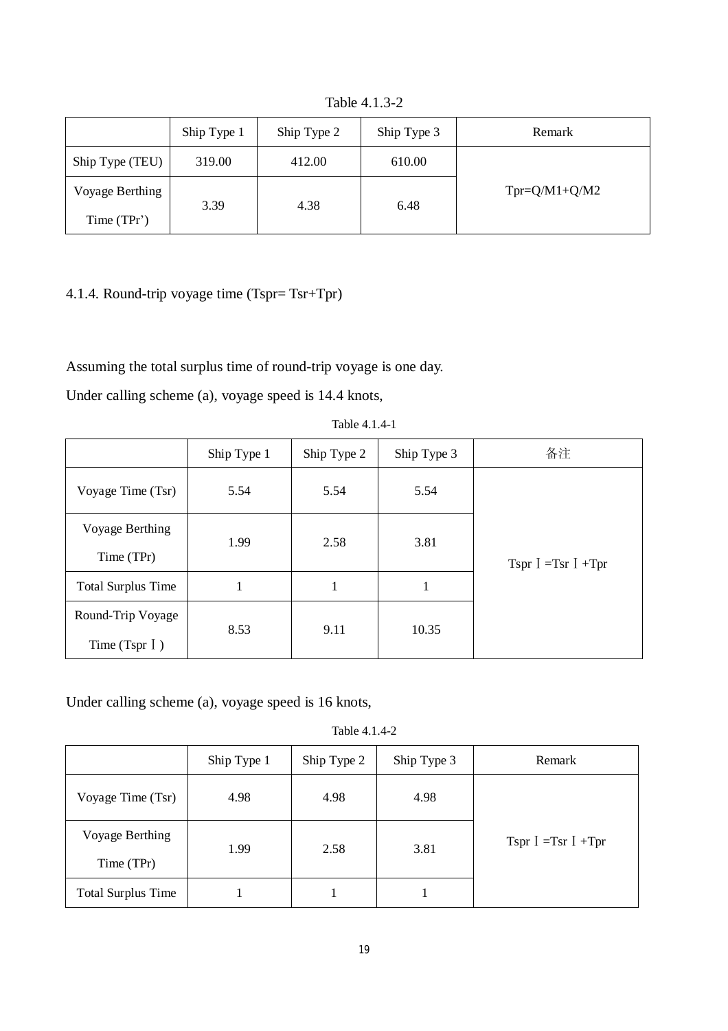Table 4.1.3-2

|  | Ship Type 1 | Ship Type 2 | Ship Type 3 | Remark |
|---|---|---|---|---|
| Ship Type (TEU) | 319.00 | 412.00 | 610.00 | Tpr=Q/M1+Q/M2 |
| Voyage Berthing Time (TPr’) | 3.39 | 4.38 | 6.48 |  |

### 4.1.4. Round-trip voyage time (Tspr= Tsr+Tpr)

Assuming the total surplus time of round-trip voyage is one day.

Under calling scheme (a), voyage speed is 14.4 knots,

Table 4.1.4-1

|  | Ship Type 1 | Ship Type 2 | Ship Type 3 | 备注 |
|---|---|---|---|---|
| Voyage Time (Tsr) | 5.54 | 5.54 | 5.54 | TsprⅠ=TsrⅠ+Tpr |
| Voyage Berthing Time (TPr) | 1.99 | 2.58 | 3.81 |  |
| Total Surplus Time | 1 | 1 | 1 |  |
| Round-Trip Voyage Time (TsprⅠ) | 8.53 | 9.11 | 10.35 |  |

Under calling scheme (a), voyage speed is 16 knots,

Table 4.1.4-2

|  | Ship Type 1 | Ship Type 2 | Ship Type 3 | Remark |
|---|---|---|---|---|
| Voyage Time (Tsr) | 4.98 | 4.98 | 4.98 | TsprⅠ=TsrⅠ+Tpr |
| Voyage Berthing Time (TPr) | 1.99 | 2.58 | 3.81 |  |
| Total Surplus Time | 1 | 1 | 1 |  |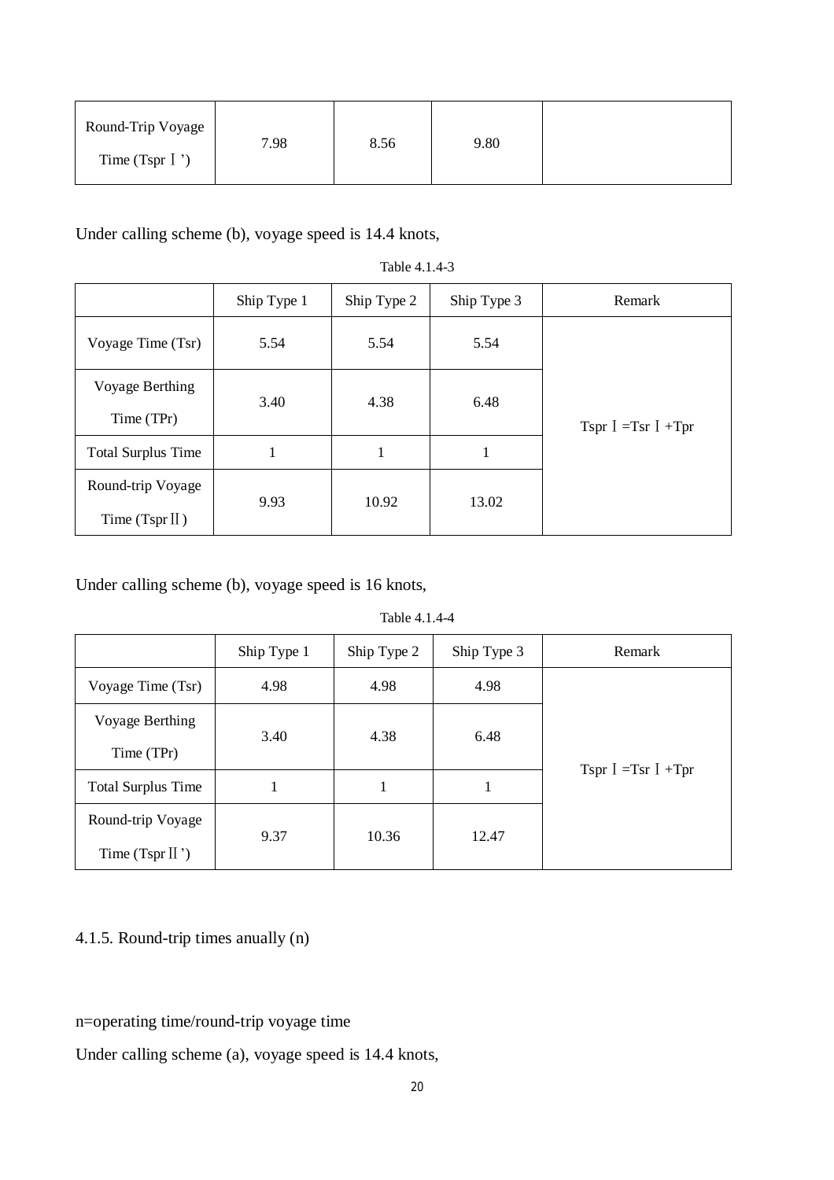| Round-Trip Voyage Time (Tspr Ⅰ') | 7.98 | 8.56 | 9.80 | |
|---|---|---|---|---|

Under calling scheme (b), voyage speed is 14.4 knots,

Table 4.1.4-3

| | Ship Type 1 | Ship Type 2 | Ship Type 3 | Remark |
|---|---|---|---|---|
| Voyage Time (Tsr) | 5.54 | 5.54 | 5.54 | Tspr Ⅰ =Tsr Ⅰ +Tpr |
| Voyage Berthing Time (TPr) | 3.40 | 4.38 | 6.48 | |
| Total Surplus Time | 1 | 1 | 1 | |
| Round-trip Voyage Time (Tspr Ⅱ) | 9.93 | 10.92 | 13.02 | |

Under calling scheme (b), voyage speed is 16 knots,

Table 4.1.4-4

| | Ship Type 1 | Ship Type 2 | Ship Type 3 | Remark |
|---|---|---|---|---|
| Voyage Time (Tsr) | 4.98 | 4.98 | 4.98 | Tspr Ⅰ =Tsr Ⅰ +Tpr |
| Voyage Berthing Time (TPr) | 3.40 | 4.38 | 6.48 | |
| Total Surplus Time | 1 | 1 | 1 | |
| Round-trip Voyage Time (Tspr Ⅱ') | 9.37 | 10.36 | 12.47 | |

4.1.5. Round-trip times anually (n)

n=operating time/round-trip voyage time

Under calling scheme (a), voyage speed is 14.4 knots,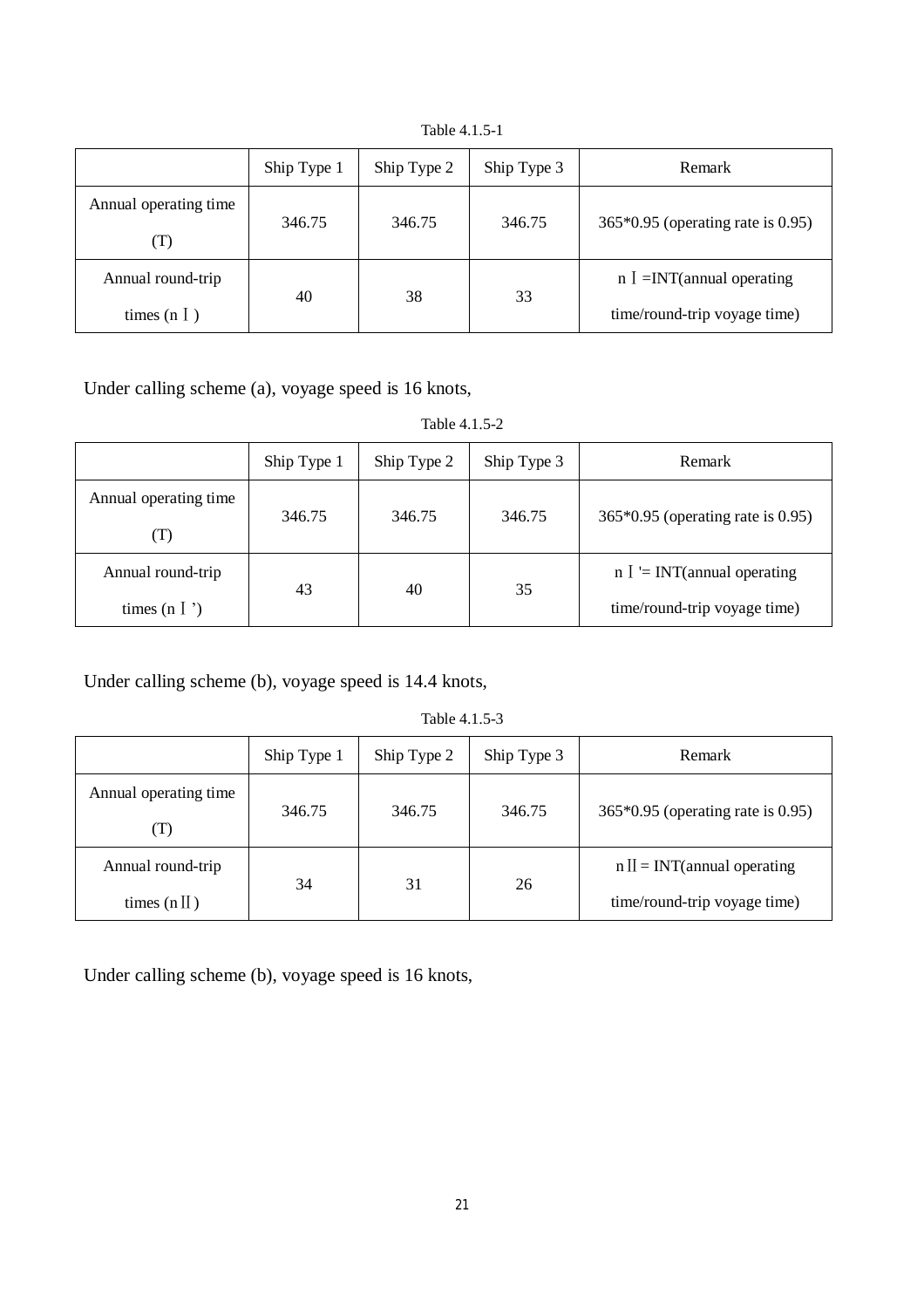Table 4.1.5-1

| | Ship Type 1 | Ship Type 2 | Ship Type 3 | Remark |
|---|---|---|---|---|
| Annual operating time (T) | 346.75 | 346.75 | 346.75 | 365*0.95 (operating rate is 0.95) |
| Annual round-trip times (nⅠ) | 40 | 38 | 33 | nⅠ=INT(annual operating time/round-trip voyage time) |

Under calling scheme (a), voyage speed is 16 knots,

Table 4.1.5-2

| | Ship Type 1 | Ship Type 2 | Ship Type 3 | Remark |
|---|---|---|---|---|
| Annual operating time (T) | 346.75 | 346.75 | 346.75 | 365*0.95 (operating rate is 0.95) |
| Annual round-trip times (nⅠ’) | 43 | 40 | 35 | nⅠ'= INT(annual operating time/round-trip voyage time) |

Under calling scheme (b), voyage speed is 14.4 knots,

Table 4.1.5-3

| | Ship Type 1 | Ship Type 2 | Ship Type 3 | Remark |
|---|---|---|---|---|
| Annual operating time (T) | 346.75 | 346.75 | 346.75 | 365*0.95 (operating rate is 0.95) |
| Annual round-trip times (nⅡ) | 34 | 31 | 26 | nⅡ= INT(annual operating time/round-trip voyage time) |

Under calling scheme (b), voyage speed is 16 knots,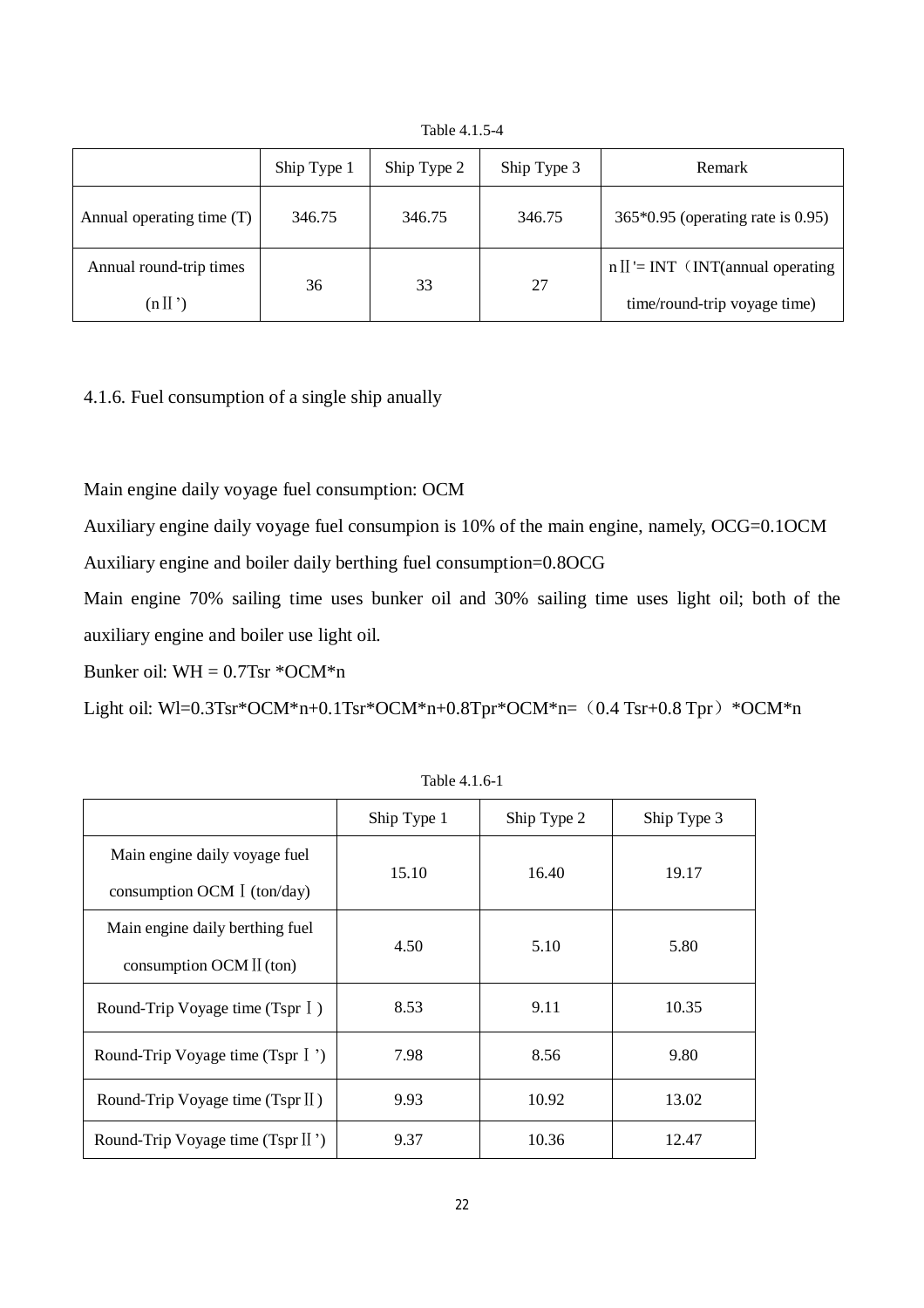Table 4.1.5-4

| | Ship Type 1 | Ship Type 2 | Ship Type 3 | Remark |
|---|---|---|---|---|
| Annual operating time (T) | 346.75 | 346.75 | 346.75 | 365*0.95 (operating rate is 0.95) |
| Annual round-trip times (nⅡ’) | 36 | 33 | 27 | nⅡ'= INT（INT(annual operating time/round-trip voyage time) |

## 4.1.6. Fuel consumption of a single ship anually

Main engine daily voyage fuel consumption: OCM

Auxiliary engine daily voyage fuel consumpion is 10% of the main engine, namely, OCG=0.1OCM

Auxiliary engine and boiler daily berthing fuel consumption=0.8OCG

Main engine 70% sailing time uses bunker oil and 30% sailing time uses light oil; both of the auxiliary engine and boiler use light oil.

Bunker oil: WH = 0.7Tsr *OCM*n

Light oil: Wl=0.3Tsr*OCM*n+0.1Tsr*OCM*n+0.8Tpr*OCM*n=（0.4 Tsr+0.8 Tpr）*OCM*n

Table 4.1.6-1

| | Ship Type 1 | Ship Type 2 | Ship Type 3 |
|---|---|---|---|
| Main engine daily voyage fuel consumption OCMⅠ(ton/day) | 15.10 | 16.40 | 19.17 |
| Main engine daily berthing fuel consumption OCMⅡ(ton) | 4.50 | 5.10 | 5.80 |
| Round-Trip Voyage time (TsprⅠ) | 8.53 | 9.11 | 10.35 |
| Round-Trip Voyage time (TsprⅠ’) | 7.98 | 8.56 | 9.80 |
| Round-Trip Voyage time (TsprⅡ) | 9.93 | 10.92 | 13.02 |
| Round-Trip Voyage time (TsprⅡ’) | 9.37 | 10.36 | 12.47 |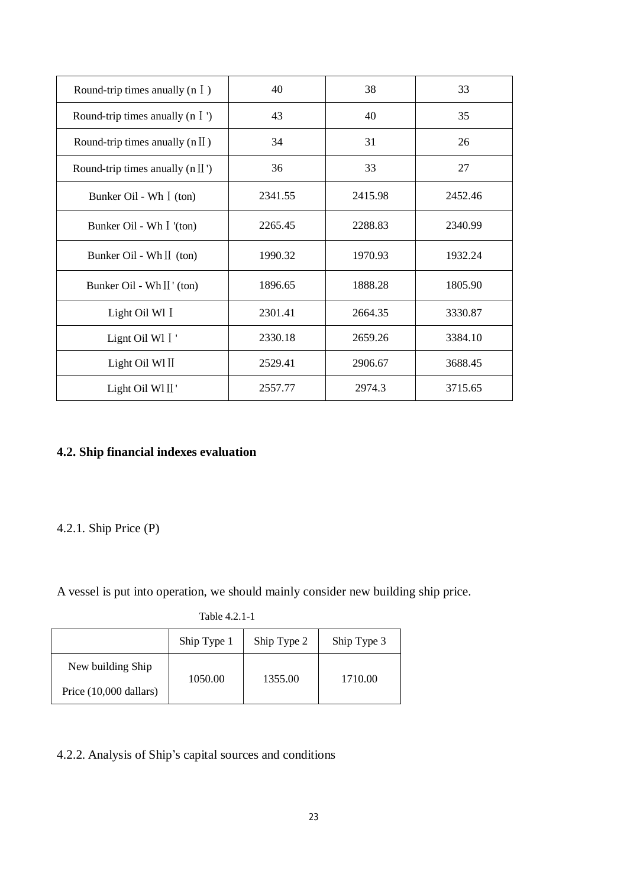| Round-trip times anually (nⅠ) | 40 | 38 | 33 |
|---|---|---|---|
| Round-trip times anually (nⅠ') | 43 | 40 | 35 |
| Round-trip times anually (nⅡ) | 34 | 31 | 26 |
| Round-trip times anually (nⅡ') | 36 | 33 | 27 |
| Bunker Oil - WhⅠ(ton) | 2341.55 | 2415.98 | 2452.46 |
| Bunker Oil - WhⅠ'(ton) | 2265.45 | 2288.83 | 2340.99 |
| Bunker Oil - WhⅡ (ton) | 1990.32 | 1970.93 | 1932.24 |
| Bunker Oil - WhⅡ' (ton) | 1896.65 | 1888.28 | 1805.90 |
| Light Oil WlⅠ | 2301.41 | 2664.35 | 3330.87 |
| Lignt Oil WlⅠ' | 2330.18 | 2659.26 | 3384.10 |
| Light Oil WlⅡ | 2529.41 | 2906.67 | 3688.45 |
| Light Oil WlⅡ' | 2557.77 | 2974.3 | 3715.65 |

**4.2. Ship financial indexes evaluation**

4.2.1. Ship Price (P)

A vessel is put into operation, we should mainly consider new building ship price.

Table 4.2.1-1

| | Ship Type 1 | Ship Type 2 | Ship Type 3 |
|---|---|---|---|
| New building Ship Price (10,000 dallars) | 1050.00 | 1355.00 | 1710.00 |

4.2.2. Analysis of Ship's capital sources and conditions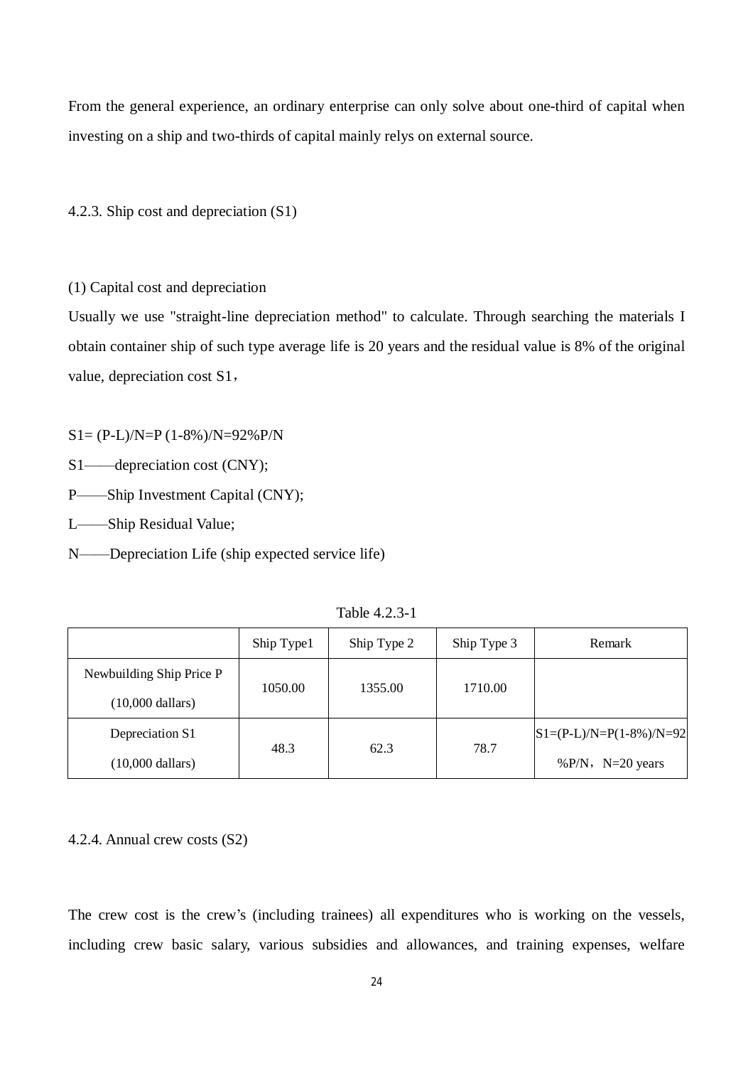From the general experience, an ordinary enterprise can only solve about one-third of capital when investing on a ship and two-thirds of capital mainly relys on external source.

### 4.2.3. Ship cost and depreciation (S1)

(1) Capital cost and depreciation

Usually we use "straight-line depreciation method" to calculate. Through searching the materials I obtain container ship of such type average life is 20 years and the residual value is 8% of the original value, depreciation cost S1，

$$S1= (P-L)/N=P\,(1-8\%)/N=92\%P/N$$

S1——depreciation cost (CNY);

P——Ship Investment Capital (CNY);

L——Ship Residual Value;

N——Depreciation Life (ship expected service life)

Table 4.2.3-1

| | Ship Type1 | Ship Type 2 | Ship Type 3 | Remark |
|---|---|---|---|---|
| Newbuilding Ship Price P (10,000 dallars) | 1050.00 | 1355.00 | 1710.00 | |
| Depreciation S1 (10,000 dallars) | 48.3 | 62.3 | 78.7 | S1=(P-L)/N=P(1-8%)/N=92%P/N，N=20 years |

### 4.2.4. Annual crew costs (S2)

The crew cost is the crew's (including trainees) all expenditures who is working on the vessels, including crew basic salary, various subsidies and allowances, and training expenses, welfare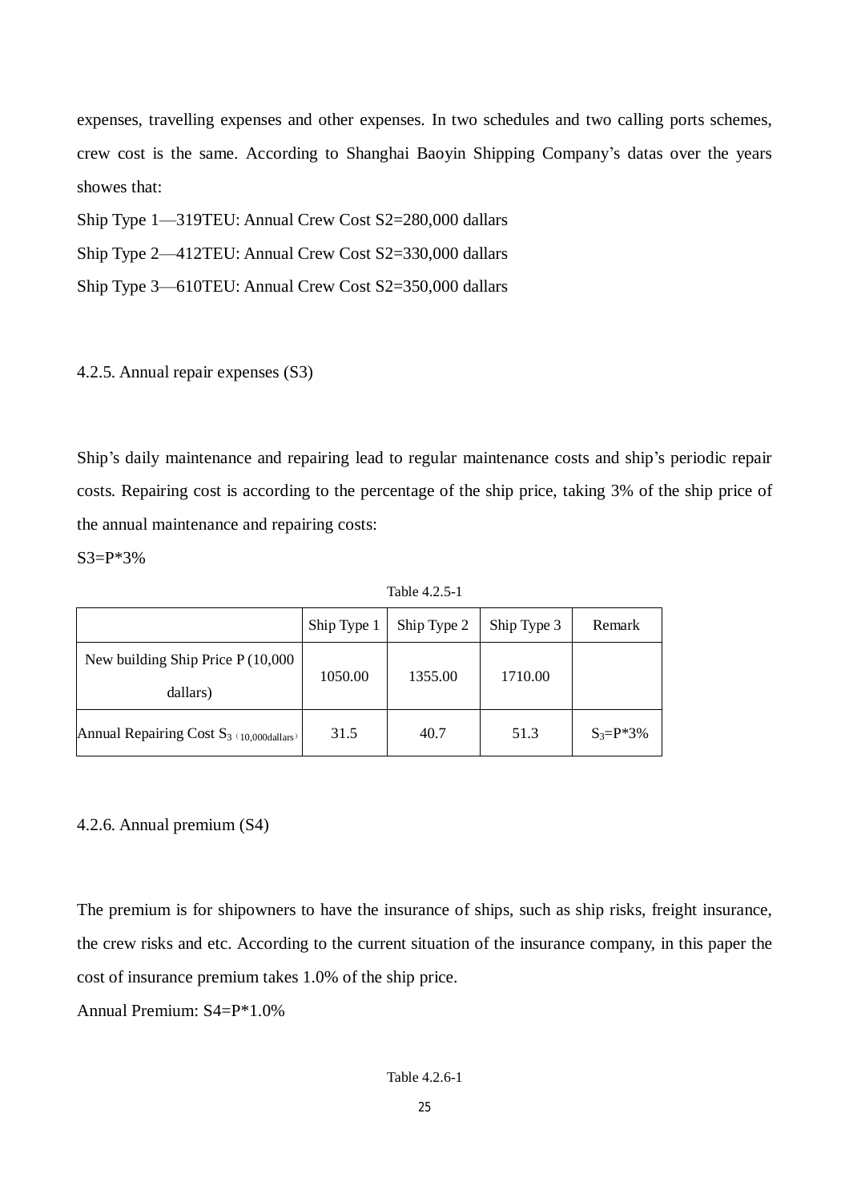expenses, travelling expenses and other expenses. In two schedules and two calling ports schemes, crew cost is the same. According to Shanghai Baoyin Shipping Company's datas over the years showes that:

Ship Type 1—319TEU: Annual Crew Cost S2=280,000 dallars

Ship Type 2—412TEU: Annual Crew Cost S2=330,000 dallars

Ship Type 3—610TEU: Annual Crew Cost S2=350,000 dallars

### 4.2.5. Annual repair expenses (S3)

Ship's daily maintenance and repairing lead to regular maintenance costs and ship's periodic repair costs. Repairing cost is according to the percentage of the ship price, taking 3% of the ship price of the annual maintenance and repairing costs:

S3=P*3%

Table 4.2.5-1

| | Ship Type 1 | Ship Type 2 | Ship Type 3 | Remark |
|---|---|---|---|---|
| New building Ship Price P (10,000 dallars) | 1050.00 | 1355.00 | 1710.00 | |
| Annual Repairing Cost $S_3$（10,000dallars） | 31.5 | 40.7 | 51.3 | $S_3$=P*3% |

### 4.2.6. Annual premium (S4)

The premium is for shipowners to have the insurance of ships, such as ship risks, freight insurance, the crew risks and etc. According to the current situation of the insurance company, in this paper the cost of insurance premium takes 1.0% of the ship price.

Annual Premium: S4=P*1.0%

Table 4.2.6-1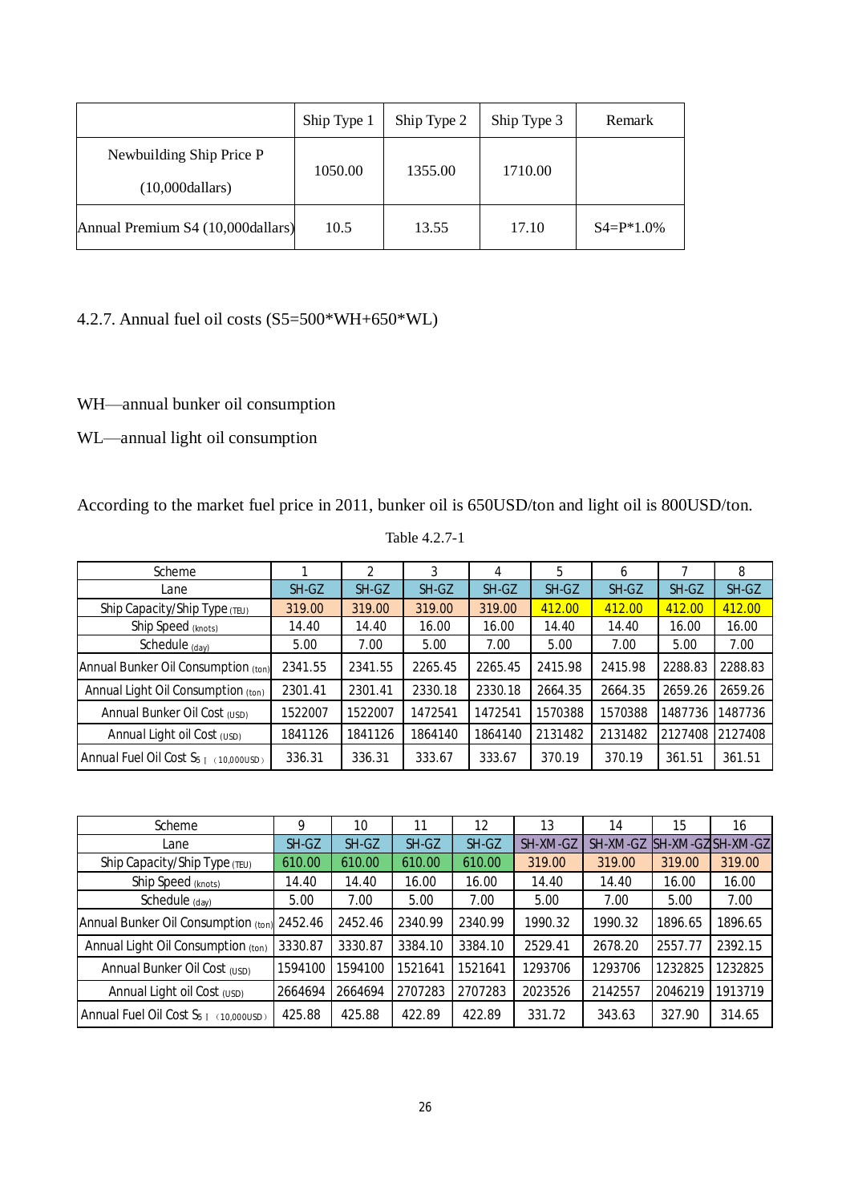|  | Ship Type 1 | Ship Type 2 | Ship Type 3 | Remark |
|---|---|---|---|---|
| Newbuilding Ship Price P (10,000dallars) | 1050.00 | 1355.00 | 1710.00 |  |
| Annual Premium S4 (10,000dallars) | 10.5 | 13.55 | 17.10 | S4=P*1.0% |

4.2.7. Annual fuel oil costs (S5=500*WH+650*WL)

WH—annual bunker oil consumption

WL—annual light oil consumption

According to the market fuel price in 2011, bunker oil is 650USD/ton and light oil is 800USD/ton.

Table 4.2.7-1

| Scheme | 1 | 2 | 3 | 4 | 5 | 6 | 7 | 8 |
|---|---|---|---|---|---|---|---|---|
| Lane | SH-GZ | SH-GZ | SH-GZ | SH-GZ | SH-GZ | SH-GZ | SH-GZ | SH-GZ |
| Ship Capacity/Ship Type (TEU) | 319.00 | 319.00 | 319.00 | 319.00 | 412.00 | 412.00 | 412.00 | 412.00 |
| Ship Speed (knots) | 14.40 | 14.40 | 16.00 | 16.00 | 14.40 | 14.40 | 16.00 | 16.00 |
| Schedule (day) | 5.00 | 7.00 | 5.00 | 7.00 | 5.00 | 7.00 | 5.00 | 7.00 |
| Annual Bunker Oil Consumption (ton) | 2341.55 | 2341.55 | 2265.45 | 2265.45 | 2415.98 | 2415.98 | 2288.83 | 2288.83 |
| Annual Light Oil Consumption (ton) | 2301.41 | 2301.41 | 2330.18 | 2330.18 | 2664.35 | 2664.35 | 2659.26 | 2659.26 |
| Annual Bunker Oil Cost (USD) | 1522007 | 1522007 | 1472541 | 1472541 | 1570388 | 1570388 | 1487736 | 1487736 |
| Annual Light oil Cost (USD) | 1841126 | 1841126 | 1864140 | 1864140 | 2131482 | 2131482 | 2127408 | 2127408 |
| Annual Fuel Oil Cost $S_5$ (10,000USD) | 336.31 | 336.31 | 333.67 | 333.67 | 370.19 | 370.19 | 361.51 | 361.51 |

| Scheme | 9 | 10 | 11 | 12 | 13 | 14 | 15 | 16 |
|---|---|---|---|---|---|---|---|---|
| Lane | SH-GZ | SH-GZ | SH-GZ | SH-GZ | SH-XM-GZ | SH-XM-GZ | SH-XM-GZ | SH-XM-GZ |
| Ship Capacity/Ship Type (TEU) | 610.00 | 610.00 | 610.00 | 610.00 | 319.00 | 319.00 | 319.00 | 319.00 |
| Ship Speed (knots) | 14.40 | 14.40 | 16.00 | 16.00 | 14.40 | 14.40 | 16.00 | 16.00 |
| Schedule (day) | 5.00 | 7.00 | 5.00 | 7.00 | 5.00 | 7.00 | 5.00 | 7.00 |
| Annual Bunker Oil Consumption (ton) | 2452.46 | 2452.46 | 2340.99 | 2340.99 | 1990.32 | 1990.32 | 1896.65 | 1896.65 |
| Annual Light Oil Consumption (ton) | 3330.87 | 3330.87 | 3384.10 | 3384.10 | 2529.41 | 2678.20 | 2557.77 | 2392.15 |
| Annual Bunker Oil Cost (USD) | 1594100 | 1594100 | 1521641 | 1521641 | 1293706 | 1293706 | 1232825 | 1232825 |
| Annual Light oil Cost (USD) | 2664694 | 2664694 | 2707283 | 2707283 | 2023526 | 2142557 | 2046219 | 1913719 |
| Annual Fuel Oil Cost $S_5$ (10,000USD) | 425.88 | 425.88 | 422.89 | 422.89 | 331.72 | 343.63 | 327.90 | 314.65 |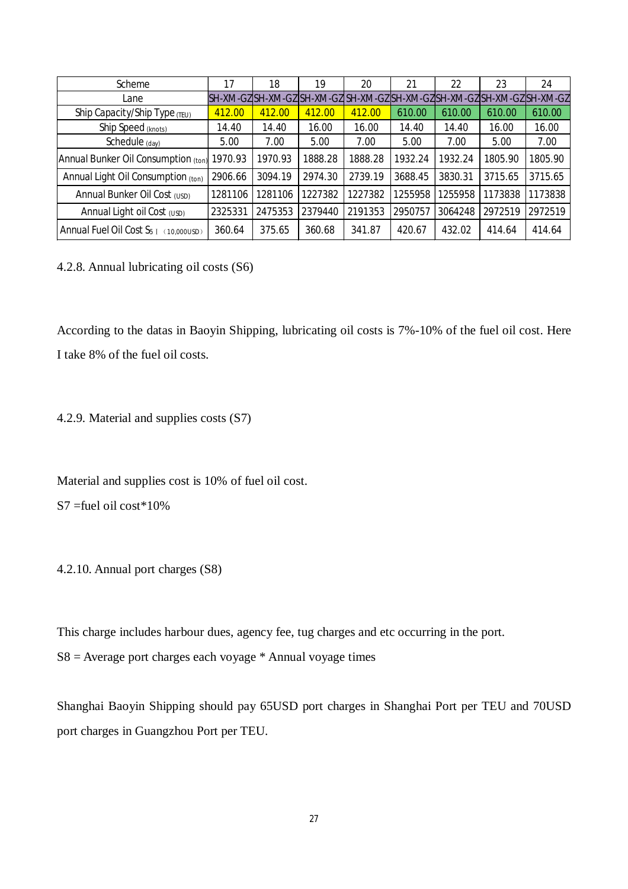| Scheme | 17 | 18 | 19 | 20 | 21 | 22 | 23 | 24 |
|---|---|---|---|---|---|---|---|---|
| Lane | SH-XM-GZ | SH-XM-GZ | SH-XM-GZ | SH-XM-GZ | SH-XM-GZ | SH-XM-GZ | SH-XM-GZ | SH-XM-GZ |
| Ship Capacity/Ship Type (TEU) | 412.00 | 412.00 | 412.00 | 412.00 | 610.00 | 610.00 | 610.00 | 610.00 |
| Ship Speed (knots) | 14.40 | 14.40 | 16.00 | 16.00 | 14.40 | 14.40 | 16.00 | 16.00 |
| Schedule (day) | 5.00 | 7.00 | 5.00 | 7.00 | 5.00 | 7.00 | 5.00 | 7.00 |
| Annual Bunker Oil Consumption (ton) | 1970.93 | 1970.93 | 1888.28 | 1888.28 | 1932.24 | 1932.24 | 1805.90 | 1805.90 |
| Annual Light Oil Consumption (ton) | 2906.66 | 3094.19 | 2974.30 | 2739.19 | 3688.45 | 3830.31 | 3715.65 | 3715.65 |
| Annual Bunker Oil Cost (USD) | 1281106 | 1281106 | 1227382 | 1227382 | 1255958 | 1255958 | 1173838 | 1173838 |
| Annual Light oil Cost (USD) | 2325331 | 2475353 | 2379440 | 2191353 | 2950757 | 3064248 | 2972519 | 2972519 |
| Annual Fuel Oil Cost $S_5$ (10,000USD) | 360.64 | 375.65 | 360.68 | 341.87 | 420.67 | 432.02 | 414.64 | 414.64 |

4.2.8. Annual lubricating oil costs (S6)

According to the datas in Baoyin Shipping, lubricating oil costs is 7%-10% of the fuel oil cost. Here I take 8% of the fuel oil costs.

4.2.9. Material and supplies costs (S7)

Material and supplies cost is 10% of fuel oil cost.

S7 =fuel oil cost*10%

4.2.10. Annual port charges (S8)

This charge includes harbour dues, agency fee, tug charges and etc occurring in the port.

S8 = Average port charges each voyage * Annual voyage times

Shanghai Baoyin Shipping should pay 65USD port charges in Shanghai Port per TEU and 70USD port charges in Guangzhou Port per TEU.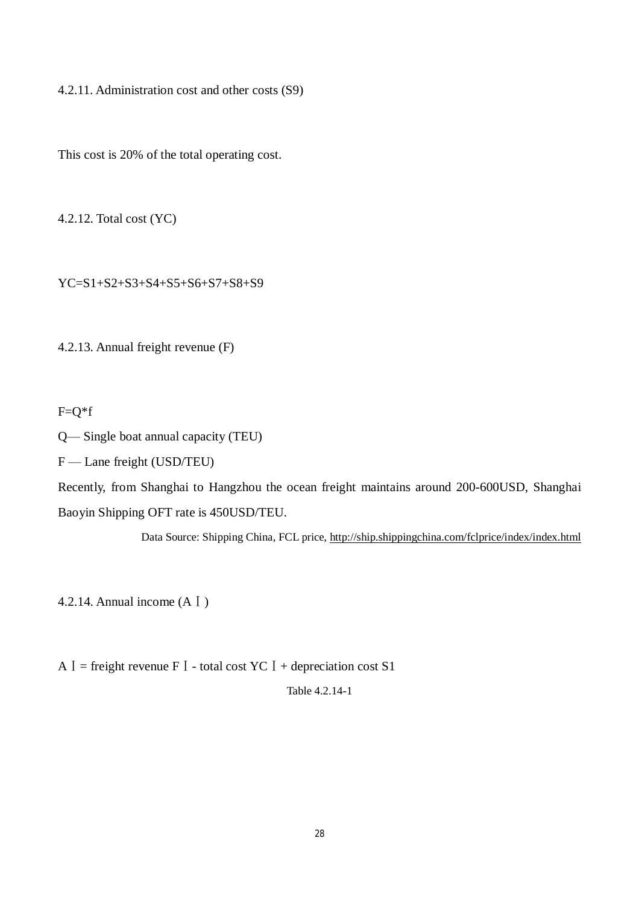### 4.2.11. Administration cost and other costs (S9)

This cost is 20% of the total operating cost.

### 4.2.12. Total cost (YC)

YC=S1+S2+S3+S4+S5+S6+S7+S8+S9

### 4.2.13. Annual freight revenue (F)

F=Q*f

Q— Single boat annual capacity (TEU)

F — Lane freight (USD/TEU)

Recently, from Shanghai to Hangzhou the ocean freight maintains around 200-600USD, Shanghai Baoyin Shipping OFT rate is 450USD/TEU.

Data Source: Shipping China, FCL price, http://ship.shippingchina.com/fclprice/index/index.html

### 4.2.14. Annual income (AⅠ)

AⅠ= freight revenue FⅠ- total cost YCⅠ+ depreciation cost S1

Table 4.2.14-1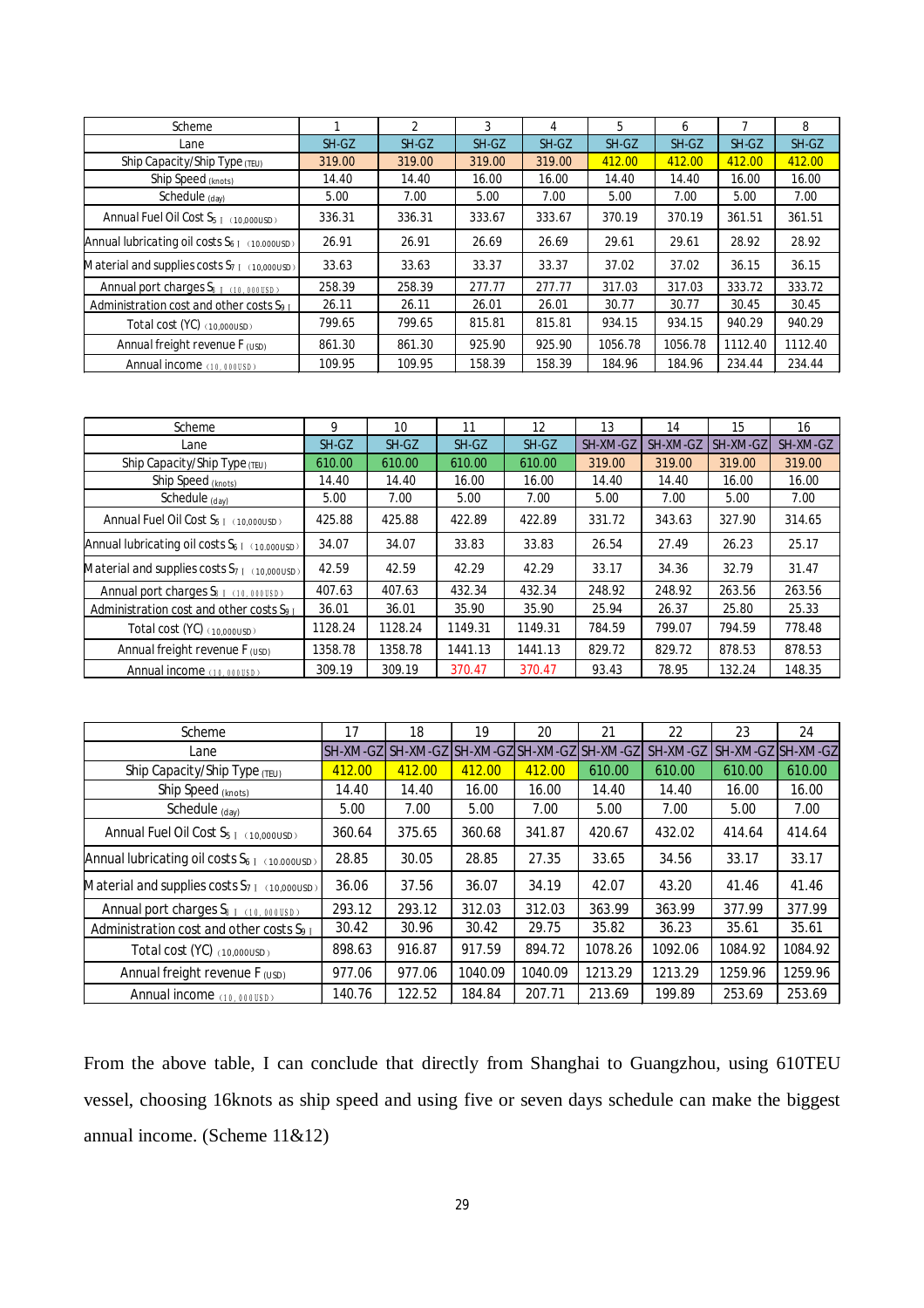| Scheme | 1 | 2 | 3 | 4 | 5 | 6 | 7 | 8 |
|---|---|---|---|---|---|---|---|---|
| Lane | SH-GZ | SH-GZ | SH-GZ | SH-GZ | SH-GZ | SH-GZ | SH-GZ | SH-GZ |
| Ship Capacity/Ship Type (TEU) | 319.00 | 319.00 | 319.00 | 319.00 | 412.00 | 412.00 | 412.00 | 412.00 |
| Ship Speed (knots) | 14.40 | 14.40 | 16.00 | 16.00 | 14.40 | 14.40 | 16.00 | 16.00 |
| Schedule (day) | 5.00 | 7.00 | 5.00 | 7.00 | 5.00 | 7.00 | 5.00 | 7.00 |
| Annual Fuel Oil Cost $S_5$ (10,000USD) | 336.31 | 336.31 | 333.67 | 333.67 | 370.19 | 370.19 | 361.51 | 361.51 |
| Annual lubricating oil costs $S_6$ (10,000USD) | 26.91 | 26.91 | 26.69 | 26.69 | 29.61 | 29.61 | 28.92 | 28.92 |
| Material and supplies costs $S_7$ (10,000USD) | 33.63 | 33.63 | 33.37 | 33.37 | 37.02 | 37.02 | 36.15 | 36.15 |
| Annual port charges $S_8$ (10,000USD) | 258.39 | 258.39 | 277.77 | 277.77 | 317.03 | 317.03 | 333.72 | 333.72 |
| Administration cost and other costs $S_9$ | 26.11 | 26.11 | 26.01 | 26.01 | 30.77 | 30.77 | 30.45 | 30.45 |
| Total cost (YC) (10,000USD) | 799.65 | 799.65 | 815.81 | 815.81 | 934.15 | 934.15 | 940.29 | 940.29 |
| Annual freight revenue F (USD) | 861.30 | 861.30 | 925.90 | 925.90 | 1056.78 | 1056.78 | 1112.40 | 1112.40 |
| Annual income (10,000USD) | 109.95 | 109.95 | 158.39 | 158.39 | 184.96 | 184.96 | 234.44 | 234.44 |

| Scheme | 9 | 10 | 11 | 12 | 13 | 14 | 15 | 16 |
|---|---|---|---|---|---|---|---|---|
| Lane | SH-GZ | SH-GZ | SH-GZ | SH-GZ | SH-XM-GZ | SH-XM-GZ | SH-XM-GZ | SH-XM-GZ |
| Ship Capacity/Ship Type (TEU) | 610.00 | 610.00 | 610.00 | 610.00 | 319.00 | 319.00 | 319.00 | 319.00 |
| Ship Speed (knots) | 14.40 | 14.40 | 16.00 | 16.00 | 14.40 | 14.40 | 16.00 | 16.00 |
| Schedule (day) | 5.00 | 7.00 | 5.00 | 7.00 | 5.00 | 7.00 | 5.00 | 7.00 |
| Annual Fuel Oil Cost $S_5$ (10,000USD) | 425.88 | 425.88 | 422.89 | 422.89 | 331.72 | 343.63 | 327.90 | 314.65 |
| Annual lubricating oil costs $S_6$ (10,000USD) | 34.07 | 34.07 | 33.83 | 33.83 | 26.54 | 27.49 | 26.23 | 25.17 |
| Material and supplies costs $S_7$ (10,000USD) | 42.59 | 42.59 | 42.29 | 42.29 | 33.17 | 34.36 | 32.79 | 31.47 |
| Annual port charges $S_8$ (10,000USD) | 407.63 | 407.63 | 432.34 | 432.34 | 248.92 | 248.92 | 263.56 | 263.56 |
| Administration cost and other costs $S_9$ | 36.01 | 36.01 | 35.90 | 35.90 | 25.94 | 26.37 | 25.80 | 25.33 |
| Total cost (YC) (10,000USD) | 1128.24 | 1128.24 | 1149.31 | 1149.31 | 784.59 | 799.07 | 794.59 | 778.48 |
| Annual freight revenue F (USD) | 1358.78 | 1358.78 | 1441.13 | 1441.13 | 829.72 | 829.72 | 878.53 | 878.53 |
| Annual income (10,000USD) | 309.19 | 309.19 | 370.47 | 370.47 | 93.43 | 78.95 | 132.24 | 148.35 |

| Scheme | 17 | 18 | 19 | 20 | 21 | 22 | 23 | 24 |
|---|---|---|---|---|---|---|---|---|
| Lane | SH-XM-GZ | SH-XM-GZ | SH-XM-GZ | SH-XM-GZ | SH-XM-GZ | SH-XM-GZ | SH-XM-GZ | SH-XM-GZ |
| Ship Capacity/Ship Type (TEU) | 412.00 | 412.00 | 412.00 | 412.00 | 610.00 | 610.00 | 610.00 | 610.00 |
| Ship Speed (knots) | 14.40 | 14.40 | 16.00 | 16.00 | 14.40 | 14.40 | 16.00 | 16.00 |
| Schedule (day) | 5.00 | 7.00 | 5.00 | 7.00 | 5.00 | 7.00 | 5.00 | 7.00 |
| Annual Fuel Oil Cost $S_5$ (10,000USD) | 360.64 | 375.65 | 360.68 | 341.87 | 420.67 | 432.02 | 414.64 | 414.64 |
| Annual lubricating oil costs $S_6$ (10,000USD) | 28.85 | 30.05 | 28.85 | 27.35 | 33.65 | 34.56 | 33.17 | 33.17 |
| Material and supplies costs $S_7$ (10,000USD) | 36.06 | 37.56 | 36.07 | 34.19 | 42.07 | 43.20 | 41.46 | 41.46 |
| Annual port charges $S_8$ (10,000USD) | 293.12 | 293.12 | 312.03 | 312.03 | 363.99 | 363.99 | 377.99 | 377.99 |
| Administration cost and other costs $S_9$ | 30.42 | 30.96 | 30.42 | 29.75 | 35.82 | 36.23 | 35.61 | 35.61 |
| Total cost (YC) (10,000USD) | 898.63 | 916.87 | 917.59 | 894.72 | 1078.26 | 1092.06 | 1084.92 | 1084.92 |
| Annual freight revenue F (USD) | 977.06 | 977.06 | 1040.09 | 1040.09 | 1213.29 | 1213.29 | 1259.96 | 1259.96 |
| Annual income (10,000USD) | 140.76 | 122.52 | 184.84 | 207.71 | 213.69 | 199.89 | 253.69 | 253.69 |

From the above table, I can conclude that directly from Shanghai to Guangzhou, using 610TEU vessel, choosing 16knots as ship speed and using five or seven days schedule can make the biggest annual income. (Scheme 11&12)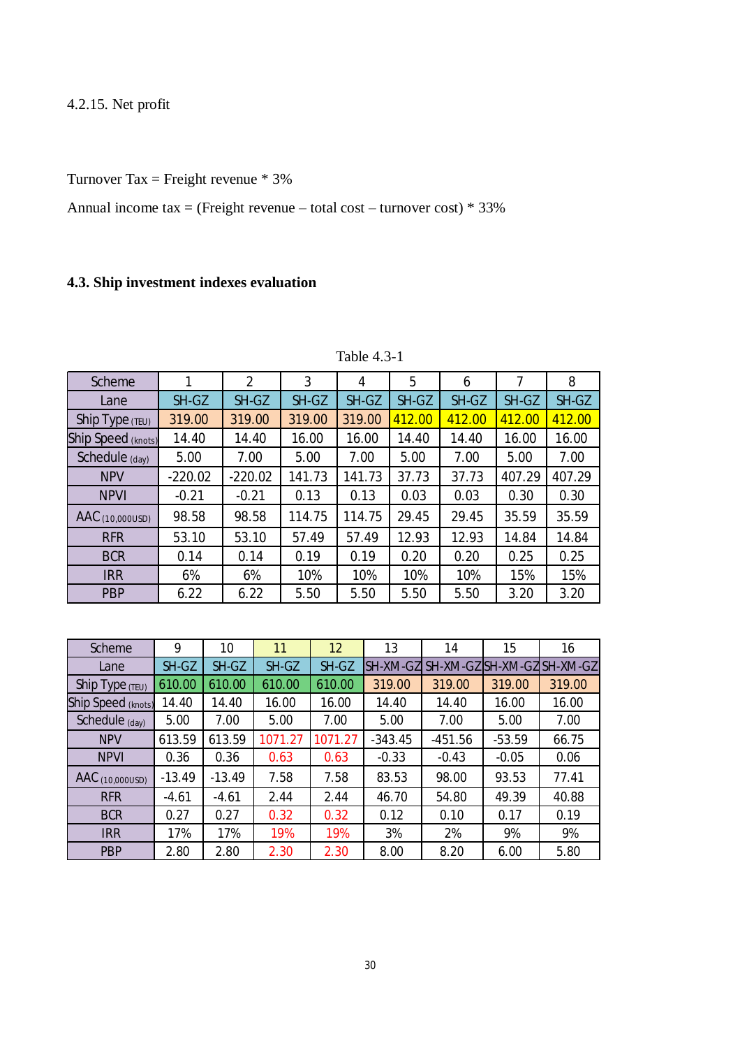4.2.15. Net profit

Turnover Tax = Freight revenue * 3%

Annual income tax = (Freight revenue – total cost – turnover cost) * 33%

### 4.3. Ship investment indexes evaluation

Table 4.3-1

| Scheme | 1 | 2 | 3 | 4 | 5 | 6 | 7 | 8 |
|---|---|---|---|---|---|---|---|---|
| Lane | SH-GZ | SH-GZ | SH-GZ | SH-GZ | SH-GZ | SH-GZ | SH-GZ | SH-GZ |
| Ship Type (TEU) | 319.00 | 319.00 | 319.00 | 319.00 | 412.00 | 412.00 | 412.00 | 412.00 |
| Ship Speed (knots) | 14.40 | 14.40 | 16.00 | 16.00 | 14.40 | 14.40 | 16.00 | 16.00 |
| Schedule (day) | 5.00 | 7.00 | 5.00 | 7.00 | 5.00 | 7.00 | 5.00 | 7.00 |
| NPV | -220.02 | -220.02 | 141.73 | 141.73 | 37.73 | 37.73 | 407.29 | 407.29 |
| NPVI | -0.21 | -0.21 | 0.13 | 0.13 | 0.03 | 0.03 | 0.30 | 0.30 |
| AAC (10,000USD) | 98.58 | 98.58 | 114.75 | 114.75 | 29.45 | 29.45 | 35.59 | 35.59 |
| RFR | 53.10 | 53.10 | 57.49 | 57.49 | 12.93 | 12.93 | 14.84 | 14.84 |
| BCR | 0.14 | 0.14 | 0.19 | 0.19 | 0.20 | 0.20 | 0.25 | 0.25 |
| IRR | 6% | 6% | 10% | 10% | 10% | 10% | 15% | 15% |
| PBP | 6.22 | 6.22 | 5.50 | 5.50 | 5.50 | 5.50 | 3.20 | 3.20 |

| Scheme | 9 | 10 | 11 | 12 | 13 | 14 | 15 | 16 |
|---|---|---|---|---|---|---|---|---|
| Lane | SH-GZ | SH-GZ | SH-GZ | SH-GZ | SH-XM-GZ | SH-XM-GZ | SH-XM-GZ | SH-XM-GZ |
| Ship Type (TEU) | 610.00 | 610.00 | 610.00 | 610.00 | 319.00 | 319.00 | 319.00 | 319.00 |
| Ship Speed (knots) | 14.40 | 14.40 | 16.00 | 16.00 | 14.40 | 14.40 | 16.00 | 16.00 |
| Schedule (day) | 5.00 | 7.00 | 5.00 | 7.00 | 5.00 | 7.00 | 5.00 | 7.00 |
| NPV | 613.59 | 613.59 | 1071.27 | 1071.27 | -343.45 | -451.56 | -53.59 | 66.75 |
| NPVI | 0.36 | 0.36 | 0.63 | 0.63 | -0.33 | -0.43 | -0.05 | 0.06 |
| AAC (10,000USD) | -13.49 | -13.49 | 7.58 | 7.58 | 83.53 | 98.00 | 93.53 | 77.41 |
| RFR | -4.61 | -4.61 | 2.44 | 2.44 | 46.70 | 54.80 | 49.39 | 40.88 |
| BCR | 0.27 | 0.27 | 0.32 | 0.32 | 0.12 | 0.10 | 0.17 | 0.19 |
| IRR | 17% | 17% | 19% | 19% | 3% | 2% | 9% | 9% |
| PBP | 2.80 | 2.80 | 2.30 | 2.30 | 8.00 | 8.20 | 6.00 | 5.80 |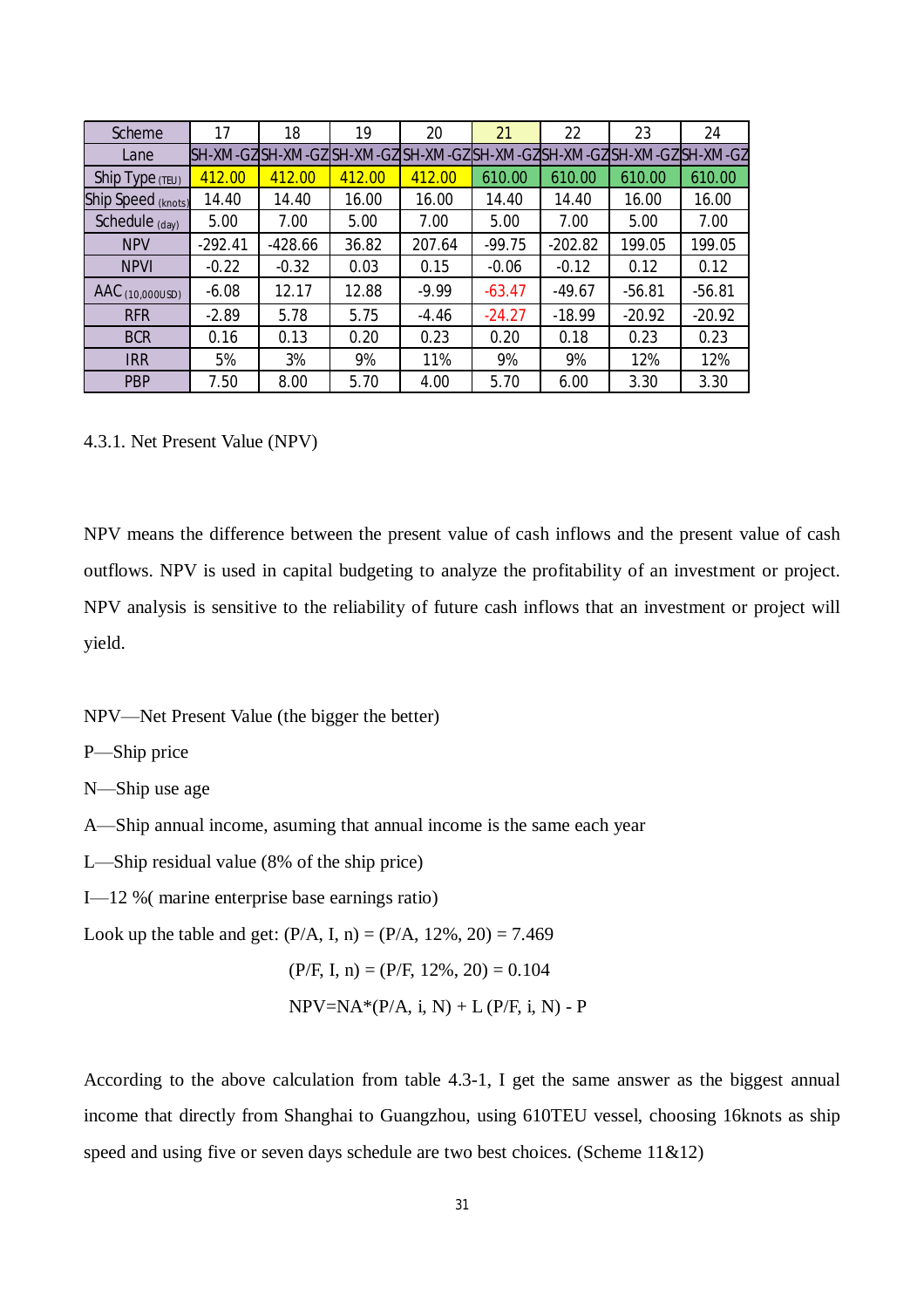| Scheme | 17 | 18 | 19 | 20 | 21 | 22 | 23 | 24 |
|---|---|---|---|---|---|---|---|---|
| Lane | SH-XM-GZ | SH-XM-GZ | SH-XM-GZ | SH-XM-GZ | SH-XM-GZ | SH-XM-GZ | SH-XM-GZ | SH-XM-GZ |
| Ship Type (TEU) | 412.00 | 412.00 | 412.00 | 412.00 | 610.00 | 610.00 | 610.00 | 610.00 |
| Ship Speed (knots) | 14.40 | 14.40 | 16.00 | 16.00 | 14.40 | 14.40 | 16.00 | 16.00 |
| Schedule (day) | 5.00 | 7.00 | 5.00 | 7.00 | 5.00 | 7.00 | 5.00 | 7.00 |
| NPV | -292.41 | -428.66 | 36.82 | 207.64 | -99.75 | -202.82 | 199.05 | 199.05 |
| NPVI | -0.22 | -0.32 | 0.03 | 0.15 | -0.06 | -0.12 | 0.12 | 0.12 |
| AAC (10,000USD) | -6.08 | 12.17 | 12.88 | -9.99 | -63.47 | -49.67 | -56.81 | -56.81 |
| RFR | -2.89 | 5.78 | 5.75 | -4.46 | -24.27 | -18.99 | -20.92 | -20.92 |
| BCR | 0.16 | 0.13 | 0.20 | 0.23 | 0.20 | 0.18 | 0.23 | 0.23 |
| IRR | 5% | 3% | 9% | 11% | 9% | 9% | 12% | 12% |
| PBP | 7.50 | 8.00 | 5.70 | 4.00 | 5.70 | 6.00 | 3.30 | 3.30 |

### 4.3.1. Net Present Value (NPV)

NPV means the difference between the present value of cash inflows and the present value of cash outflows. NPV is used in capital budgeting to analyze the profitability of an investment or project. NPV analysis is sensitive to the reliability of future cash inflows that an investment or project will yield.

NPV—Net Present Value (the bigger the better)

P—Ship price

N—Ship use age

A—Ship annual income, asuming that annual income is the same each year

L—Ship residual value (8% of the ship price)

I—12 %( marine enterprise base earnings ratio)

Look up the table and get: $(P/A, I, n) = (P/A, 12\%, 20) = 7.469$

$$(P/F, I, n) = (P/F, 12\%, 20) = 0.104$$

$$NPV = NA*(P/A, i, N) + L\,(P/F, i, N) - P$$

According to the above calculation from table 4.3-1, I get the same answer as the biggest annual income that directly from Shanghai to Guangzhou, using 610TEU vessel, choosing 16knots as ship speed and using five or seven days schedule are two best choices. (Scheme 11&12)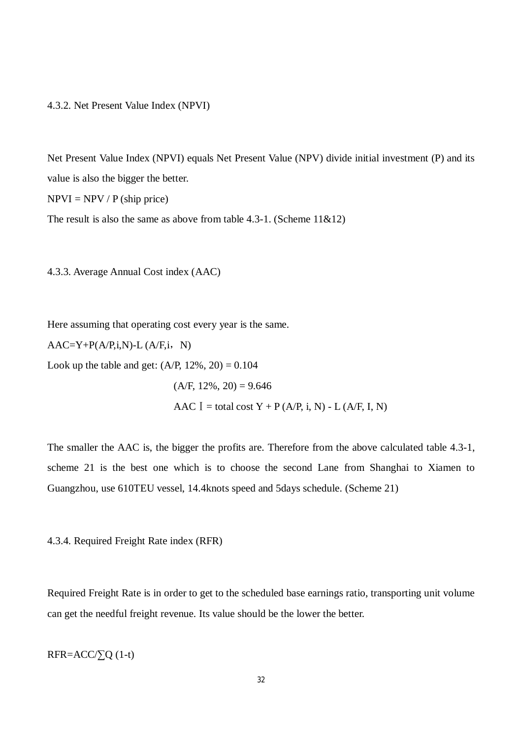### 4.3.2. Net Present Value Index (NPVI)

Net Present Value Index (NPVI) equals Net Present Value (NPV) divide initial investment (P) and its value is also the bigger the better.

NPVI = NPV / P (ship price)

The result is also the same as above from table 4.3-1. (Scheme 11&12)

### 4.3.3. Average Annual Cost index (AAC)

Here assuming that operating cost every year is the same.

AAC=Y+P(A/P,i,N)-L (A/F,i，N)

Look up the table and get: (A/P, 12%, 20) = 0.104

(A/F, 12%, 20) = 9.646

AAC Ⅰ = total cost Y + P (A/P, i, N) - L (A/F, I, N)

The smaller the AAC is, the bigger the profits are. Therefore from the above calculated table 4.3-1, scheme 21 is the best one which is to choose the second Lane from Shanghai to Xiamen to Guangzhou, use 610TEU vessel, 14.4knots speed and 5days schedule. (Scheme 21)

### 4.3.4. Required Freight Rate index (RFR)

Required Freight Rate is in order to get to the scheduled base earnings ratio, transporting unit volume can get the needful freight revenue. Its value should be the lower the better.

RFR=ACC/∑Q (1-t)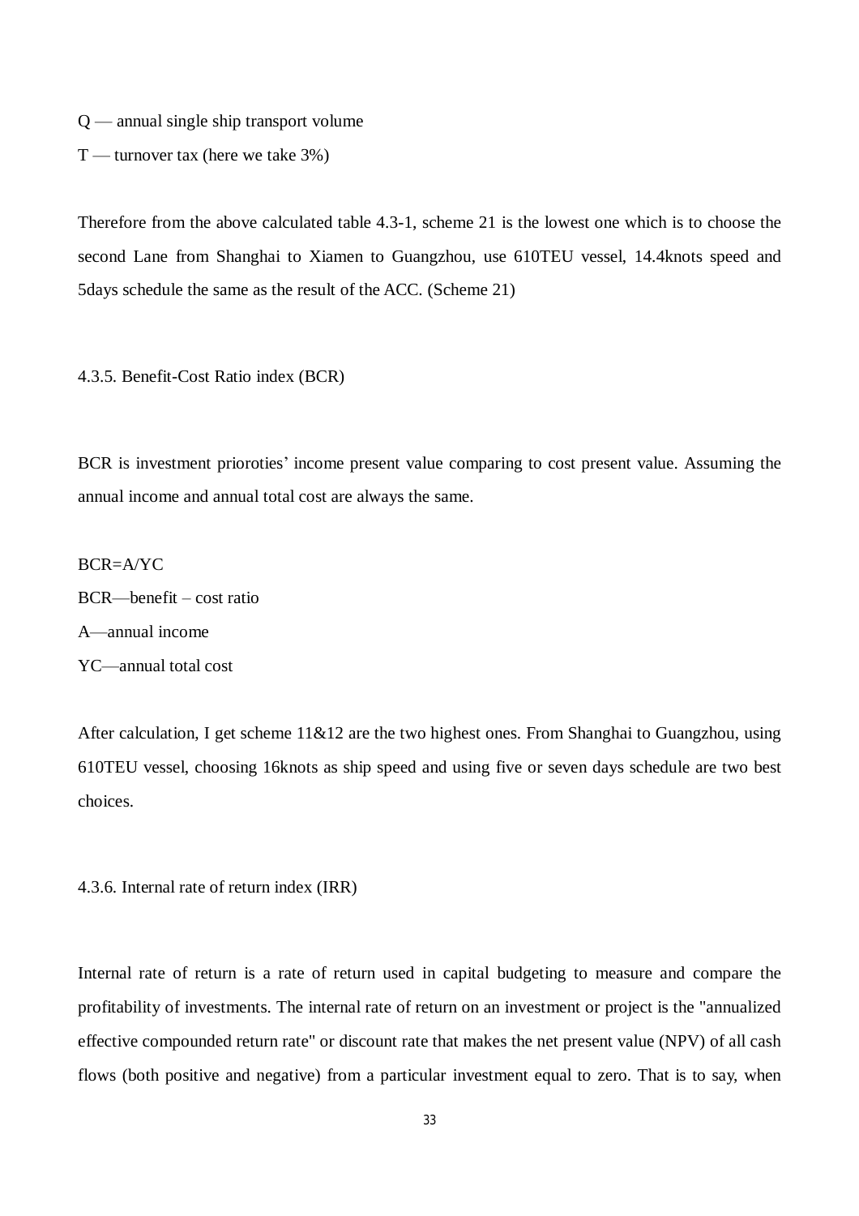Q — annual single ship transport volume

T — turnover tax (here we take 3%)

Therefore from the above calculated table 4.3-1, scheme 21 is the lowest one which is to choose the second Lane from Shanghai to Xiamen to Guangzhou, use 610TEU vessel, 14.4knots speed and 5days schedule the same as the result of the ACC. (Scheme 21)

### 4.3.5. Benefit-Cost Ratio index (BCR)

BCR is investment prioroties' income present value comparing to cost present value. Assuming the annual income and annual total cost are always the same.

$$BCR=A/YC$$

BCR—benefit – cost ratio

A—annual income

YC—annual total cost

After calculation, I get scheme 11&12 are the two highest ones. From Shanghai to Guangzhou, using 610TEU vessel, choosing 16knots as ship speed and using five or seven days schedule are two best choices.

### 4.3.6. Internal rate of return index (IRR)

Internal rate of return is a rate of return used in capital budgeting to measure and compare the profitability of investments. The internal rate of return on an investment or project is the "annualized effective compounded return rate" or discount rate that makes the net present value (NPV) of all cash flows (both positive and negative) from a particular investment equal to zero. That is to say, when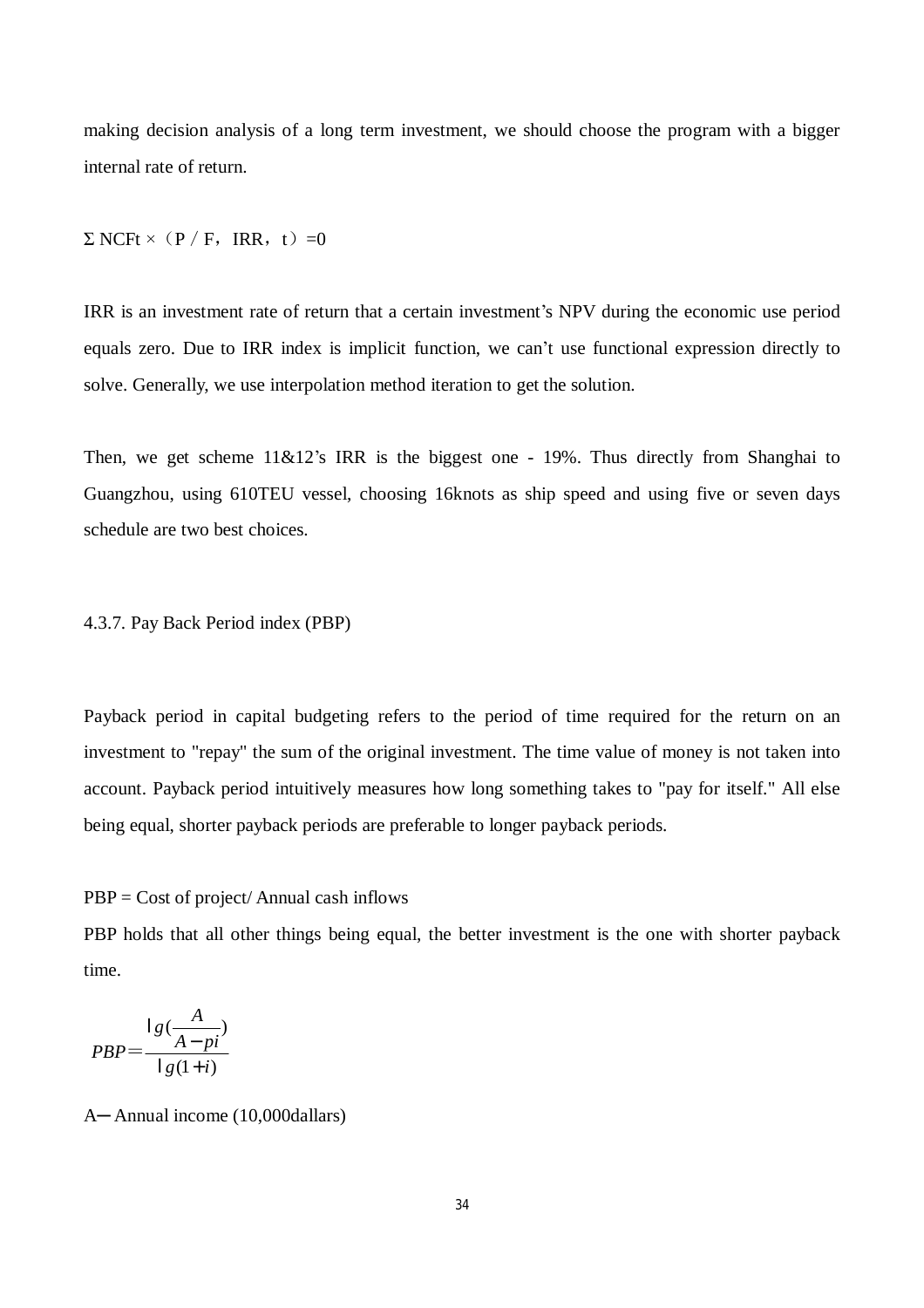making decision analysis of a long term investment, we should choose the program with a bigger internal rate of return.

$\Sigma$ NCFt ×（P / F，IRR，t）=0

IRR is an investment rate of return that a certain investment's NPV during the economic use period equals zero. Due to IRR index is implicit function, we can't use functional expression directly to solve. Generally, we use interpolation method iteration to get the solution.

Then, we get scheme 11&12's IRR is the biggest one - 19%. Thus directly from Shanghai to Guangzhou, using 610TEU vessel, choosing 16knots as ship speed and using five or seven days schedule are two best choices.

### 4.3.7. Pay Back Period index (PBP)

Payback period in capital budgeting refers to the period of time required for the return on an investment to "repay" the sum of the original investment. The time value of money is not taken into account. Payback period intuitively measures how long something takes to "pay for itself." All else being equal, shorter payback periods are preferable to longer payback periods.

PBP = Cost of project/ Annual cash inflows

PBP holds that all other things being equal, the better investment is the one with shorter payback time.

$$PBP = \frac{\lg(\frac{A}{A - pi})}{\lg(1 + i)}$$

A─ Annual income (10,000dallars)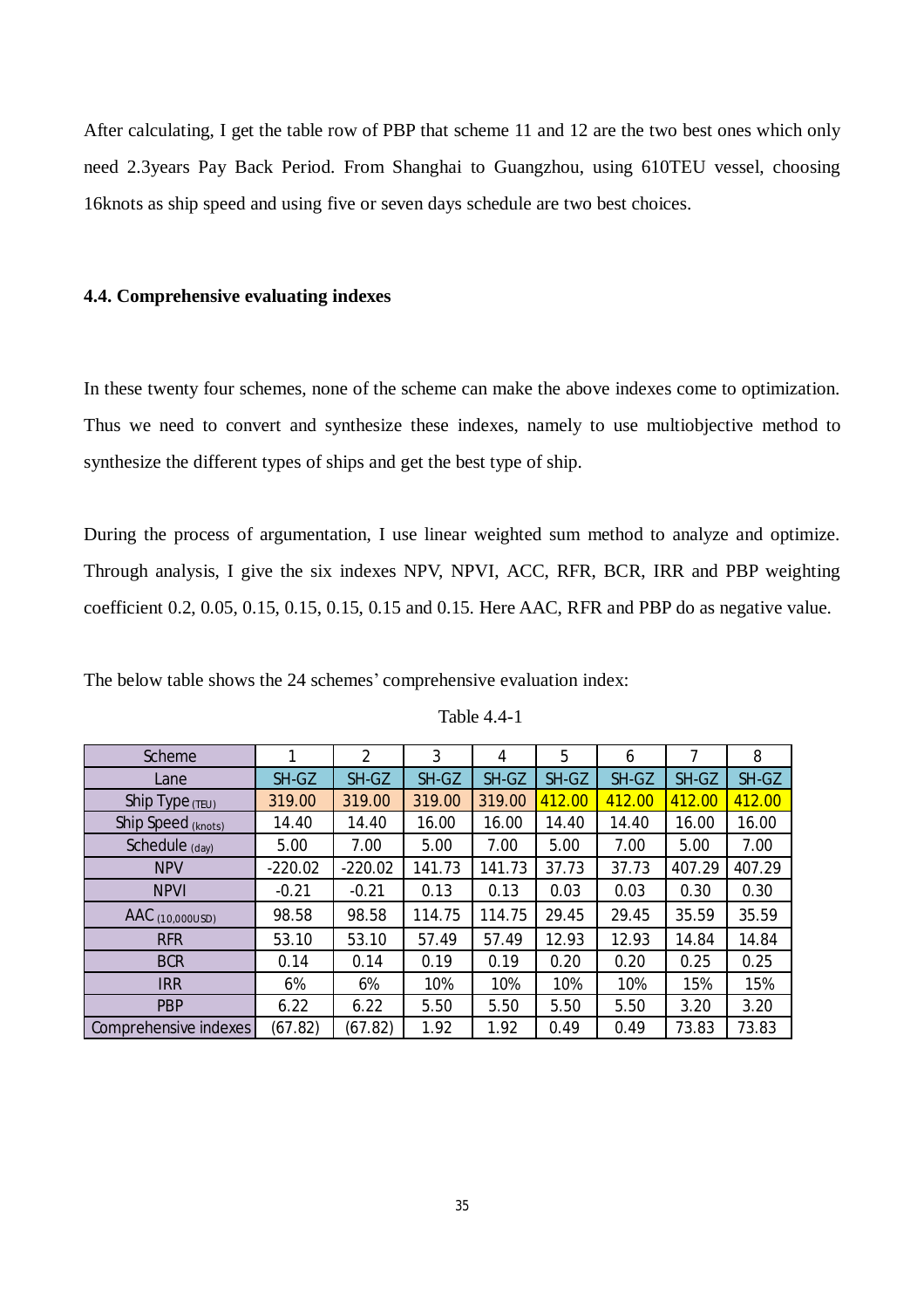After calculating, I get the table row of PBP that scheme 11 and 12 are the two best ones which only need 2.3years Pay Back Period. From Shanghai to Guangzhou, using 610TEU vessel, choosing 16knots as ship speed and using five or seven days schedule are two best choices.

### 4.4. Comprehensive evaluating indexes

In these twenty four schemes, none of the scheme can make the above indexes come to optimization. Thus we need to convert and synthesize these indexes, namely to use multiobjective method to synthesize the different types of ships and get the best type of ship.

During the process of argumentation, I use linear weighted sum method to analyze and optimize. Through analysis, I give the six indexes NPV, NPVI, ACC, RFR, BCR, IRR and PBP weighting coefficient 0.2, 0.05, 0.15, 0.15, 0.15, 0.15 and 0.15. Here AAC, RFR and PBP do as negative value.

The below table shows the 24 schemes' comprehensive evaluation index:

Table 4.4-1

| Scheme | 1 | 2 | 3 | 4 | 5 | 6 | 7 | 8 |
|---|---|---|---|---|---|---|---|---|
| Lane | SH-GZ | SH-GZ | SH-GZ | SH-GZ | SH-GZ | SH-GZ | SH-GZ | SH-GZ |
| Ship Type (TEU) | 319.00 | 319.00 | 319.00 | 319.00 | 412.00 | 412.00 | 412.00 | 412.00 |
| Ship Speed (knots) | 14.40 | 14.40 | 16.00 | 16.00 | 14.40 | 14.40 | 16.00 | 16.00 |
| Schedule (day) | 5.00 | 7.00 | 5.00 | 7.00 | 5.00 | 7.00 | 5.00 | 7.00 |
| NPV | -220.02 | -220.02 | 141.73 | 141.73 | 37.73 | 37.73 | 407.29 | 407.29 |
| NPVI | -0.21 | -0.21 | 0.13 | 0.13 | 0.03 | 0.03 | 0.30 | 0.30 |
| AAC (10,000USD) | 98.58 | 98.58 | 114.75 | 114.75 | 29.45 | 29.45 | 35.59 | 35.59 |
| RFR | 53.10 | 53.10 | 57.49 | 57.49 | 12.93 | 12.93 | 14.84 | 14.84 |
| BCR | 0.14 | 0.14 | 0.19 | 0.19 | 0.20 | 0.20 | 0.25 | 0.25 |
| IRR | 6% | 6% | 10% | 10% | 10% | 10% | 15% | 15% |
| PBP | 6.22 | 6.22 | 5.50 | 5.50 | 5.50 | 5.50 | 3.20 | 3.20 |
| Comprehensive indexes | (67.82) | (67.82) | 1.92 | 1.92 | 0.49 | 0.49 | 73.83 | 73.83 |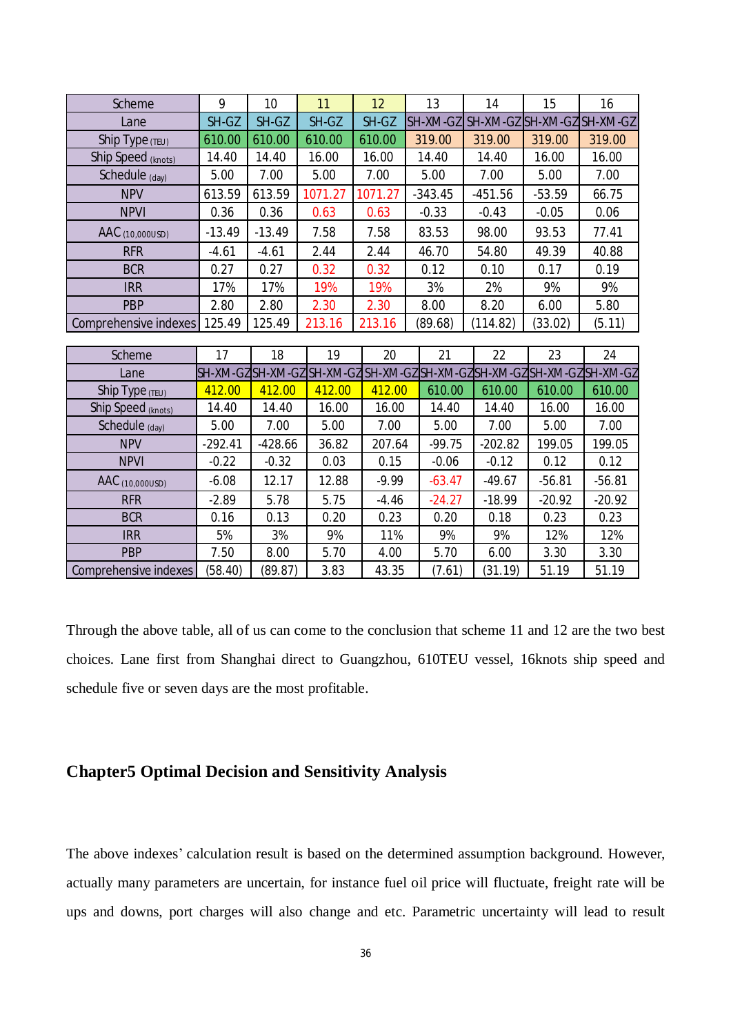| Scheme | 9 | 10 | 11 | 12 | 13 | 14 | 15 | 16 |
|---|---|---|---|---|---|---|---|---|
| Lane | SH-GZ | SH-GZ | SH-GZ | SH-GZ | SH-XM-GZ | SH-XM-GZ | SH-XM-GZ | SH-XM-GZ |
| Ship Type (TEU) | 610.00 | 610.00 | 610.00 | 610.00 | 319.00 | 319.00 | 319.00 | 319.00 |
| Ship Speed (knots) | 14.40 | 14.40 | 16.00 | 16.00 | 14.40 | 14.40 | 16.00 | 16.00 |
| Schedule (day) | 5.00 | 7.00 | 5.00 | 7.00 | 5.00 | 7.00 | 5.00 | 7.00 |
| NPV | 613.59 | 613.59 | 1071.27 | 1071.27 | -343.45 | -451.56 | -53.59 | 66.75 |
| NPVI | 0.36 | 0.36 | 0.63 | 0.63 | -0.33 | -0.43 | -0.05 | 0.06 |
| AAC (10,000USD) | -13.49 | -13.49 | 7.58 | 7.58 | 83.53 | 98.00 | 93.53 | 77.41 |
| RFR | -4.61 | -4.61 | 2.44 | 2.44 | 46.70 | 54.80 | 49.39 | 40.88 |
| BCR | 0.27 | 0.27 | 0.32 | 0.32 | 0.12 | 0.10 | 0.17 | 0.19 |
| IRR | 17% | 17% | 19% | 19% | 3% | 2% | 9% | 9% |
| PBP | 2.80 | 2.80 | 2.30 | 2.30 | 8.00 | 8.20 | 6.00 | 5.80 |
| Comprehensive indexes | 125.49 | 125.49 | 213.16 | 213.16 | (89.68) | (114.82) | (33.02) | (5.11) |

| Scheme | 17 | 18 | 19 | 20 | 21 | 22 | 23 | 24 |
|---|---|---|---|---|---|---|---|---|
| Lane | SH-XM-GZ | SH-XM-GZ | SH-XM-GZ | SH-XM-GZ | SH-XM-GZ | SH-XM-GZ | SH-XM-GZ | SH-XM-GZ |
| Ship Type (TEU) | 412.00 | 412.00 | 412.00 | 412.00 | 610.00 | 610.00 | 610.00 | 610.00 |
| Ship Speed (knots) | 14.40 | 14.40 | 16.00 | 16.00 | 14.40 | 14.40 | 16.00 | 16.00 |
| Schedule (day) | 5.00 | 7.00 | 5.00 | 7.00 | 5.00 | 7.00 | 5.00 | 7.00 |
| NPV | -292.41 | -428.66 | 36.82 | 207.64 | -99.75 | -202.82 | 199.05 | 199.05 |
| NPVI | -0.22 | -0.32 | 0.03 | 0.15 | -0.06 | -0.12 | 0.12 | 0.12 |
| AAC (10,000USD) | -6.08 | 12.17 | 12.88 | -9.99 | -63.47 | -49.67 | -56.81 | -56.81 |
| RFR | -2.89 | 5.78 | 5.75 | -4.46 | -24.27 | -18.99 | -20.92 | -20.92 |
| BCR | 0.16 | 0.13 | 0.20 | 0.23 | 0.20 | 0.18 | 0.23 | 0.23 |
| IRR | 5% | 3% | 9% | 11% | 9% | 9% | 12% | 12% |
| PBP | 7.50 | 8.00 | 5.70 | 4.00 | 5.70 | 6.00 | 3.30 | 3.30 |
| Comprehensive indexes | (58.40) | (89.87) | 3.83 | 43.35 | (7.61) | (31.19) | 51.19 | 51.19 |

Through the above table, all of us can come to the conclusion that scheme 11 and 12 are the two best choices. Lane first from Shanghai direct to Guangzhou, 610TEU vessel, 16knots ship speed and schedule five or seven days are the most profitable.

# Chapter5 Optimal Decision and Sensitivity Analysis

The above indexes' calculation result is based on the determined assumption background. However, actually many parameters are uncertain, for instance fuel oil price will fluctuate, freight rate will be ups and downs, port charges will also change and etc. Parametric uncertainty will lead to result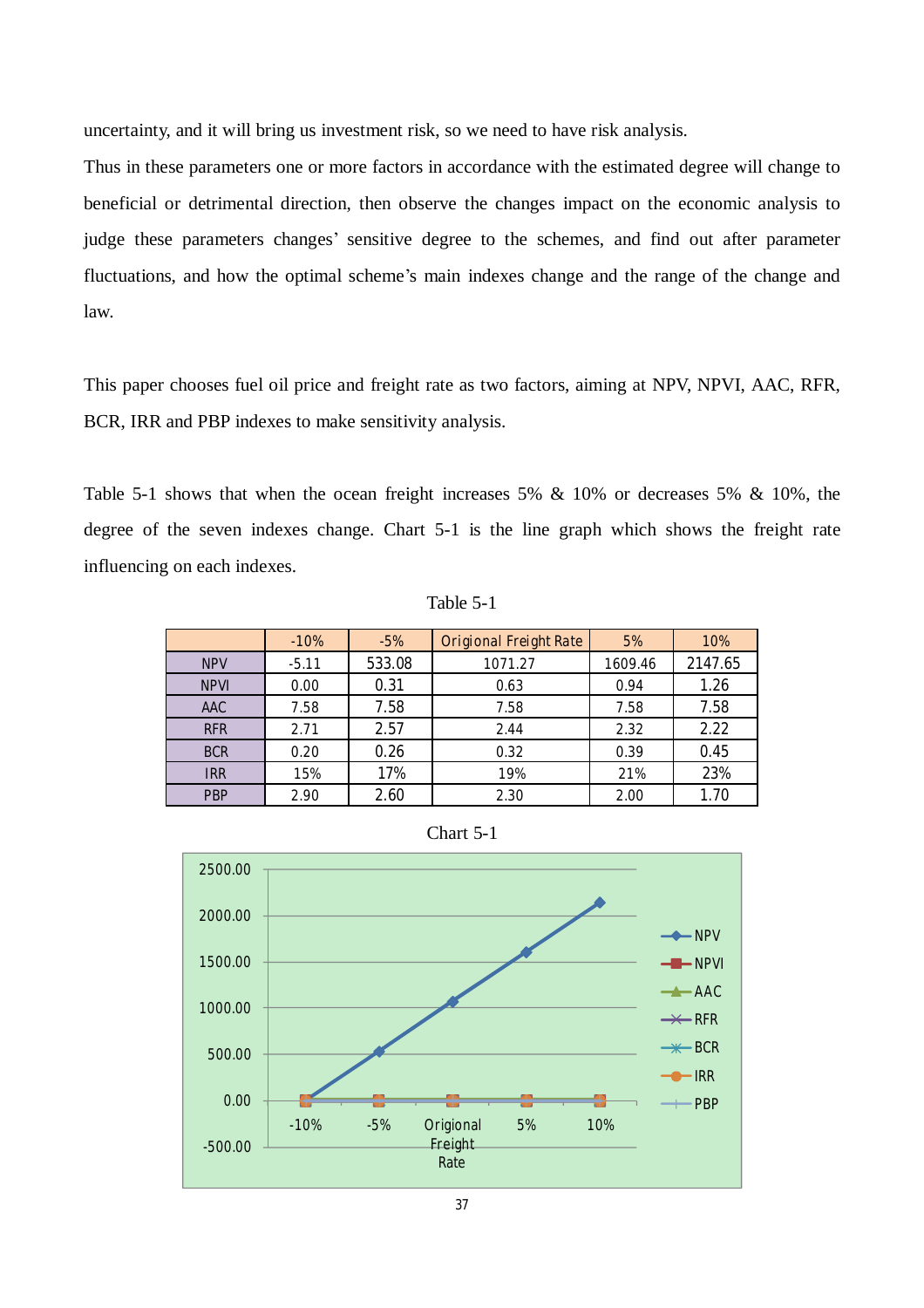uncertainty, and it will bring us investment risk, so we need to have risk analysis.

Thus in these parameters one or more factors in accordance with the estimated degree will change to beneficial or detrimental direction, then observe the changes impact on the economic analysis to judge these parameters changes' sensitive degree to the schemes, and find out after parameter fluctuations, and how the optimal scheme's main indexes change and the range of the change and law.

This paper chooses fuel oil price and freight rate as two factors, aiming at NPV, NPVI, AAC, RFR, BCR, IRR and PBP indexes to make sensitivity analysis.

Table 5-1 shows that when the ocean freight increases 5% & 10% or decreases 5% & 10%, the degree of the seven indexes change. Chart 5-1 is the line graph which shows the freight rate influencing on each indexes.

Table 5-1

| | -10% | -5% | Origional Freight Rate | 5% | 10% |
|---|---|---|---|---|---|
| NPV | -5.11 | 533.08 | 1071.27 | 1609.46 | 2147.65 |
| NPVI | 0.00 | 0.31 | 0.63 | 0.94 | 1.26 |
| AAC | 7.58 | 7.58 | 7.58 | 7.58 | 7.58 |
| RFR | 2.71 | 2.57 | 2.44 | 2.32 | 2.22 |
| BCR | 0.20 | 0.26 | 0.32 | 0.39 | 0.45 |
| IRR | 15% | 17% | 19% | 21% | 23% |
| PBP | 2.90 | 2.60 | 2.30 | 2.00 | 1.70 |

Chart 5-1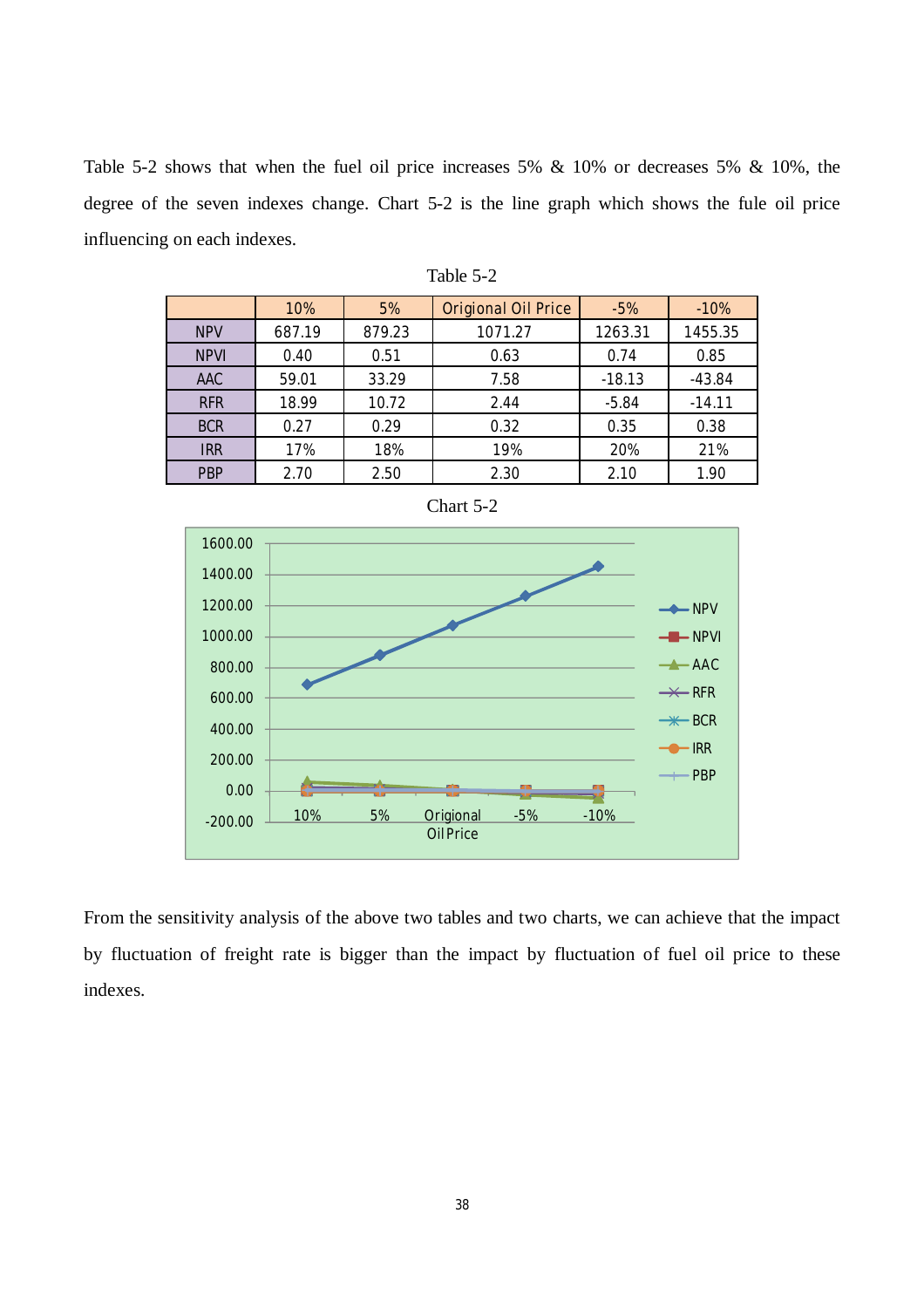Table 5-2 shows that when the fuel oil price increases 5% & 10% or decreases 5% & 10%, the degree of the seven indexes change. Chart 5-2 is the line graph which shows the fule oil price influencing on each indexes.

Table 5-2

| | 10% | 5% | Origional Oil Price | -5% | -10% |
|---|---|---|---|---|---|
| NPV | 687.19 | 879.23 | 1071.27 | 1263.31 | 1455.35 |
| NPVI | 0.40 | 0.51 | 0.63 | 0.74 | 0.85 |
| AAC | 59.01 | 33.29 | 7.58 | -18.13 | -43.84 |
| RFR | 18.99 | 10.72 | 2.44 | -5.84 | -14.11 |
| BCR | 0.27 | 0.29 | 0.32 | 0.35 | 0.38 |
| IRR | 17% | 18% | 19% | 20% | 21% |
| PBP | 2.70 | 2.50 | 2.30 | 2.10 | 1.90 |

Chart 5-2

From the sensitivity analysis of the above two tables and two charts, we can achieve that the impact by fluctuation of freight rate is bigger than the impact by fluctuation of fuel oil price to these indexes.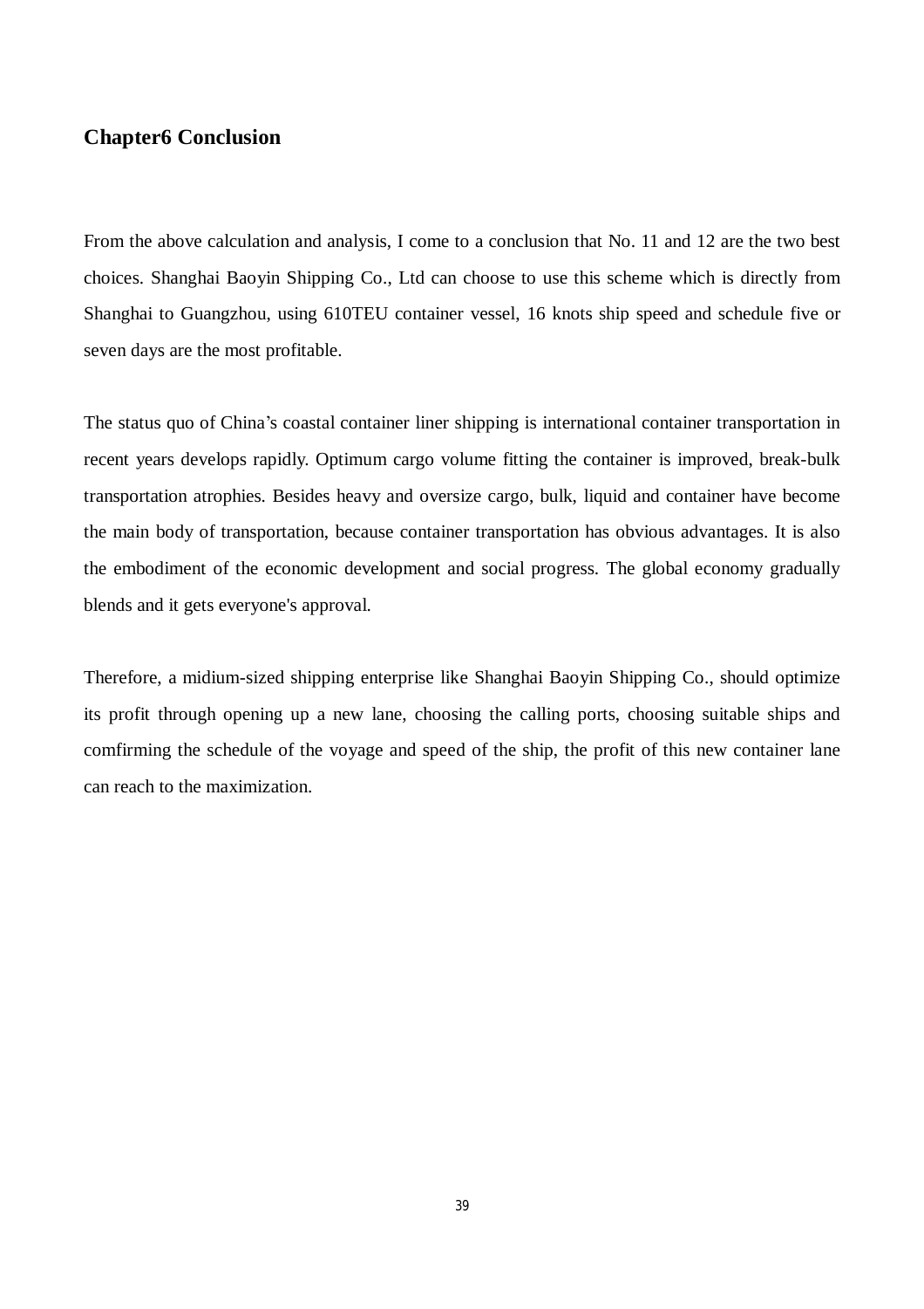# Chapter6 Conclusion

From the above calculation and analysis, I come to a conclusion that No. 11 and 12 are the two best choices. Shanghai Baoyin Shipping Co., Ltd can choose to use this scheme which is directly from Shanghai to Guangzhou, using 610TEU container vessel, 16 knots ship speed and schedule five or seven days are the most profitable.

The status quo of China's coastal container liner shipping is international container transportation in recent years develops rapidly. Optimum cargo volume fitting the container is improved, break-bulk transportation atrophies. Besides heavy and oversize cargo, bulk, liquid and container have become the main body of transportation, because container transportation has obvious advantages. It is also the embodiment of the economic development and social progress. The global economy gradually blends and it gets everyone's approval.

Therefore, a midium-sized shipping enterprise like Shanghai Baoyin Shipping Co., should optimize its profit through opening up a new lane, choosing the calling ports, choosing suitable ships and comfirming the schedule of the voyage and speed of the ship, the profit of this new container lane can reach to the maximization.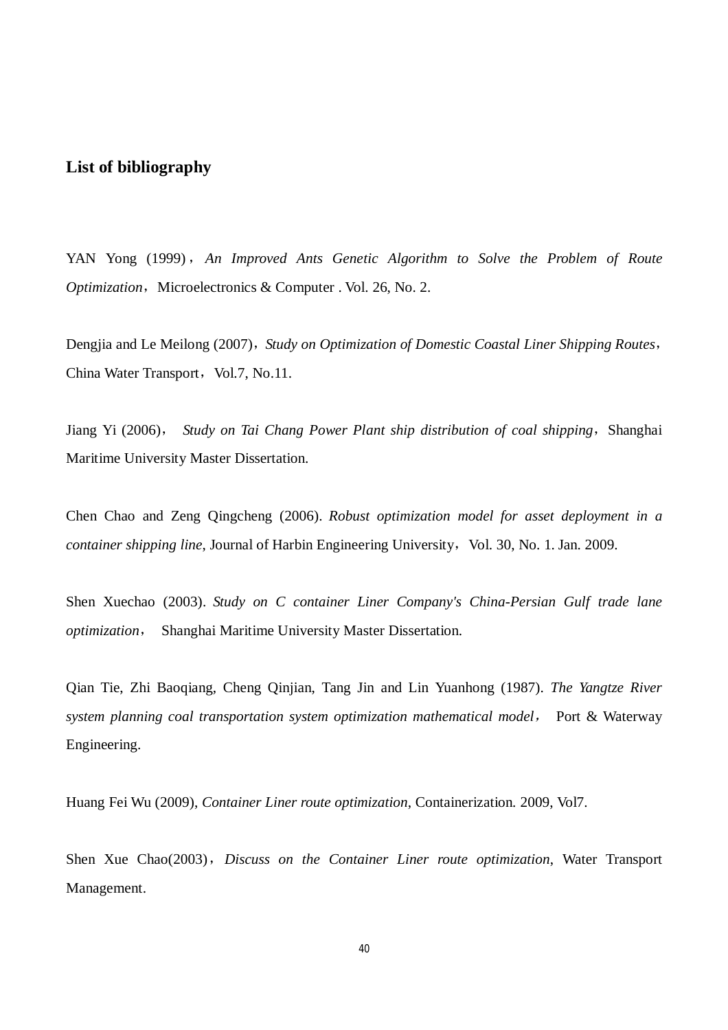## List of bibliography

YAN Yong (1999)，*An Improved Ants Genetic Algorithm to Solve the Problem of Route Optimization*，Microelectronics & Computer . Vol. 26, No. 2.

Dengjia and Le Meilong (2007)，*Study on Optimization of Domestic Coastal Liner Shipping Routes*，China Water Transport，Vol.7, No.11.

Jiang Yi (2006)， *Study on Tai Chang Power Plant ship distribution of coal shipping*，Shanghai Maritime University Master Dissertation.

Chen Chao and Zeng Qingcheng (2006). *Robust optimization model for asset deployment in a container shipping line*, Journal of Harbin Engineering University，Vol. 30, No. 1. Jan. 2009.

Shen Xuechao (2003). *Study on C container Liner Company's China-Persian Gulf trade lane optimization*， Shanghai Maritime University Master Dissertation.

Qian Tie, Zhi Baoqiang, Cheng Qinjian, Tang Jin and Lin Yuanhong (1987). *The Yangtze River system planning coal transportation system optimization mathematical model*， Port & Waterway Engineering.

Huang Fei Wu (2009), *Container Liner route optimization*, Containerization. 2009, Vol7.

Shen Xue Chao(2003)，*Discuss on the Container Liner route optimization*, Water Transport Management.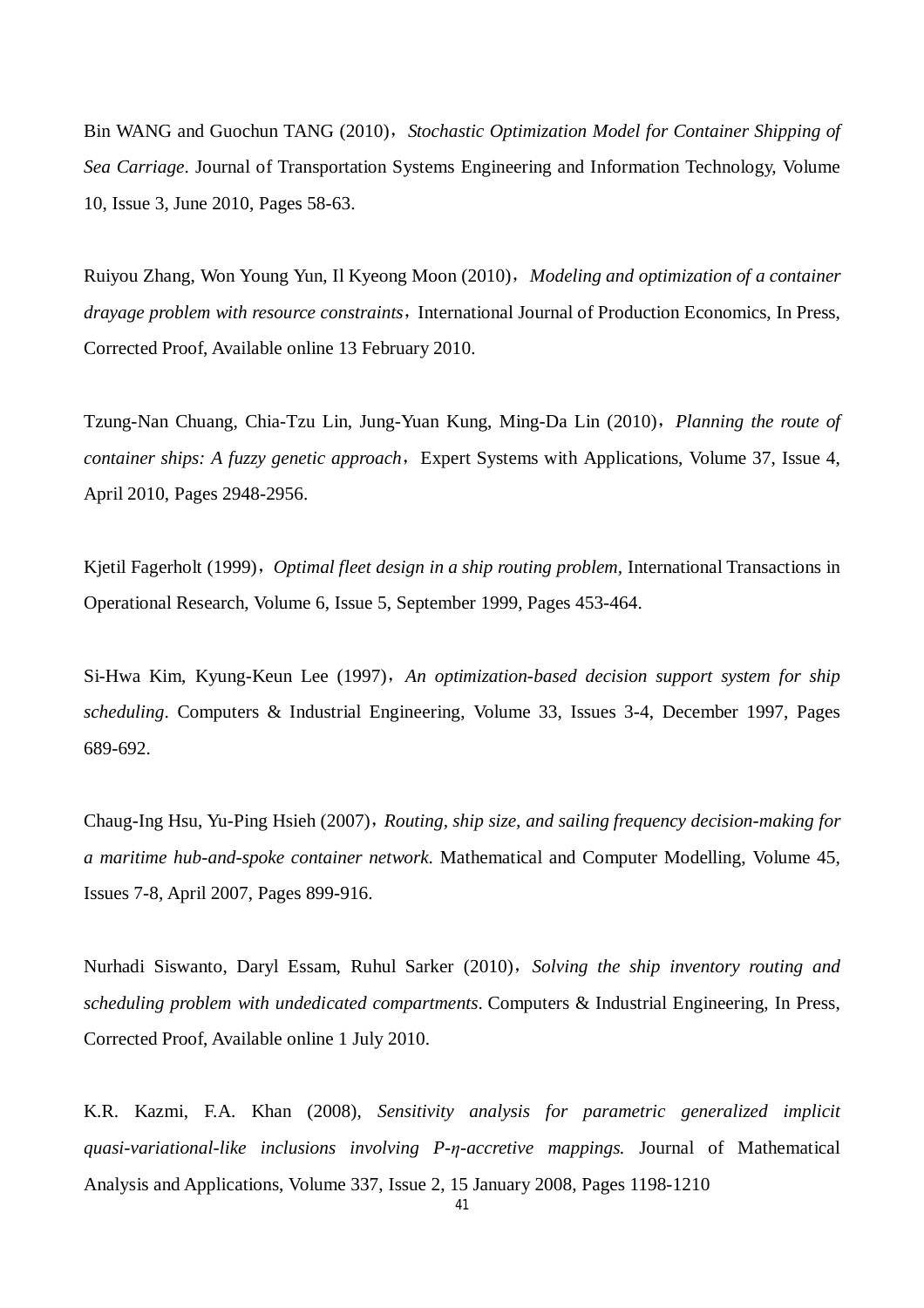Bin WANG and Guochun TANG (2010)，*Stochastic Optimization Model for Container Shipping of Sea Carriage*. Journal of Transportation Systems Engineering and Information Technology, Volume 10, Issue 3, June 2010, Pages 58-63.

Ruiyou Zhang, Won Young Yun, Il Kyeong Moon (2010)，*Modeling and optimization of a container drayage problem with resource constraints*，International Journal of Production Economics, In Press, Corrected Proof, Available online 13 February 2010.

Tzung-Nan Chuang, Chia-Tzu Lin, Jung-Yuan Kung, Ming-Da Lin (2010)，*Planning the route of container ships: A fuzzy genetic approach*，Expert Systems with Applications, Volume 37, Issue 4, April 2010, Pages 2948-2956.

Kjetil Fagerholt (1999)，*Optimal fleet design in a ship routing problem,* International Transactions in Operational Research, Volume 6, Issue 5, September 1999, Pages 453-464.

Si-Hwa Kim, Kyung-Keun Lee (1997)，*An optimization-based decision support system for ship scheduling*. Computers & Industrial Engineering, Volume 33, Issues 3-4, December 1997, Pages 689-692.

Chaug-Ing Hsu, Yu-Ping Hsieh (2007)，*Routing, ship size, and sailing frequency decision-making for a maritime hub-and-spoke container network*. Mathematical and Computer Modelling, Volume 45, Issues 7-8, April 2007, Pages 899-916.

Nurhadi Siswanto, Daryl Essam, Ruhul Sarker (2010)，*Solving the ship inventory routing and scheduling problem with undedicated compartments*. Computers & Industrial Engineering, In Press, Corrected Proof, Available online 1 July 2010.

K.R. Kazmi, F.A. Khan (2008), *Sensitivity analysis for parametric generalized implicit quasi-variational-like inclusions involving P-η-accretive mappings.* Journal of Mathematical Analysis and Applications, Volume 337, Issue 2, 15 January 2008, Pages 1198-1210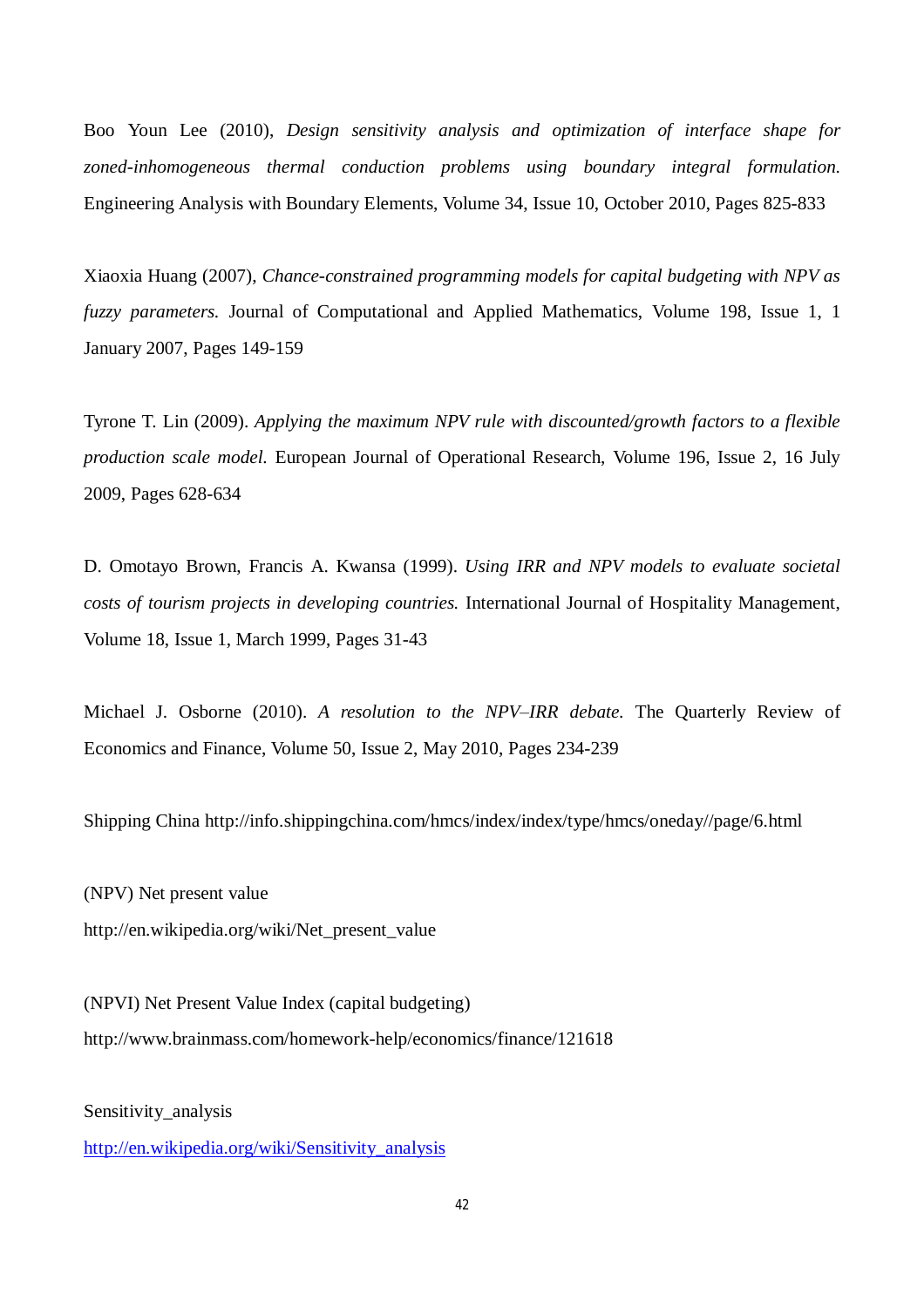Boo Youn Lee (2010), *Design sensitivity analysis and optimization of interface shape for zoned-inhomogeneous thermal conduction problems using boundary integral formulation.* Engineering Analysis with Boundary Elements, Volume 34, Issue 10, October 2010, Pages 825-833

Xiaoxia Huang (2007), *Chance-constrained programming models for capital budgeting with NPV as fuzzy parameters.* Journal of Computational and Applied Mathematics, Volume 198, Issue 1, 1 January 2007, Pages 149-159

Tyrone T. Lin (2009). *Applying the maximum NPV rule with discounted/growth factors to a flexible production scale model.* European Journal of Operational Research, Volume 196, Issue 2, 16 July 2009, Pages 628-634

D. Omotayo Brown, Francis A. Kwansa (1999). *Using IRR and NPV models to evaluate societal costs of tourism projects in developing countries.* International Journal of Hospitality Management, Volume 18, Issue 1, March 1999, Pages 31-43

Michael J. Osborne (2010). *A resolution to the NPV–IRR debate.* The Quarterly Review of Economics and Finance, Volume 50, Issue 2, May 2010, Pages 234-239

Shipping China http://info.shippingchina.com/hmcs/index/index/type/hmcs/oneday//page/6.html

(NPV) Net present value
http://en.wikipedia.org/wiki/Net_present_value

(NPVI) Net Present Value Index (capital budgeting)
http://www.brainmass.com/homework-help/economics/finance/121618

Sensitivity_analysis
http://en.wikipedia.org/wiki/Sensitivity_analysis